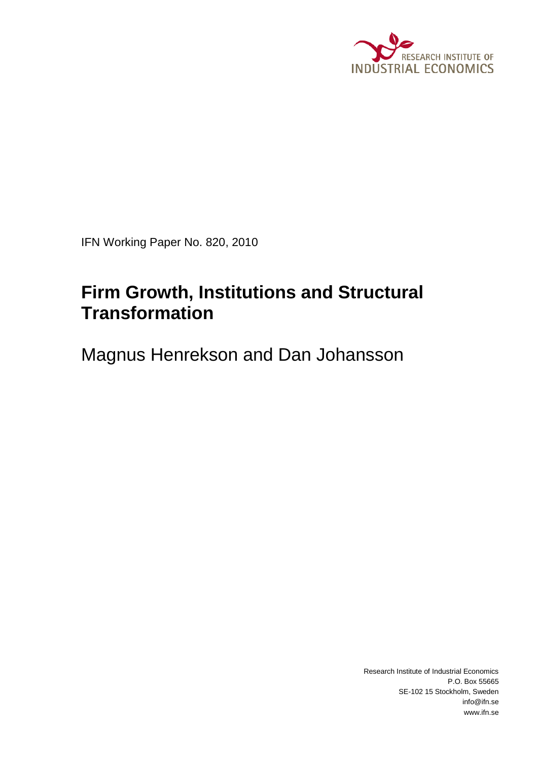RESEARCH INSTITUTE OF
INDUSTRIAL ECONOMICS

IFN Working Paper No. 820, 2010

# Firm Growth, Institutions and Structural Transformation

Magnus Henrekson and Dan Johansson

Research Institute of Industrial Economics
P.O. Box 55665
SE-102 15 Stockholm, Sweden
info@ifn.se
www.ifn.se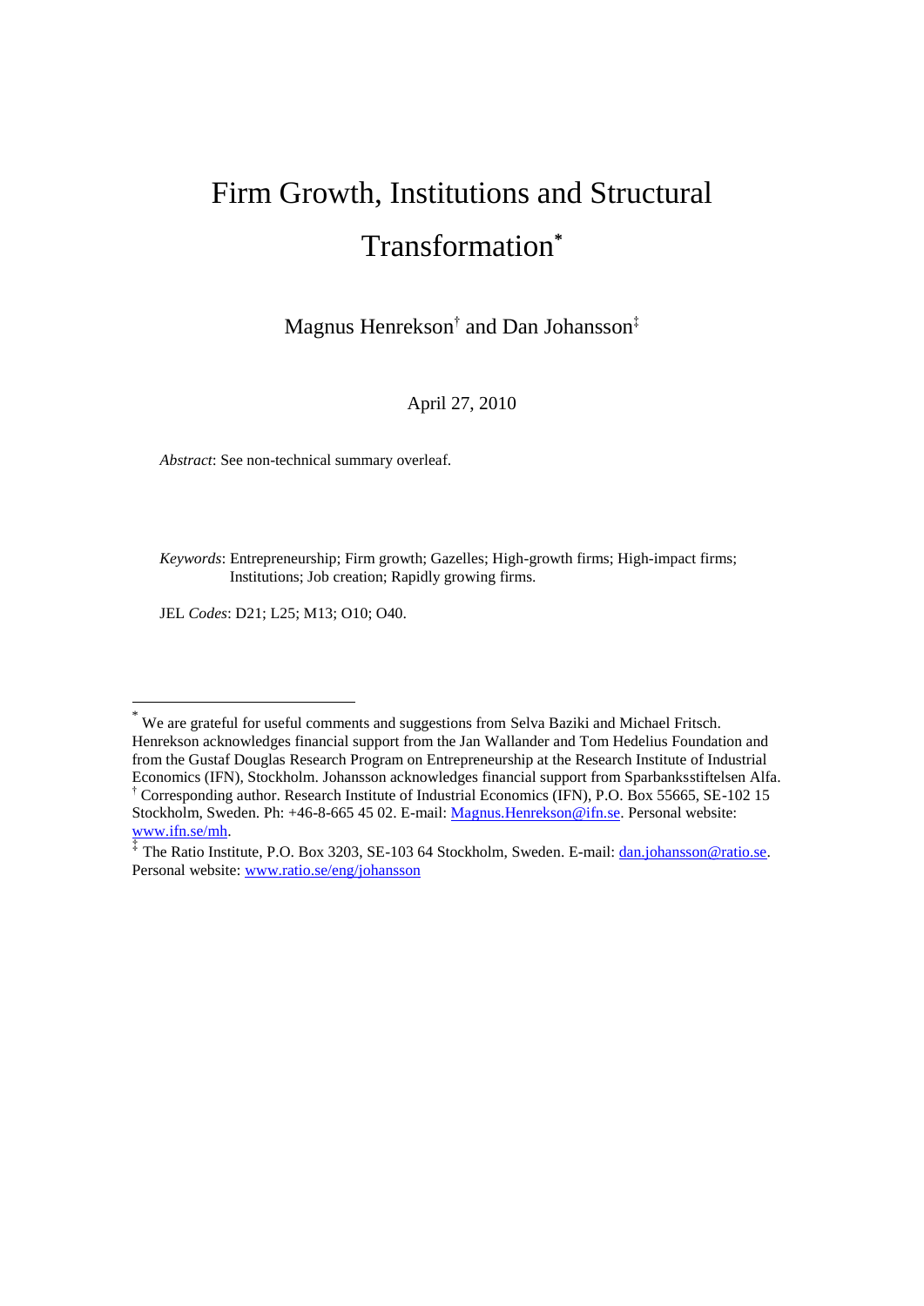# Firm Growth, Institutions and Structural Transformation*

Magnus Henrekson† and Dan Johansson‡

April 27, 2010

*Abstract*: See non-technical summary overleaf.

*Keywords*: Entrepreneurship; Firm growth; Gazelles; High-growth firms; High-impact firms; Institutions; Job creation; Rapidly growing firms.

JEL *Codes*: D21; L25; M13; O10; O40.

---

* We are grateful for useful comments and suggestions from Selva Baziki and Michael Fritsch. Henrekson acknowledges financial support from the Jan Wallander and Tom Hedelius Foundation and from the Gustaf Douglas Research Program on Entrepreneurship at the Research Institute of Industrial Economics (IFN), Stockholm. Johansson acknowledges financial support from Sparbanksstiftelsen Alfa.

† Corresponding author. Research Institute of Industrial Economics (IFN), P.O. Box 55665, SE-102 15 Stockholm, Sweden. Ph: +46-8-665 45 02. E-mail: Magnus.Henrekson@ifn.se. Personal website: www.ifn.se/mh.

‡ The Ratio Institute, P.O. Box 3203, SE-103 64 Stockholm, Sweden. E-mail: dan.johansson@ratio.se. Personal website: www.ratio.se/eng/johansson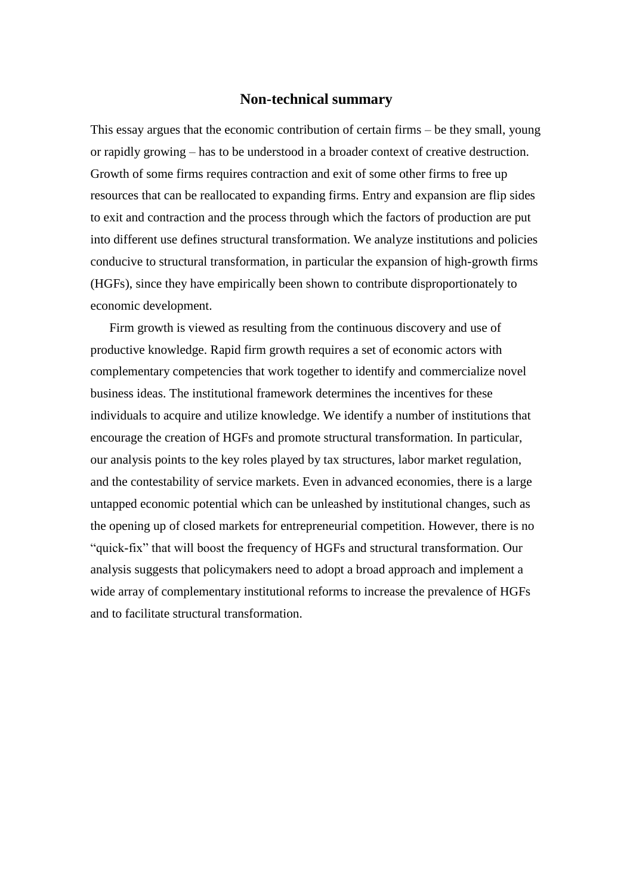## Non-technical summary

This essay argues that the economic contribution of certain firms – be they small, young or rapidly growing – has to be understood in a broader context of creative destruction. Growth of some firms requires contraction and exit of some other firms to free up resources that can be reallocated to expanding firms. Entry and expansion are flip sides to exit and contraction and the process through which the factors of production are put into different use defines structural transformation. We analyze institutions and policies conducive to structural transformation, in particular the expansion of high-growth firms (HGFs), since they have empirically been shown to contribute disproportionately to economic development.

Firm growth is viewed as resulting from the continuous discovery and use of productive knowledge. Rapid firm growth requires a set of economic actors with complementary competencies that work together to identify and commercialize novel business ideas. The institutional framework determines the incentives for these individuals to acquire and utilize knowledge. We identify a number of institutions that encourage the creation of HGFs and promote structural transformation. In particular, our analysis points to the key roles played by tax structures, labor market regulation, and the contestability of service markets. Even in advanced economies, there is a large untapped economic potential which can be unleashed by institutional changes, such as the opening up of closed markets for entrepreneurial competition. However, there is no "quick-fix" that will boost the frequency of HGFs and structural transformation. Our analysis suggests that policymakers need to adopt a broad approach and implement a wide array of complementary institutional reforms to increase the prevalence of HGFs and to facilitate structural transformation.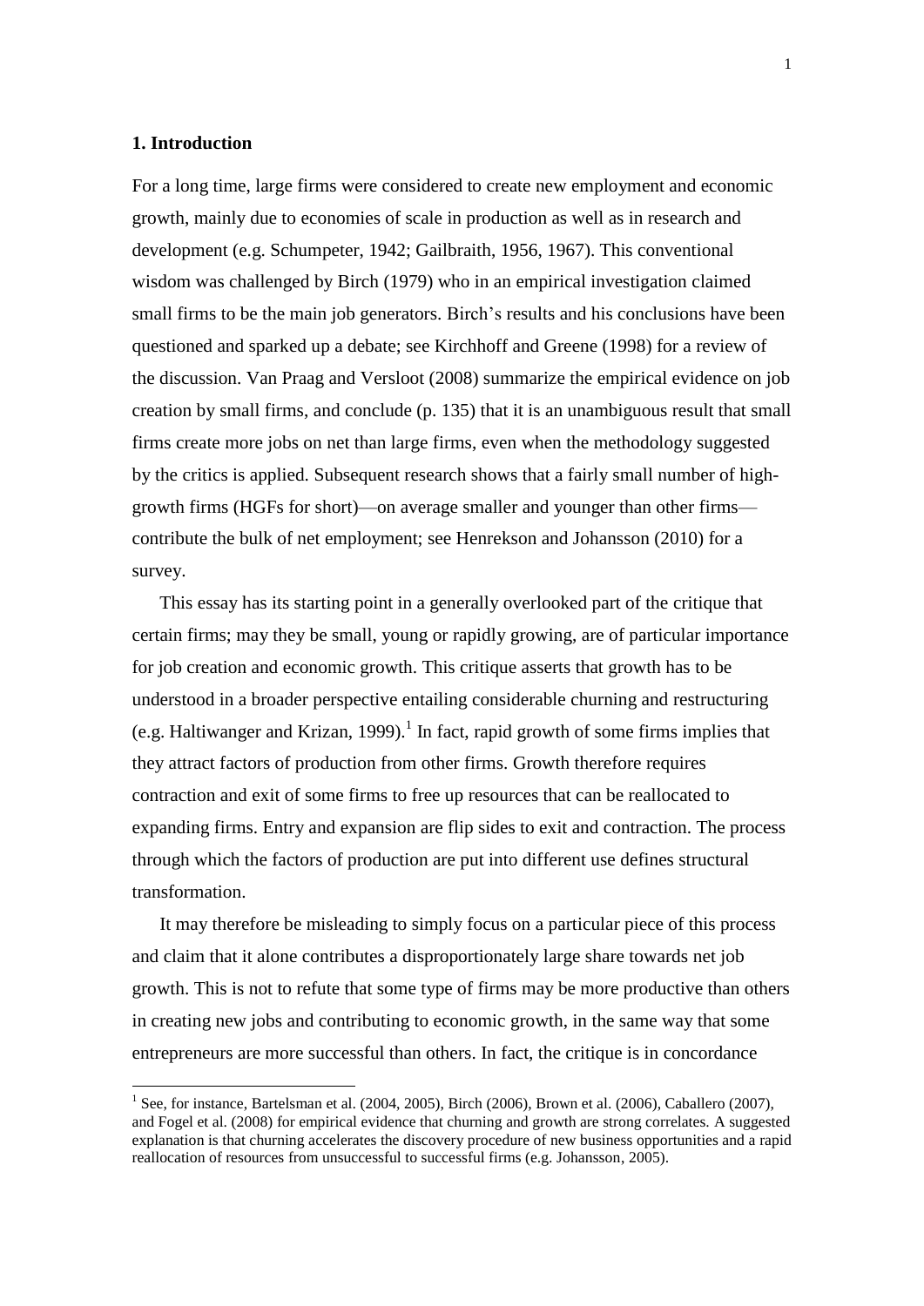## 1. Introduction

For a long time, large firms were considered to create new employment and economic growth, mainly due to economies of scale in production as well as in research and development (e.g. Schumpeter, 1942; Gailbraith, 1956, 1967). This conventional wisdom was challenged by Birch (1979) who in an empirical investigation claimed small firms to be the main job generators. Birch's results and his conclusions have been questioned and sparked up a debate; see Kirchhoff and Greene (1998) for a review of the discussion. Van Praag and Versloot (2008) summarize the empirical evidence on job creation by small firms, and conclude (p. 135) that it is an unambiguous result that small firms create more jobs on net than large firms, even when the methodology suggested by the critics is applied. Subsequent research shows that a fairly small number of high-growth firms (HGFs for short)—on average smaller and younger than other firms—contribute the bulk of net employment; see Henrekson and Johansson (2010) for a survey.

This essay has its starting point in a generally overlooked part of the critique that certain firms; may they be small, young or rapidly growing, are of particular importance for job creation and economic growth. This critique asserts that growth has to be understood in a broader perspective entailing considerable churning and restructuring (e.g. Haltiwanger and Krizan, 1999).[1] In fact, rapid growth of some firms implies that they attract factors of production from other firms. Growth therefore requires contraction and exit of some firms to free up resources that can be reallocated to expanding firms. Entry and expansion are flip sides to exit and contraction. The process through which the factors of production are put into different use defines structural transformation.

It may therefore be misleading to simply focus on a particular piece of this process and claim that it alone contributes a disproportionately large share towards net job growth. This is not to refute that some type of firms may be more productive than others in creating new jobs and contributing to economic growth, in the same way that some entrepreneurs are more successful than others. In fact, the critique is in concordance

[1] See, for instance, Bartelsman et al. (2004, 2005), Birch (2006), Brown et al. (2006), Caballero (2007), and Fogel et al. (2008) for empirical evidence that churning and growth are strong correlates. A suggested explanation is that churning accelerates the discovery procedure of new business opportunities and a rapid reallocation of resources from unsuccessful to successful firms (e.g. Johansson, 2005).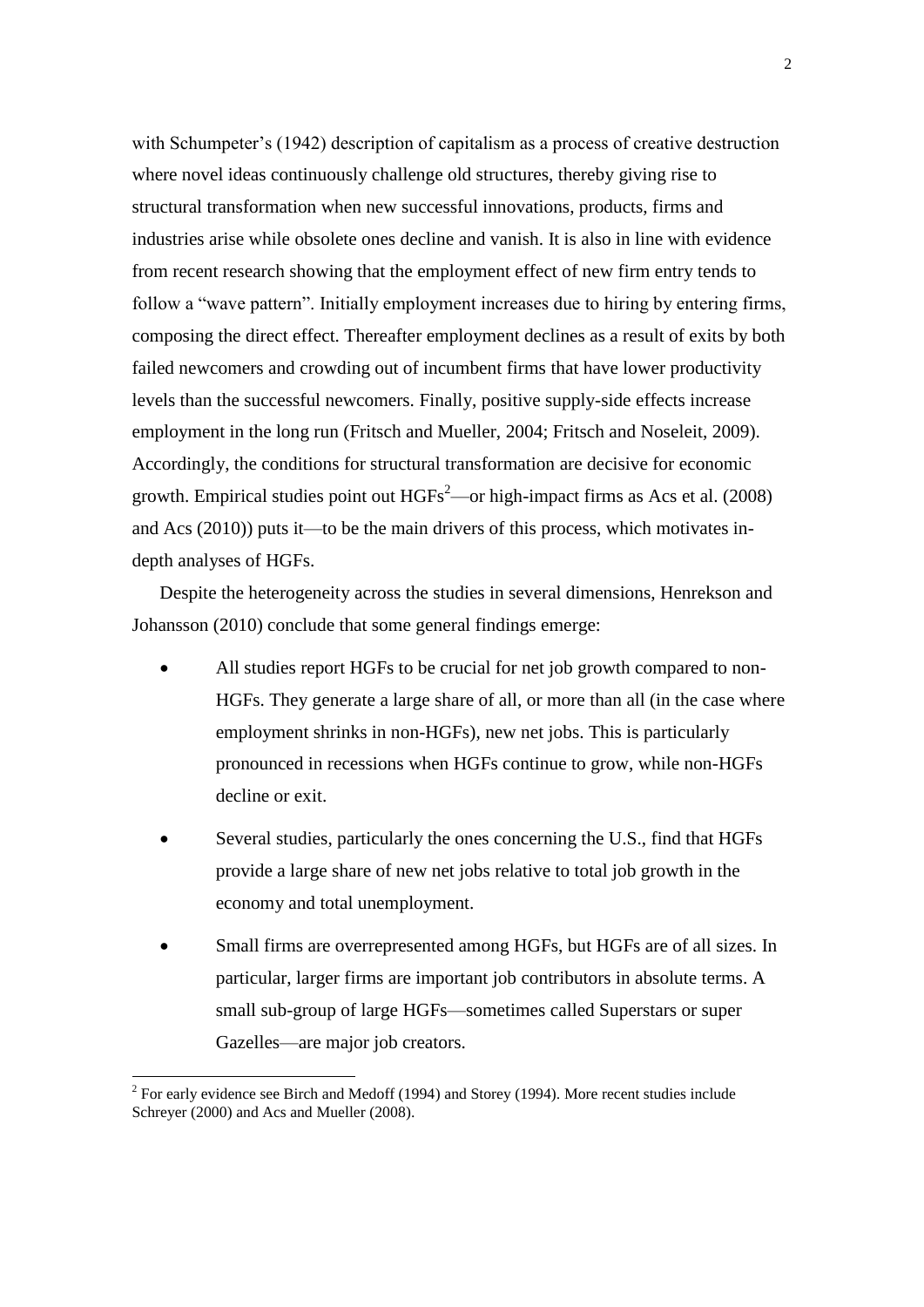with Schumpeter's (1942) description of capitalism as a process of creative destruction where novel ideas continuously challenge old structures, thereby giving rise to structural transformation when new successful innovations, products, firms and industries arise while obsolete ones decline and vanish. It is also in line with evidence from recent research showing that the employment effect of new firm entry tends to follow a "wave pattern". Initially employment increases due to hiring by entering firms, composing the direct effect. Thereafter employment declines as a result of exits by both failed newcomers and crowding out of incumbent firms that have lower productivity levels than the successful newcomers. Finally, positive supply-side effects increase employment in the long run (Fritsch and Mueller, 2004; Fritsch and Noseleit, 2009). Accordingly, the conditions for structural transformation are decisive for economic growth. Empirical studies point out HGFs[2]—or high-impact firms as Acs et al. (2008) and Acs (2010)) puts it—to be the main drivers of this process, which motivates in-depth analyses of HGFs.

Despite the heterogeneity across the studies in several dimensions, Henrekson and Johansson (2010) conclude that some general findings emerge:

- All studies report HGFs to be crucial for net job growth compared to non-HGFs. They generate a large share of all, or more than all (in the case where employment shrinks in non-HGFs), new net jobs. This is particularly pronounced in recessions when HGFs continue to grow, while non-HGFs decline or exit.
- Several studies, particularly the ones concerning the U.S., find that HGFs provide a large share of new net jobs relative to total job growth in the economy and total unemployment.
- Small firms are overrepresented among HGFs, but HGFs are of all sizes. In particular, larger firms are important job contributors in absolute terms. A small sub-group of large HGFs—sometimes called Superstars or super Gazelles—are major job creators.

[2] For early evidence see Birch and Medoff (1994) and Storey (1994). More recent studies include Schreyer (2000) and Acs and Mueller (2008).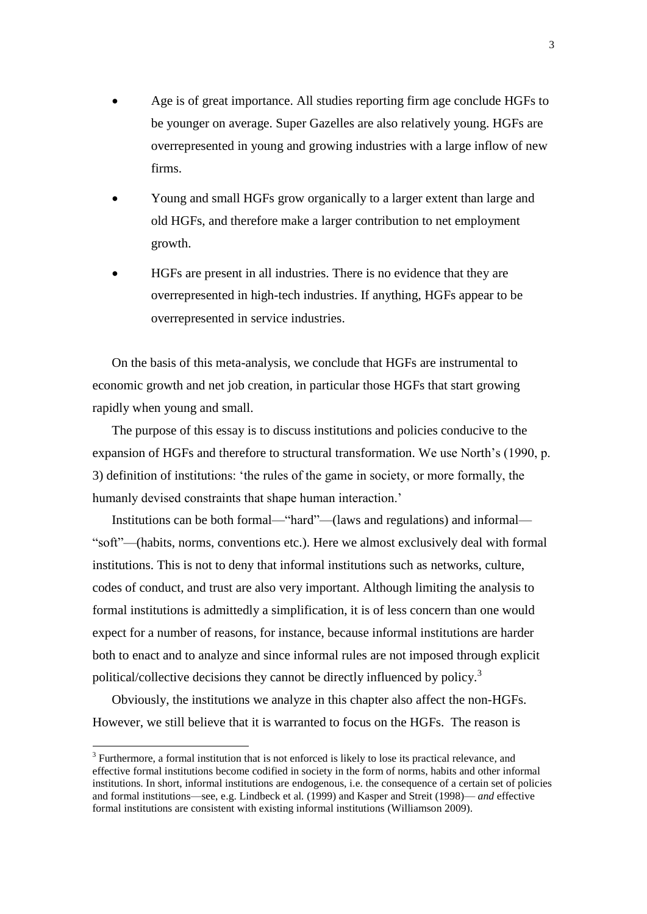- Age is of great importance. All studies reporting firm age conclude HGFs to be younger on average. Super Gazelles are also relatively young. HGFs are overrepresented in young and growing industries with a large inflow of new firms.
- Young and small HGFs grow organically to a larger extent than large and old HGFs, and therefore make a larger contribution to net employment growth.
- HGFs are present in all industries. There is no evidence that they are overrepresented in high-tech industries. If anything, HGFs appear to be overrepresented in service industries.

On the basis of this meta-analysis, we conclude that HGFs are instrumental to economic growth and net job creation, in particular those HGFs that start growing rapidly when young and small.

The purpose of this essay is to discuss institutions and policies conducive to the expansion of HGFs and therefore to structural transformation. We use North's (1990, p. 3) definition of institutions: 'the rules of the game in society, or more formally, the humanly devised constraints that shape human interaction.'

Institutions can be both formal—"hard"—(laws and regulations) and informal—"soft"—(habits, norms, conventions etc.). Here we almost exclusively deal with formal institutions. This is not to deny that informal institutions such as networks, culture, codes of conduct, and trust are also very important. Although limiting the analysis to formal institutions is admittedly a simplification, it is of less concern than one would expect for a number of reasons, for instance, because informal institutions are harder both to enact and to analyze and since informal rules are not imposed through explicit political/collective decisions they cannot be directly influenced by policy.[3]

Obviously, the institutions we analyze in this chapter also affect the non-HGFs. However, we still believe that it is warranted to focus on the HGFs. The reason is

[3] Furthermore, a formal institution that is not enforced is likely to lose its practical relevance, and effective formal institutions become codified in society in the form of norms, habits and other informal institutions. In short, informal institutions are endogenous, i.e. the consequence of a certain set of policies and formal institutions—see, e.g. Lindbeck et al. (1999) and Kasper and Streit (1998)— *and* effective formal institutions are consistent with existing informal institutions (Williamson 2009).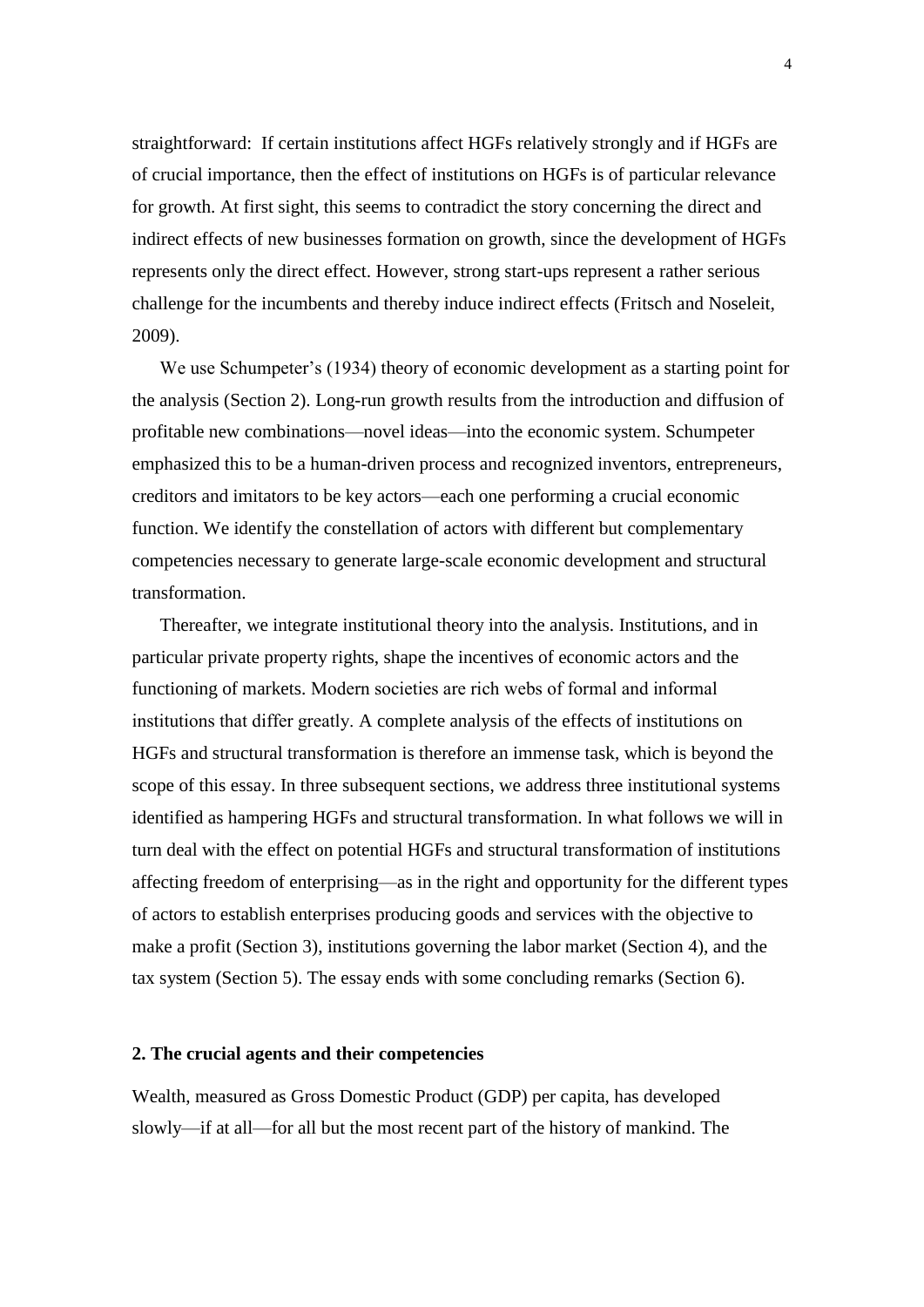straightforward: If certain institutions affect HGFs relatively strongly and if HGFs are of crucial importance, then the effect of institutions on HGFs is of particular relevance for growth. At first sight, this seems to contradict the story concerning the direct and indirect effects of new businesses formation on growth, since the development of HGFs represents only the direct effect. However, strong start-ups represent a rather serious challenge for the incumbents and thereby induce indirect effects (Fritsch and Noseleit, 2009).

We use Schumpeter's (1934) theory of economic development as a starting point for the analysis (Section 2). Long-run growth results from the introduction and diffusion of profitable new combinations—novel ideas—into the economic system. Schumpeter emphasized this to be a human-driven process and recognized inventors, entrepreneurs, creditors and imitators to be key actors—each one performing a crucial economic function. We identify the constellation of actors with different but complementary competencies necessary to generate large-scale economic development and structural transformation.

Thereafter, we integrate institutional theory into the analysis. Institutions, and in particular private property rights, shape the incentives of economic actors and the functioning of markets. Modern societies are rich webs of formal and informal institutions that differ greatly. A complete analysis of the effects of institutions on HGFs and structural transformation is therefore an immense task, which is beyond the scope of this essay. In three subsequent sections, we address three institutional systems identified as hampering HGFs and structural transformation. In what follows we will in turn deal with the effect on potential HGFs and structural transformation of institutions affecting freedom of enterprising—as in the right and opportunity for the different types of actors to establish enterprises producing goods and services with the objective to make a profit (Section 3), institutions governing the labor market (Section 4), and the tax system (Section 5). The essay ends with some concluding remarks (Section 6).

## 2. The crucial agents and their competencies

Wealth, measured as Gross Domestic Product (GDP) per capita, has developed slowly—if at all—for all but the most recent part of the history of mankind. The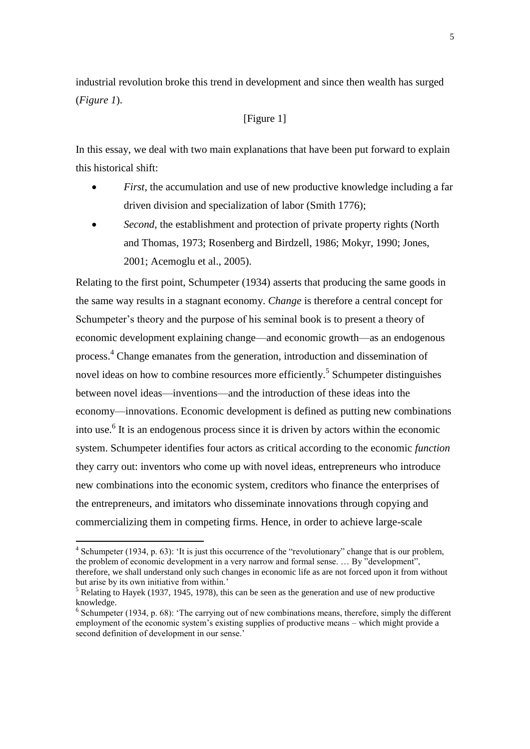industrial revolution broke this trend in development and since then wealth has surged (*Figure 1*).

[Figure 1]

In this essay, we deal with two main explanations that have been put forward to explain this historical shift:

- *First*, the accumulation and use of new productive knowledge including a far driven division and specialization of labor (Smith 1776);
- *Second*, the establishment and protection of private property rights (North and Thomas, 1973; Rosenberg and Birdzell, 1986; Mokyr, 1990; Jones, 2001; Acemoglu et al., 2005).

Relating to the first point, Schumpeter (1934) asserts that producing the same goods in the same way results in a stagnant economy. *Change* is therefore a central concept for Schumpeter's theory and the purpose of his seminal book is to present a theory of economic development explaining change—and economic growth—as an endogenous process.[4] Change emanates from the generation, introduction and dissemination of novel ideas on how to combine resources more efficiently.[5] Schumpeter distinguishes between novel ideas—inventions—and the introduction of these ideas into the economy—innovations. Economic development is defined as putting new combinations into use.[6] It is an endogenous process since it is driven by actors within the economic system. Schumpeter identifies four actors as critical according to the economic *function* they carry out: inventors who come up with novel ideas, entrepreneurs who introduce new combinations into the economic system, creditors who finance the enterprises of the entrepreneurs, and imitators who disseminate innovations through copying and commercializing them in competing firms. Hence, in order to achieve large-scale

---

[4] Schumpeter (1934, p. 63): 'It is just this occurrence of the "revolutionary" change that is our problem, the problem of economic development in a very narrow and formal sense. … By "development", therefore, we shall understand only such changes in economic life as are not forced upon it from without but arise by its own initiative from within.'

[5] Relating to Hayek (1937, 1945, 1978), this can be seen as the generation and use of new productive knowledge.

[6] Schumpeter (1934, p. 68): 'The carrying out of new combinations means, therefore, simply the different employment of the economic system's existing supplies of productive means – which might provide a second definition of development in our sense.'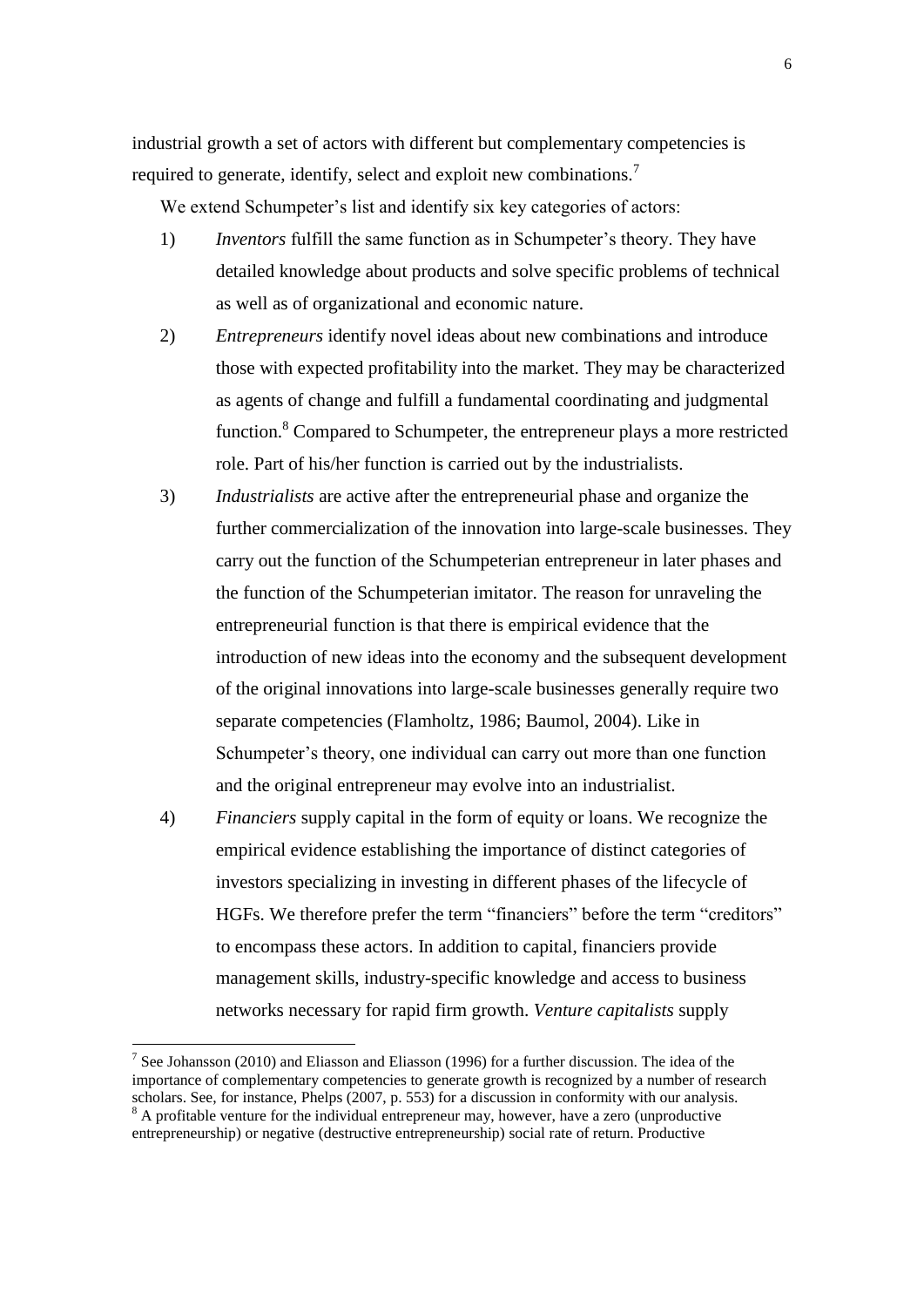industrial growth a set of actors with different but complementary competencies is required to generate, identify, select and exploit new combinations.[7]

We extend Schumpeter's list and identify six key categories of actors:

1) *Inventors* fulfill the same function as in Schumpeter's theory. They have detailed knowledge about products and solve specific problems of technical as well as of organizational and economic nature.

2) *Entrepreneurs* identify novel ideas about new combinations and introduce those with expected profitability into the market. They may be characterized as agents of change and fulfill a fundamental coordinating and judgmental function.[8] Compared to Schumpeter, the entrepreneur plays a more restricted role. Part of his/her function is carried out by the industrialists.

3) *Industrialists* are active after the entrepreneurial phase and organize the further commercialization of the innovation into large-scale businesses. They carry out the function of the Schumpeterian entrepreneur in later phases and the function of the Schumpeterian imitator. The reason for unraveling the entrepreneurial function is that there is empirical evidence that the introduction of new ideas into the economy and the subsequent development of the original innovations into large-scale businesses generally require two separate competencies (Flamholtz, 1986; Baumol, 2004). Like in Schumpeter's theory, one individual can carry out more than one function and the original entrepreneur may evolve into an industrialist.

4) *Financiers* supply capital in the form of equity or loans. We recognize the empirical evidence establishing the importance of distinct categories of investors specializing in investing in different phases of the lifecycle of HGFs. We therefore prefer the term "financiers" before the term "creditors" to encompass these actors. In addition to capital, financiers provide management skills, industry-specific knowledge and access to business networks necessary for rapid firm growth. *Venture capitalists* supply

---

[7] See Johansson (2010) and Eliasson and Eliasson (1996) for a further discussion. The idea of the importance of complementary competencies to generate growth is recognized by a number of research scholars. See, for instance, Phelps (2007, p. 553) for a discussion in conformity with our analysis.

[8] A profitable venture for the individual entrepreneur may, however, have a zero (unproductive entrepreneurship) or negative (destructive entrepreneurship) social rate of return. Productive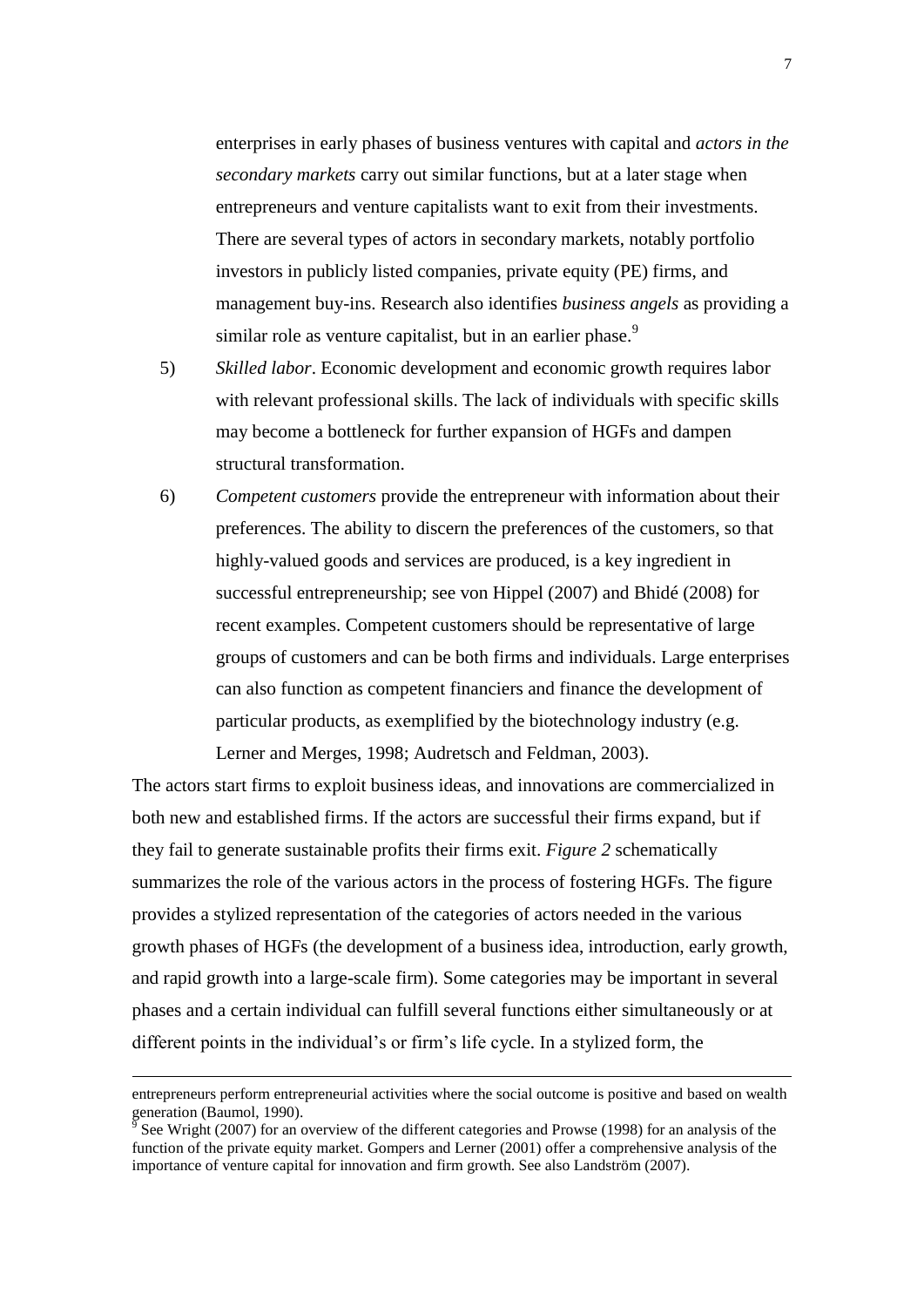enterprises in early phases of business ventures with capital and *actors in the secondary markets* carry out similar functions, but at a later stage when entrepreneurs and venture capitalists want to exit from their investments. There are several types of actors in secondary markets, notably portfolio investors in publicly listed companies, private equity (PE) firms, and management buy-ins. Research also identifies *business angels* as providing a similar role as venture capitalist, but in an earlier phase.[9]

5) *Skilled labor*. Economic development and economic growth requires labor with relevant professional skills. The lack of individuals with specific skills may become a bottleneck for further expansion of HGFs and dampen structural transformation.

6) *Competent customers* provide the entrepreneur with information about their preferences. The ability to discern the preferences of the customers, so that highly-valued goods and services are produced, is a key ingredient in successful entrepreneurship; see von Hippel (2007) and Bhidé (2008) for recent examples. Competent customers should be representative of large groups of customers and can be both firms and individuals. Large enterprises can also function as competent financiers and finance the development of particular products, as exemplified by the biotechnology industry (e.g. Lerner and Merges, 1998; Audretsch and Feldman, 2003).

The actors start firms to exploit business ideas, and innovations are commercialized in both new and established firms. If the actors are successful their firms expand, but if they fail to generate sustainable profits their firms exit. *Figure 2* schematically summarizes the role of the various actors in the process of fostering HGFs. The figure provides a stylized representation of the categories of actors needed in the various growth phases of HGFs (the development of a business idea, introduction, early growth, and rapid growth into a large-scale firm). Some categories may be important in several phases and a certain individual can fulfill several functions either simultaneously or at different points in the individual's or firm's life cycle. In a stylized form, the

---

entrepreneurs perform entrepreneurial activities where the social outcome is positive and based on wealth generation (Baumol, 1990).

[9] See Wright (2007) for an overview of the different categories and Prowse (1998) for an analysis of the function of the private equity market. Gompers and Lerner (2001) offer a comprehensive analysis of the importance of venture capital for innovation and firm growth. See also Landström (2007).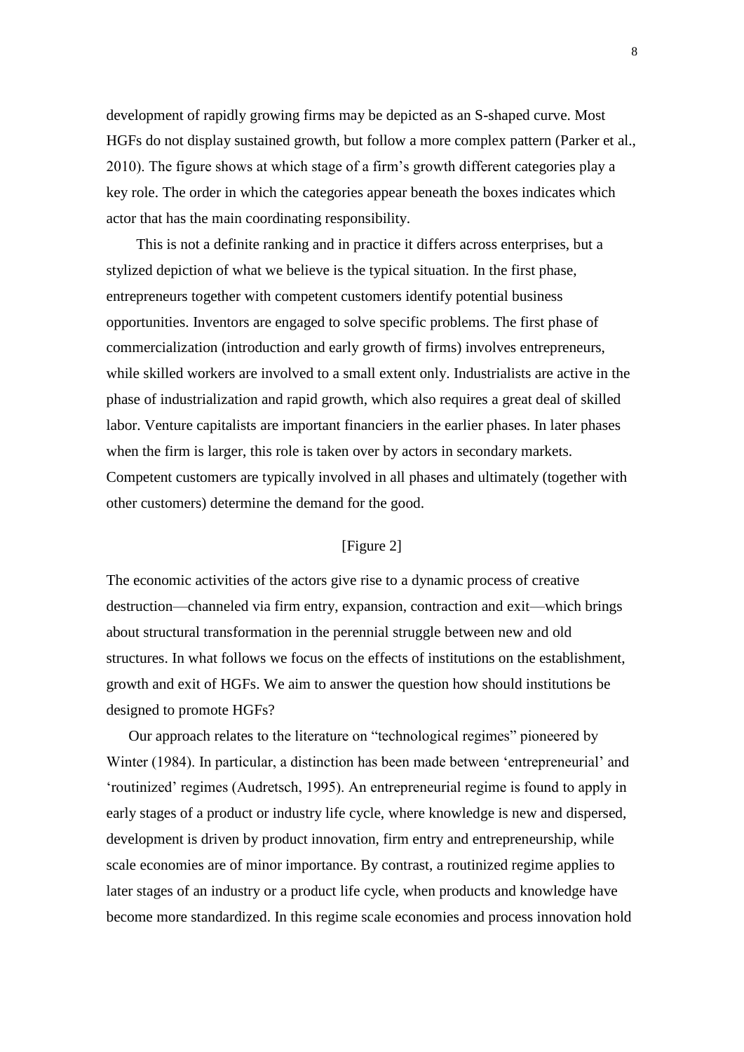development of rapidly growing firms may be depicted as an S-shaped curve. Most HGFs do not display sustained growth, but follow a more complex pattern (Parker et al., 2010). The figure shows at which stage of a firm's growth different categories play a key role. The order in which the categories appear beneath the boxes indicates which actor that has the main coordinating responsibility.

This is not a definite ranking and in practice it differs across enterprises, but a stylized depiction of what we believe is the typical situation. In the first phase, entrepreneurs together with competent customers identify potential business opportunities. Inventors are engaged to solve specific problems. The first phase of commercialization (introduction and early growth of firms) involves entrepreneurs, while skilled workers are involved to a small extent only. Industrialists are active in the phase of industrialization and rapid growth, which also requires a great deal of skilled labor. Venture capitalists are important financiers in the earlier phases. In later phases when the firm is larger, this role is taken over by actors in secondary markets. Competent customers are typically involved in all phases and ultimately (together with other customers) determine the demand for the good.

[Figure 2]

The economic activities of the actors give rise to a dynamic process of creative destruction—channeled via firm entry, expansion, contraction and exit—which brings about structural transformation in the perennial struggle between new and old structures. In what follows we focus on the effects of institutions on the establishment, growth and exit of HGFs. We aim to answer the question how should institutions be designed to promote HGFs?

Our approach relates to the literature on "technological regimes" pioneered by Winter (1984). In particular, a distinction has been made between 'entrepreneurial' and 'routinized' regimes (Audretsch, 1995). An entrepreneurial regime is found to apply in early stages of a product or industry life cycle, where knowledge is new and dispersed, development is driven by product innovation, firm entry and entrepreneurship, while scale economies are of minor importance. By contrast, a routinized regime applies to later stages of an industry or a product life cycle, when products and knowledge have become more standardized. In this regime scale economies and process innovation hold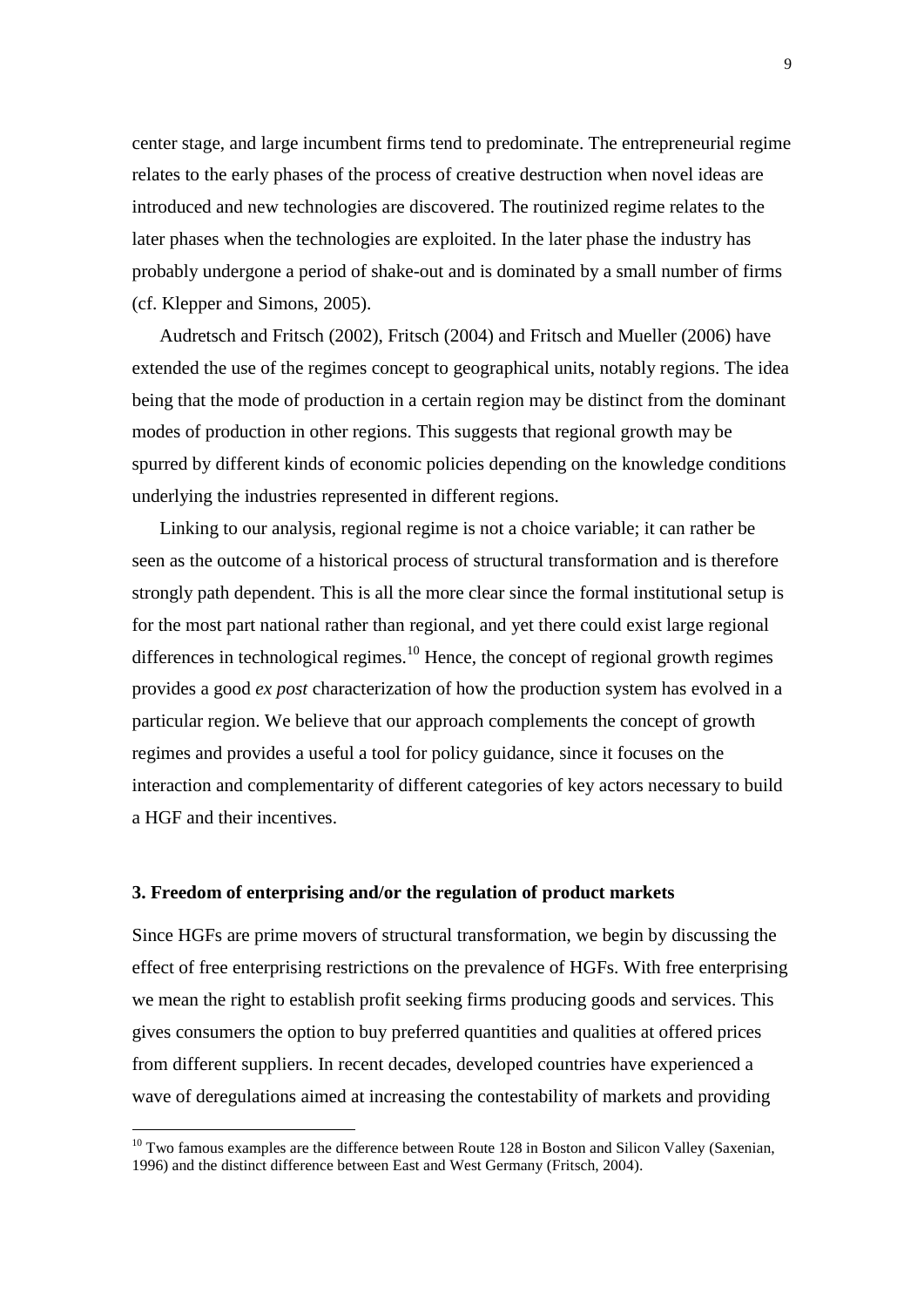center stage, and large incumbent firms tend to predominate. The entrepreneurial regime relates to the early phases of the process of creative destruction when novel ideas are introduced and new technologies are discovered. The routinized regime relates to the later phases when the technologies are exploited. In the later phase the industry has probably undergone a period of shake-out and is dominated by a small number of firms (cf. Klepper and Simons, 2005).

Audretsch and Fritsch (2002), Fritsch (2004) and Fritsch and Mueller (2006) have extended the use of the regimes concept to geographical units, notably regions. The idea being that the mode of production in a certain region may be distinct from the dominant modes of production in other regions. This suggests that regional growth may be spurred by different kinds of economic policies depending on the knowledge conditions underlying the industries represented in different regions.

Linking to our analysis, regional regime is not a choice variable; it can rather be seen as the outcome of a historical process of structural transformation and is therefore strongly path dependent. This is all the more clear since the formal institutional setup is for the most part national rather than regional, and yet there could exist large regional differences in technological regimes.[10] Hence, the concept of regional growth regimes provides a good *ex post* characterization of how the production system has evolved in a particular region. We believe that our approach complements the concept of growth regimes and provides a useful a tool for policy guidance, since it focuses on the interaction and complementarity of different categories of key actors necessary to build a HGF and their incentives.

### 3. Freedom of enterprising and/or the regulation of product markets

Since HGFs are prime movers of structural transformation, we begin by discussing the effect of free enterprising restrictions on the prevalence of HGFs. With free enterprising we mean the right to establish profit seeking firms producing goods and services. This gives consumers the option to buy preferred quantities and qualities at offered prices from different suppliers. In recent decades, developed countries have experienced a wave of deregulations aimed at increasing the contestability of markets and providing

[10] Two famous examples are the difference between Route 128 in Boston and Silicon Valley (Saxenian, 1996) and the distinct difference between East and West Germany (Fritsch, 2004).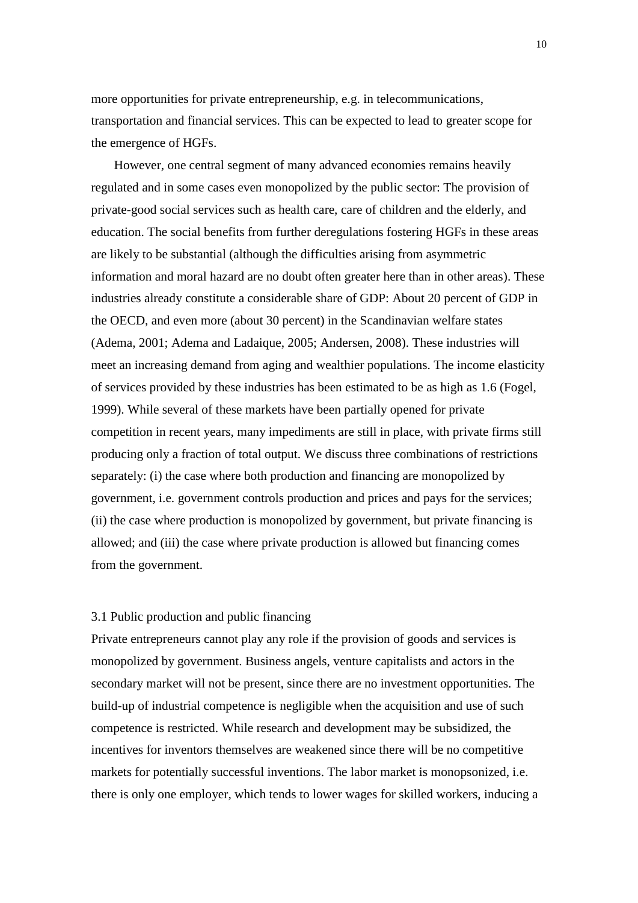more opportunities for private entrepreneurship, e.g. in telecommunications, transportation and financial services. This can be expected to lead to greater scope for the emergence of HGFs.

However, one central segment of many advanced economies remains heavily regulated and in some cases even monopolized by the public sector: The provision of private-good social services such as health care, care of children and the elderly, and education. The social benefits from further deregulations fostering HGFs in these areas are likely to be substantial (although the difficulties arising from asymmetric information and moral hazard are no doubt often greater here than in other areas). These industries already constitute a considerable share of GDP: About 20 percent of GDP in the OECD, and even more (about 30 percent) in the Scandinavian welfare states (Adema, 2001; Adema and Ladaique, 2005; Andersen, 2008). These industries will meet an increasing demand from aging and wealthier populations. The income elasticity of services provided by these industries has been estimated to be as high as 1.6 (Fogel, 1999). While several of these markets have been partially opened for private competition in recent years, many impediments are still in place, with private firms still producing only a fraction of total output. We discuss three combinations of restrictions separately: (i) the case where both production and financing are monopolized by government, i.e. government controls production and prices and pays for the services; (ii) the case where production is monopolized by government, but private financing is allowed; and (iii) the case where private production is allowed but financing comes from the government.

### 3.1 Public production and public financing

Private entrepreneurs cannot play any role if the provision of goods and services is monopolized by government. Business angels, venture capitalists and actors in the secondary market will not be present, since there are no investment opportunities. The build-up of industrial competence is negligible when the acquisition and use of such competence is restricted. While research and development may be subsidized, the incentives for inventors themselves are weakened since there will be no competitive markets for potentially successful inventions. The labor market is monopsonized, i.e. there is only one employer, which tends to lower wages for skilled workers, inducing a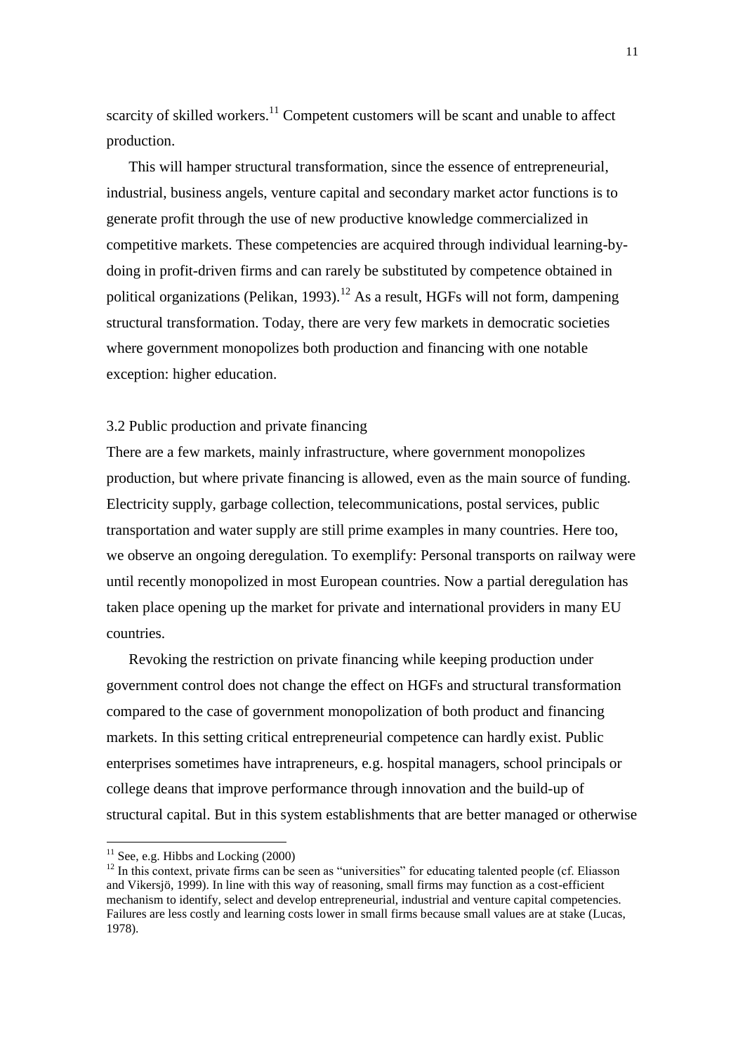scarcity of skilled workers.[11] Competent customers will be scant and unable to affect production.

This will hamper structural transformation, since the essence of entrepreneurial, industrial, business angels, venture capital and secondary market actor functions is to generate profit through the use of new productive knowledge commercialized in competitive markets. These competencies are acquired through individual learning-by-doing in profit-driven firms and can rarely be substituted by competence obtained in political organizations (Pelikan, 1993).[12] As a result, HGFs will not form, dampening structural transformation. Today, there are very few markets in democratic societies where government monopolizes both production and financing with one notable exception: higher education.

### 3.2 Public production and private financing

There are a few markets, mainly infrastructure, where government monopolizes production, but where private financing is allowed, even as the main source of funding. Electricity supply, garbage collection, telecommunications, postal services, public transportation and water supply are still prime examples in many countries. Here too, we observe an ongoing deregulation. To exemplify: Personal transports on railway were until recently monopolized in most European countries. Now a partial deregulation has taken place opening up the market for private and international providers in many EU countries.

Revoking the restriction on private financing while keeping production under government control does not change the effect on HGFs and structural transformation compared to the case of government monopolization of both product and financing markets. In this setting critical entrepreneurial competence can hardly exist. Public enterprises sometimes have intrapreneurs, e.g. hospital managers, school principals or college deans that improve performance through innovation and the build-up of structural capital. But in this system establishments that are better managed or otherwise

---

[11] See, e.g. Hibbs and Locking (2000)

[12] In this context, private firms can be seen as "universities" for educating talented people (cf. Eliasson and Vikersjö, 1999). In line with this way of reasoning, small firms may function as a cost-efficient mechanism to identify, select and develop entrepreneurial, industrial and venture capital competencies. Failures are less costly and learning costs lower in small firms because small values are at stake (Lucas, 1978).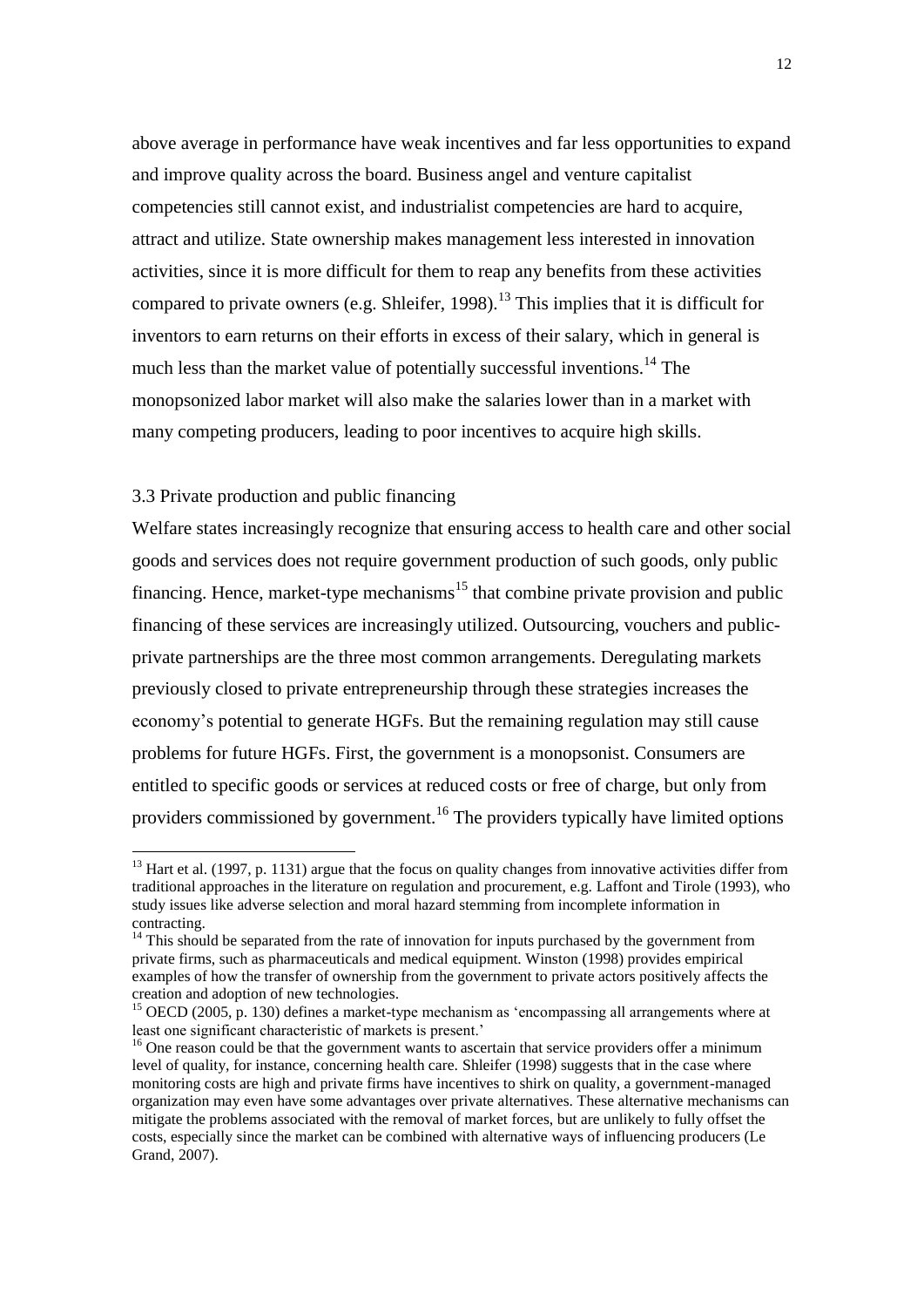above average in performance have weak incentives and far less opportunities to expand and improve quality across the board. Business angel and venture capitalist competencies still cannot exist, and industrialist competencies are hard to acquire, attract and utilize. State ownership makes management less interested in innovation activities, since it is more difficult for them to reap any benefits from these activities compared to private owners (e.g. Shleifer, 1998).[13] This implies that it is difficult for inventors to earn returns on their efforts in excess of their salary, which in general is much less than the market value of potentially successful inventions.[14] The monopsonized labor market will also make the salaries lower than in a market with many competing producers, leading to poor incentives to acquire high skills.

### 3.3 Private production and public financing

Welfare states increasingly recognize that ensuring access to health care and other social goods and services does not require government production of such goods, only public financing. Hence, market-type mechanisms[15] that combine private provision and public financing of these services are increasingly utilized. Outsourcing, vouchers and public-private partnerships are the three most common arrangements. Deregulating markets previously closed to private entrepreneurship through these strategies increases the economy's potential to generate HGFs. But the remaining regulation may still cause problems for future HGFs. First, the government is a monopsonist. Consumers are entitled to specific goods or services at reduced costs or free of charge, but only from providers commissioned by government.[16] The providers typically have limited options

---

[13] Hart et al. (1997, p. 1131) argue that the focus on quality changes from innovative activities differ from traditional approaches in the literature on regulation and procurement, e.g. Laffont and Tirole (1993), who study issues like adverse selection and moral hazard stemming from incomplete information in contracting.

[14] This should be separated from the rate of innovation for inputs purchased by the government from private firms, such as pharmaceuticals and medical equipment. Winston (1998) provides empirical examples of how the transfer of ownership from the government to private actors positively affects the creation and adoption of new technologies.

[15] OECD (2005, p. 130) defines a market-type mechanism as 'encompassing all arrangements where at least one significant characteristic of markets is present.'

[16] One reason could be that the government wants to ascertain that service providers offer a minimum level of quality, for instance, concerning health care. Shleifer (1998) suggests that in the case where monitoring costs are high and private firms have incentives to shirk on quality, a government-managed organization may even have some advantages over private alternatives. These alternative mechanisms can mitigate the problems associated with the removal of market forces, but are unlikely to fully offset the costs, especially since the market can be combined with alternative ways of influencing producers (Le Grand, 2007).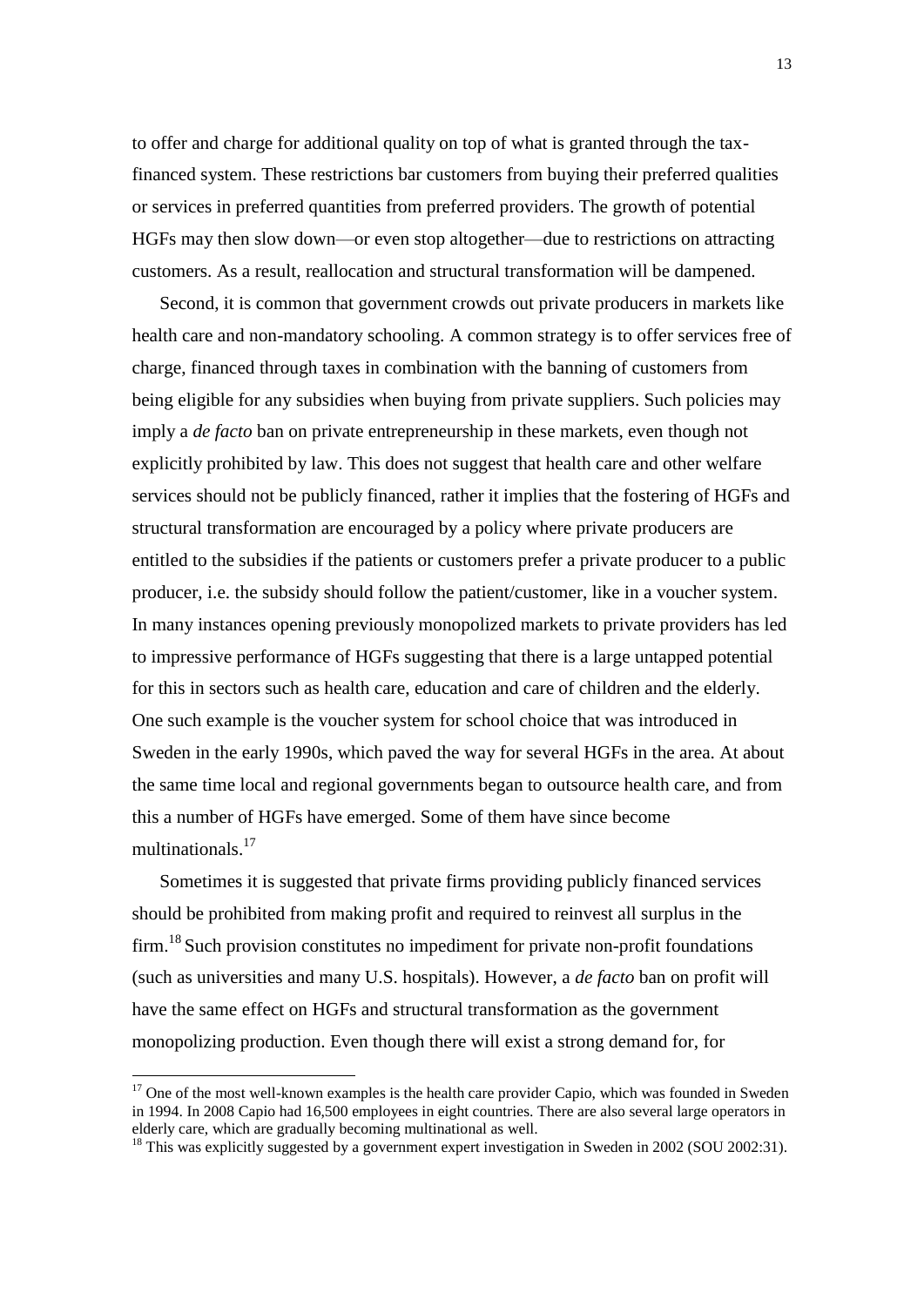to offer and charge for additional quality on top of what is granted through the tax-financed system. These restrictions bar customers from buying their preferred qualities or services in preferred quantities from preferred providers. The growth of potential HGFs may then slow down—or even stop altogether—due to restrictions on attracting customers. As a result, reallocation and structural transformation will be dampened.

Second, it is common that government crowds out private producers in markets like health care and non-mandatory schooling. A common strategy is to offer services free of charge, financed through taxes in combination with the banning of customers from being eligible for any subsidies when buying from private suppliers. Such policies may imply a *de facto* ban on private entrepreneurship in these markets, even though not explicitly prohibited by law. This does not suggest that health care and other welfare services should not be publicly financed, rather it implies that the fostering of HGFs and structural transformation are encouraged by a policy where private producers are entitled to the subsidies if the patients or customers prefer a private producer to a public producer, i.e. the subsidy should follow the patient/customer, like in a voucher system. In many instances opening previously monopolized markets to private providers has led to impressive performance of HGFs suggesting that there is a large untapped potential for this in sectors such as health care, education and care of children and the elderly. One such example is the voucher system for school choice that was introduced in Sweden in the early 1990s, which paved the way for several HGFs in the area. At about the same time local and regional governments began to outsource health care, and from this a number of HGFs have emerged. Some of them have since become multinationals.[17]

Sometimes it is suggested that private firms providing publicly financed services should be prohibited from making profit and required to reinvest all surplus in the firm.[18] Such provision constitutes no impediment for private non-profit foundations (such as universities and many U.S. hospitals). However, a *de facto* ban on profit will have the same effect on HGFs and structural transformation as the government monopolizing production. Even though there will exist a strong demand for, for

---

[17] One of the most well-known examples is the health care provider Capio, which was founded in Sweden in 1994. In 2008 Capio had 16,500 employees in eight countries. There are also several large operators in elderly care, which are gradually becoming multinational as well.

[18] This was explicitly suggested by a government expert investigation in Sweden in 2002 (SOU 2002:31).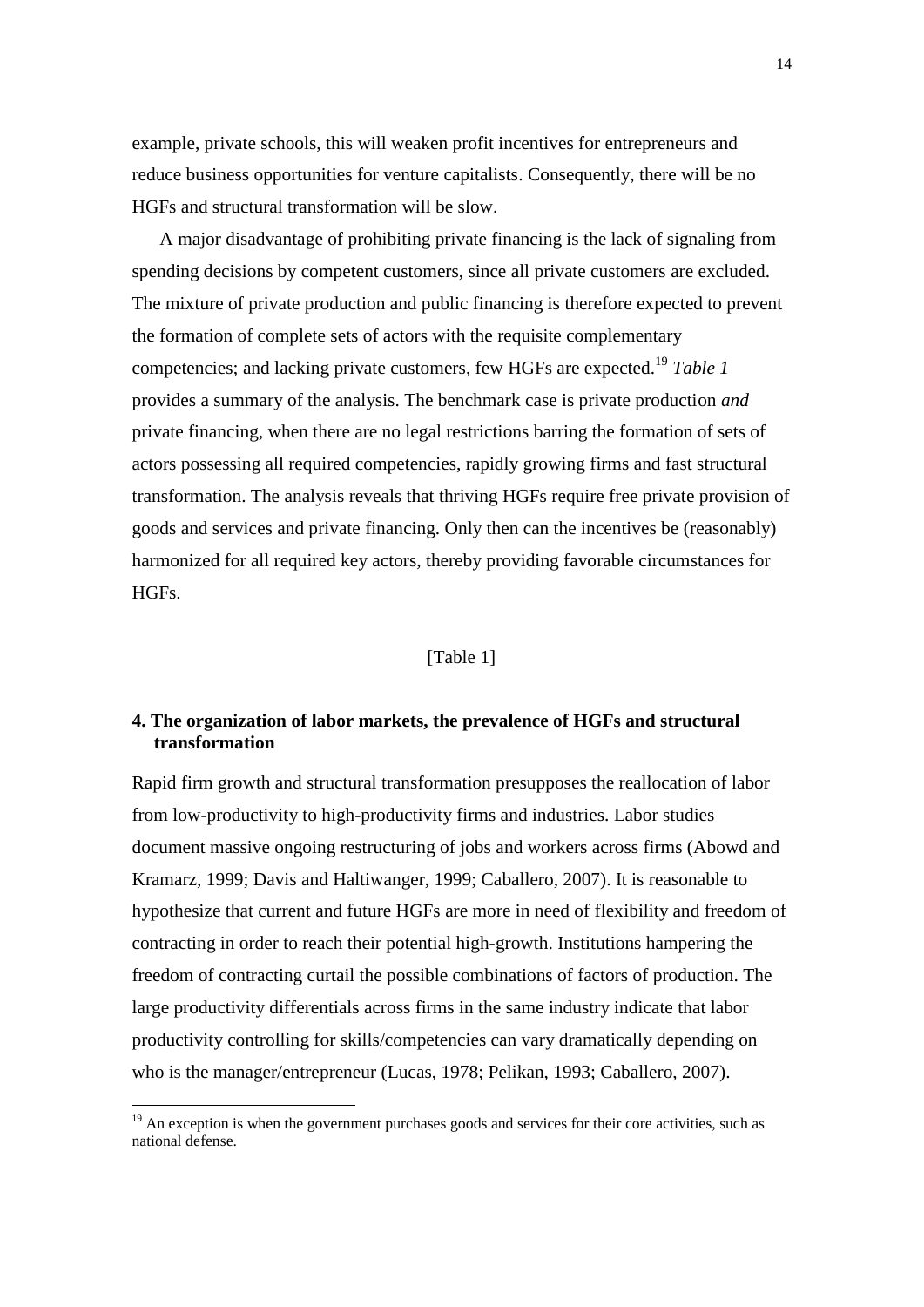example, private schools, this will weaken profit incentives for entrepreneurs and reduce business opportunities for venture capitalists. Consequently, there will be no HGFs and structural transformation will be slow.

A major disadvantage of prohibiting private financing is the lack of signaling from spending decisions by competent customers, since all private customers are excluded. The mixture of private production and public financing is therefore expected to prevent the formation of complete sets of actors with the requisite complementary competencies; and lacking private customers, few HGFs are expected.[19] *Table 1* provides a summary of the analysis. The benchmark case is private production *and* private financing, when there are no legal restrictions barring the formation of sets of actors possessing all required competencies, rapidly growing firms and fast structural transformation. The analysis reveals that thriving HGFs require free private provision of goods and services and private financing. Only then can the incentives be (reasonably) harmonized for all required key actors, thereby providing favorable circumstances for HGFs.

[Table 1]

## 4. The organization of labor markets, the prevalence of HGFs and structural transformation

Rapid firm growth and structural transformation presupposes the reallocation of labor from low-productivity to high-productivity firms and industries. Labor studies document massive ongoing restructuring of jobs and workers across firms (Abowd and Kramarz, 1999; Davis and Haltiwanger, 1999; Caballero, 2007). It is reasonable to hypothesize that current and future HGFs are more in need of flexibility and freedom of contracting in order to reach their potential high-growth. Institutions hampering the freedom of contracting curtail the possible combinations of factors of production. The large productivity differentials across firms in the same industry indicate that labor productivity controlling for skills/competencies can vary dramatically depending on who is the manager/entrepreneur (Lucas, 1978; Pelikan, 1993; Caballero, 2007).

[19] An exception is when the government purchases goods and services for their core activities, such as national defense.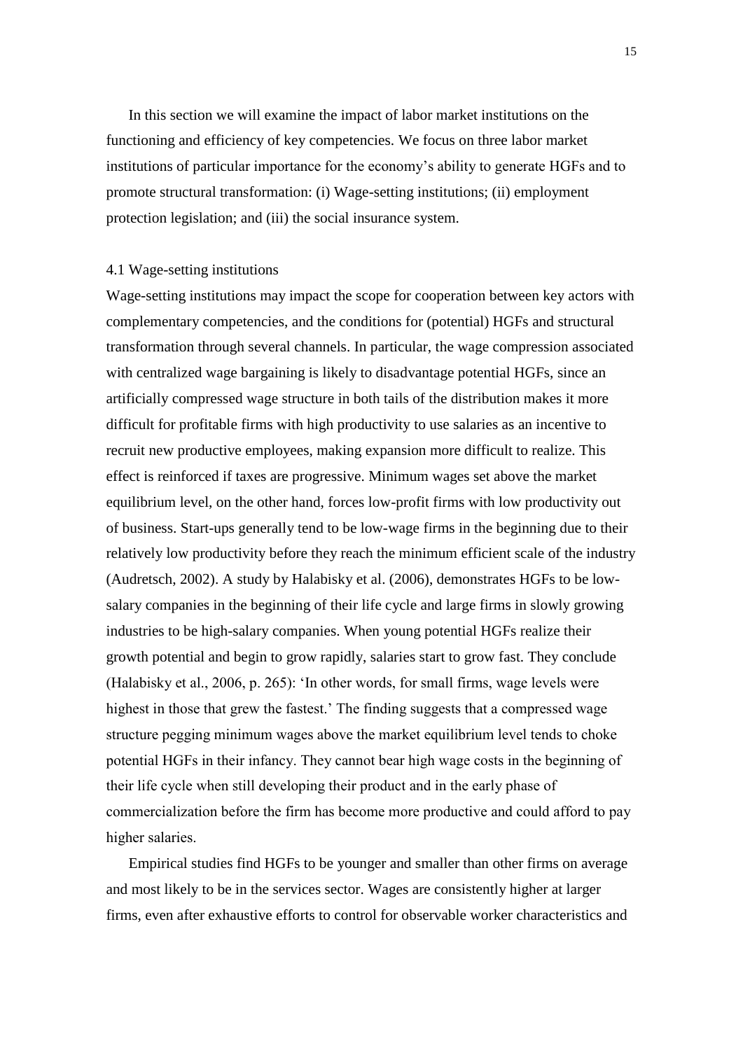In this section we will examine the impact of labor market institutions on the functioning and efficiency of key competencies. We focus on three labor market institutions of particular importance for the economy's ability to generate HGFs and to promote structural transformation: (i) Wage-setting institutions; (ii) employment protection legislation; and (iii) the social insurance system.

### 4.1 Wage-setting institutions

Wage-setting institutions may impact the scope for cooperation between key actors with complementary competencies, and the conditions for (potential) HGFs and structural transformation through several channels. In particular, the wage compression associated with centralized wage bargaining is likely to disadvantage potential HGFs, since an artificially compressed wage structure in both tails of the distribution makes it more difficult for profitable firms with high productivity to use salaries as an incentive to recruit new productive employees, making expansion more difficult to realize. This effect is reinforced if taxes are progressive. Minimum wages set above the market equilibrium level, on the other hand, forces low-profit firms with low productivity out of business. Start-ups generally tend to be low-wage firms in the beginning due to their relatively low productivity before they reach the minimum efficient scale of the industry (Audretsch, 2002). A study by Halabisky et al. (2006), demonstrates HGFs to be low-salary companies in the beginning of their life cycle and large firms in slowly growing industries to be high-salary companies. When young potential HGFs realize their growth potential and begin to grow rapidly, salaries start to grow fast. They conclude (Halabisky et al., 2006, p. 265): 'In other words, for small firms, wage levels were highest in those that grew the fastest.' The finding suggests that a compressed wage structure pegging minimum wages above the market equilibrium level tends to choke potential HGFs in their infancy. They cannot bear high wage costs in the beginning of their life cycle when still developing their product and in the early phase of commercialization before the firm has become more productive and could afford to pay higher salaries.

Empirical studies find HGFs to be younger and smaller than other firms on average and most likely to be in the services sector. Wages are consistently higher at larger firms, even after exhaustive efforts to control for observable worker characteristics and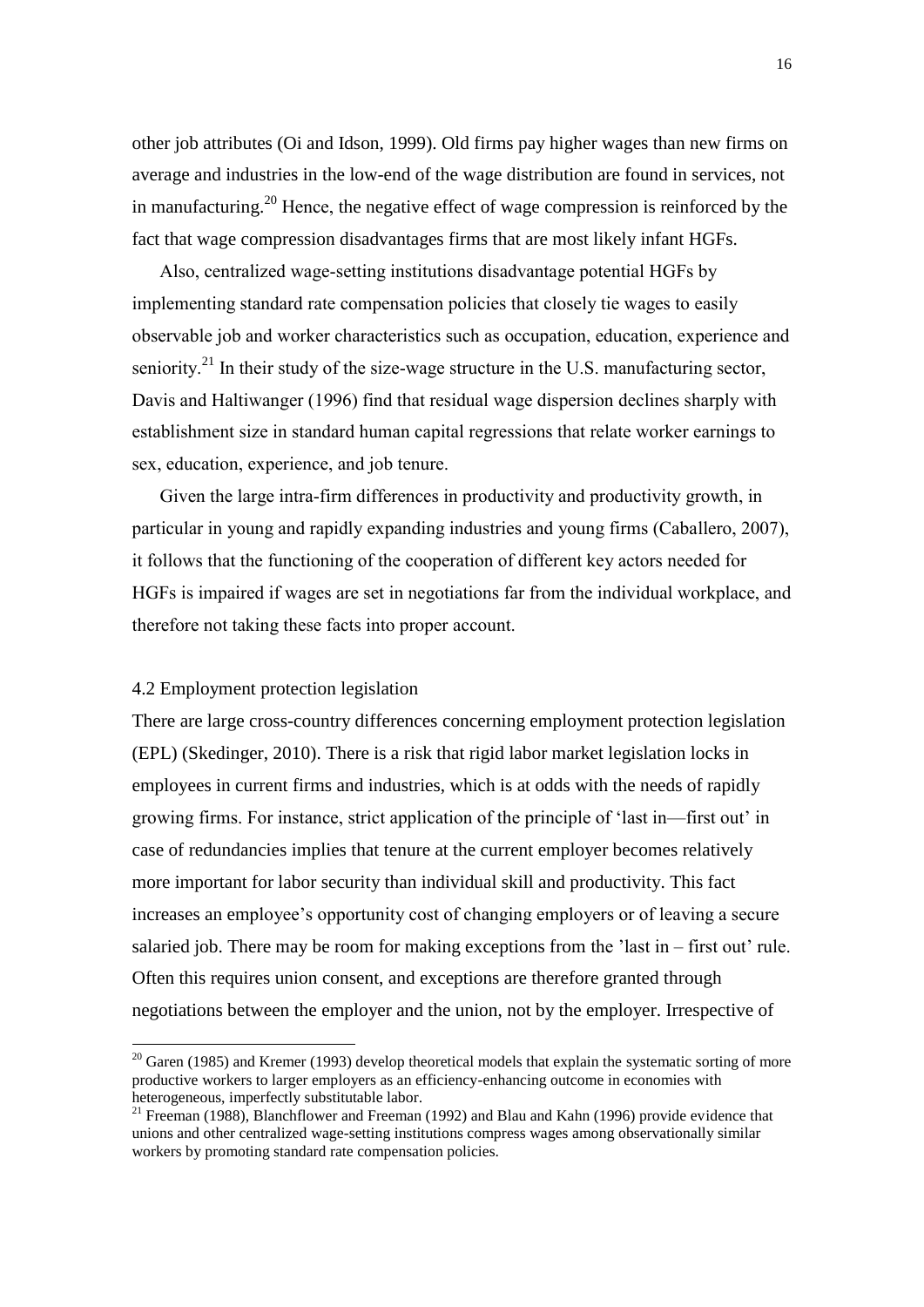other job attributes (Oi and Idson, 1999). Old firms pay higher wages than new firms on average and industries in the low-end of the wage distribution are found in services, not in manufacturing.[20] Hence, the negative effect of wage compression is reinforced by the fact that wage compression disadvantages firms that are most likely infant HGFs.

Also, centralized wage-setting institutions disadvantage potential HGFs by implementing standard rate compensation policies that closely tie wages to easily observable job and worker characteristics such as occupation, education, experience and seniority.[21] In their study of the size-wage structure in the U.S. manufacturing sector, Davis and Haltiwanger (1996) find that residual wage dispersion declines sharply with establishment size in standard human capital regressions that relate worker earnings to sex, education, experience, and job tenure.

Given the large intra-firm differences in productivity and productivity growth, in particular in young and rapidly expanding industries and young firms (Caballero, 2007), it follows that the functioning of the cooperation of different key actors needed for HGFs is impaired if wages are set in negotiations far from the individual workplace, and therefore not taking these facts into proper account.

### 4.2 Employment protection legislation

There are large cross-country differences concerning employment protection legislation (EPL) (Skedinger, 2010). There is a risk that rigid labor market legislation locks in employees in current firms and industries, which is at odds with the needs of rapidly growing firms. For instance, strict application of the principle of 'last in—first out' in case of redundancies implies that tenure at the current employer becomes relatively more important for labor security than individual skill and productivity. This fact increases an employee's opportunity cost of changing employers or of leaving a secure salaried job. There may be room for making exceptions from the 'last in – first out' rule. Often this requires union consent, and exceptions are therefore granted through negotiations between the employer and the union, not by the employer. Irrespective of

[20] Garen (1985) and Kremer (1993) develop theoretical models that explain the systematic sorting of more productive workers to larger employers as an efficiency-enhancing outcome in economies with heterogeneous, imperfectly substitutable labor.

[21] Freeman (1988), Blanchflower and Freeman (1992) and Blau and Kahn (1996) provide evidence that unions and other centralized wage-setting institutions compress wages among observationally similar workers by promoting standard rate compensation policies.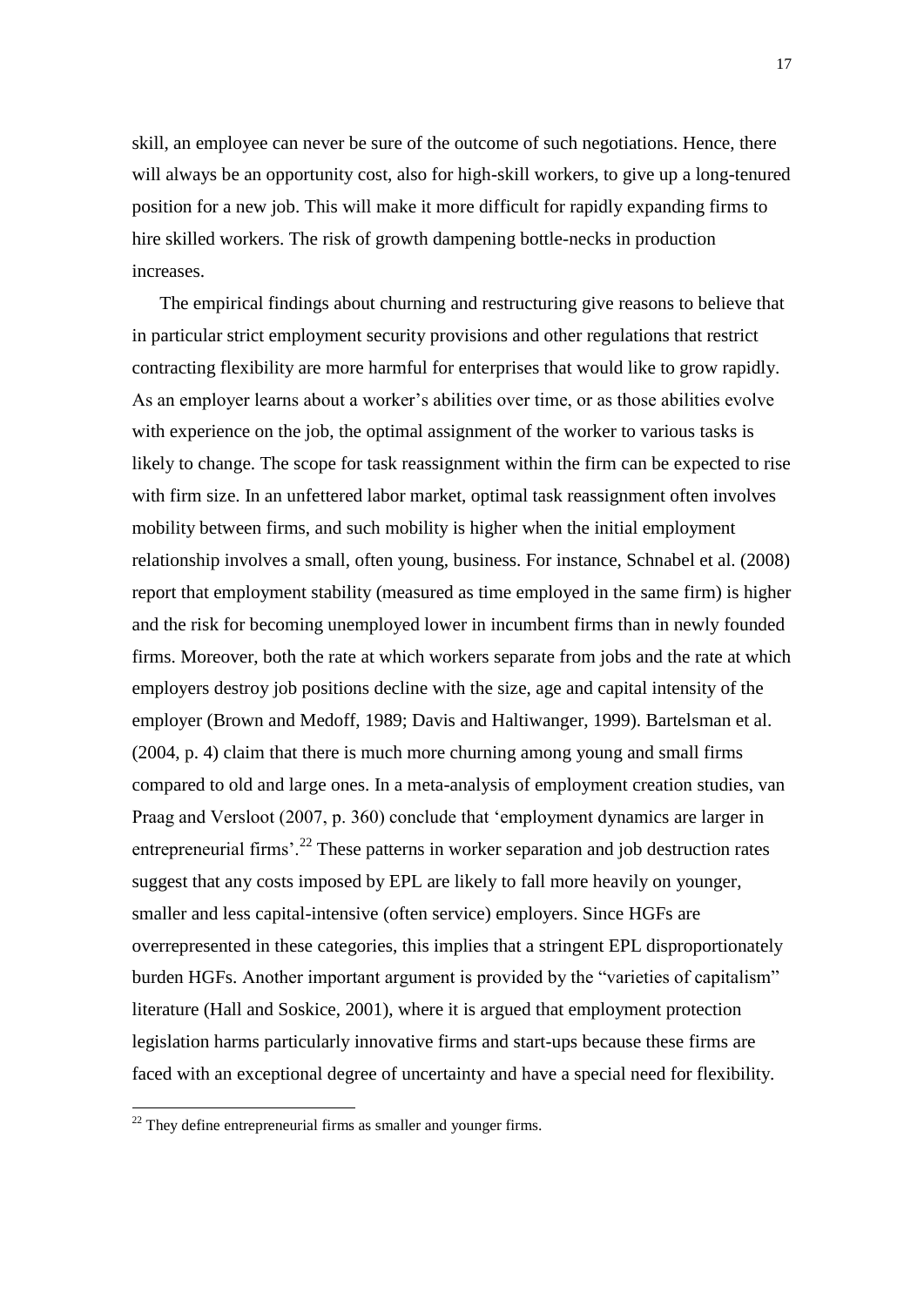skill, an employee can never be sure of the outcome of such negotiations. Hence, there will always be an opportunity cost, also for high-skill workers, to give up a long-tenured position for a new job. This will make it more difficult for rapidly expanding firms to hire skilled workers. The risk of growth dampening bottle-necks in production increases.

The empirical findings about churning and restructuring give reasons to believe that in particular strict employment security provisions and other regulations that restrict contracting flexibility are more harmful for enterprises that would like to grow rapidly. As an employer learns about a worker's abilities over time, or as those abilities evolve with experience on the job, the optimal assignment of the worker to various tasks is likely to change. The scope for task reassignment within the firm can be expected to rise with firm size. In an unfettered labor market, optimal task reassignment often involves mobility between firms, and such mobility is higher when the initial employment relationship involves a small, often young, business. For instance, Schnabel et al. (2008) report that employment stability (measured as time employed in the same firm) is higher and the risk for becoming unemployed lower in incumbent firms than in newly founded firms. Moreover, both the rate at which workers separate from jobs and the rate at which employers destroy job positions decline with the size, age and capital intensity of the employer (Brown and Medoff, 1989; Davis and Haltiwanger, 1999). Bartelsman et al. (2004, p. 4) claim that there is much more churning among young and small firms compared to old and large ones. In a meta-analysis of employment creation studies, van Praag and Versloot (2007, p. 360) conclude that 'employment dynamics are larger in entrepreneurial firms'.[22] These patterns in worker separation and job destruction rates suggest that any costs imposed by EPL are likely to fall more heavily on younger, smaller and less capital-intensive (often service) employers. Since HGFs are overrepresented in these categories, this implies that a stringent EPL disproportionately burden HGFs. Another important argument is provided by the "varieties of capitalism" literature (Hall and Soskice, 2001), where it is argued that employment protection legislation harms particularly innovative firms and start-ups because these firms are faced with an exceptional degree of uncertainty and have a special need for flexibility.

[22] They define entrepreneurial firms as smaller and younger firms.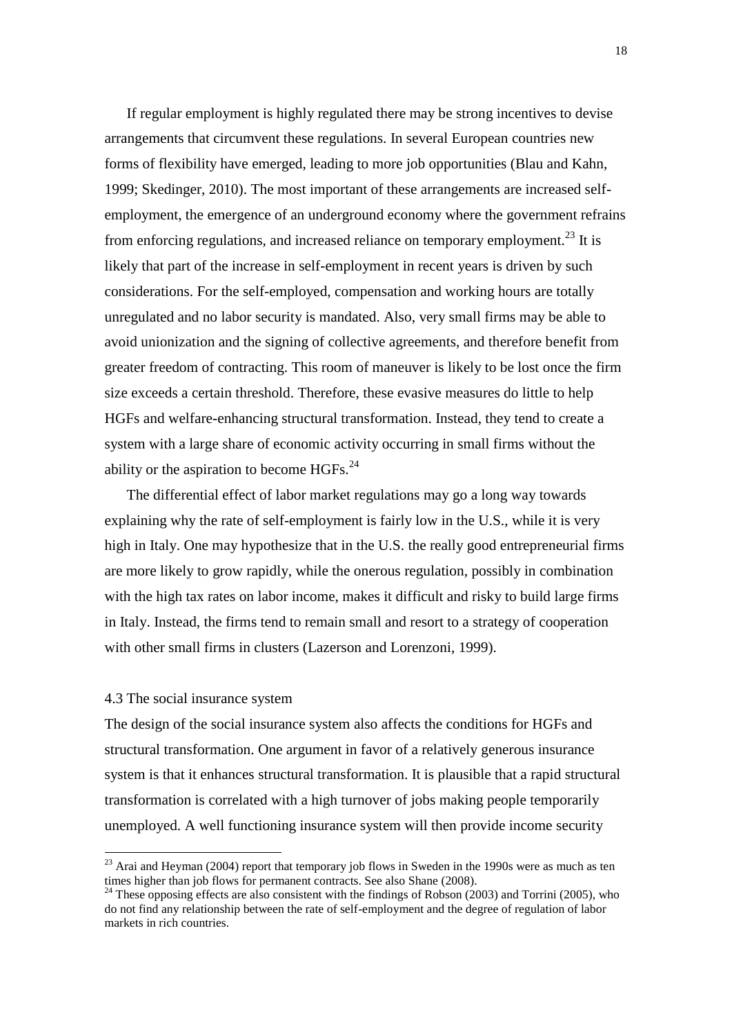If regular employment is highly regulated there may be strong incentives to devise arrangements that circumvent these regulations. In several European countries new forms of flexibility have emerged, leading to more job opportunities (Blau and Kahn, 1999; Skedinger, 2010). The most important of these arrangements are increased self-employment, the emergence of an underground economy where the government refrains from enforcing regulations, and increased reliance on temporary employment.[23] It is likely that part of the increase in self-employment in recent years is driven by such considerations. For the self-employed, compensation and working hours are totally unregulated and no labor security is mandated. Also, very small firms may be able to avoid unionization and the signing of collective agreements, and therefore benefit from greater freedom of contracting. This room of maneuver is likely to be lost once the firm size exceeds a certain threshold. Therefore, these evasive measures do little to help HGFs and welfare-enhancing structural transformation. Instead, they tend to create a system with a large share of economic activity occurring in small firms without the ability or the aspiration to become HGFs.[24]

The differential effect of labor market regulations may go a long way towards explaining why the rate of self-employment is fairly low in the U.S., while it is very high in Italy. One may hypothesize that in the U.S. the really good entrepreneurial firms are more likely to grow rapidly, while the onerous regulation, possibly in combination with the high tax rates on labor income, makes it difficult and risky to build large firms in Italy. Instead, the firms tend to remain small and resort to a strategy of cooperation with other small firms in clusters (Lazerson and Lorenzoni, 1999).

### 4.3 The social insurance system

The design of the social insurance system also affects the conditions for HGFs and structural transformation. One argument in favor of a relatively generous insurance system is that it enhances structural transformation. It is plausible that a rapid structural transformation is correlated with a high turnover of jobs making people temporarily unemployed. A well functioning insurance system will then provide income security

[23] Arai and Heyman (2004) report that temporary job flows in Sweden in the 1990s were as much as ten times higher than job flows for permanent contracts. See also Shane (2008).

[24] These opposing effects are also consistent with the findings of Robson (2003) and Torrini (2005), who do not find any relationship between the rate of self-employment and the degree of regulation of labor markets in rich countries.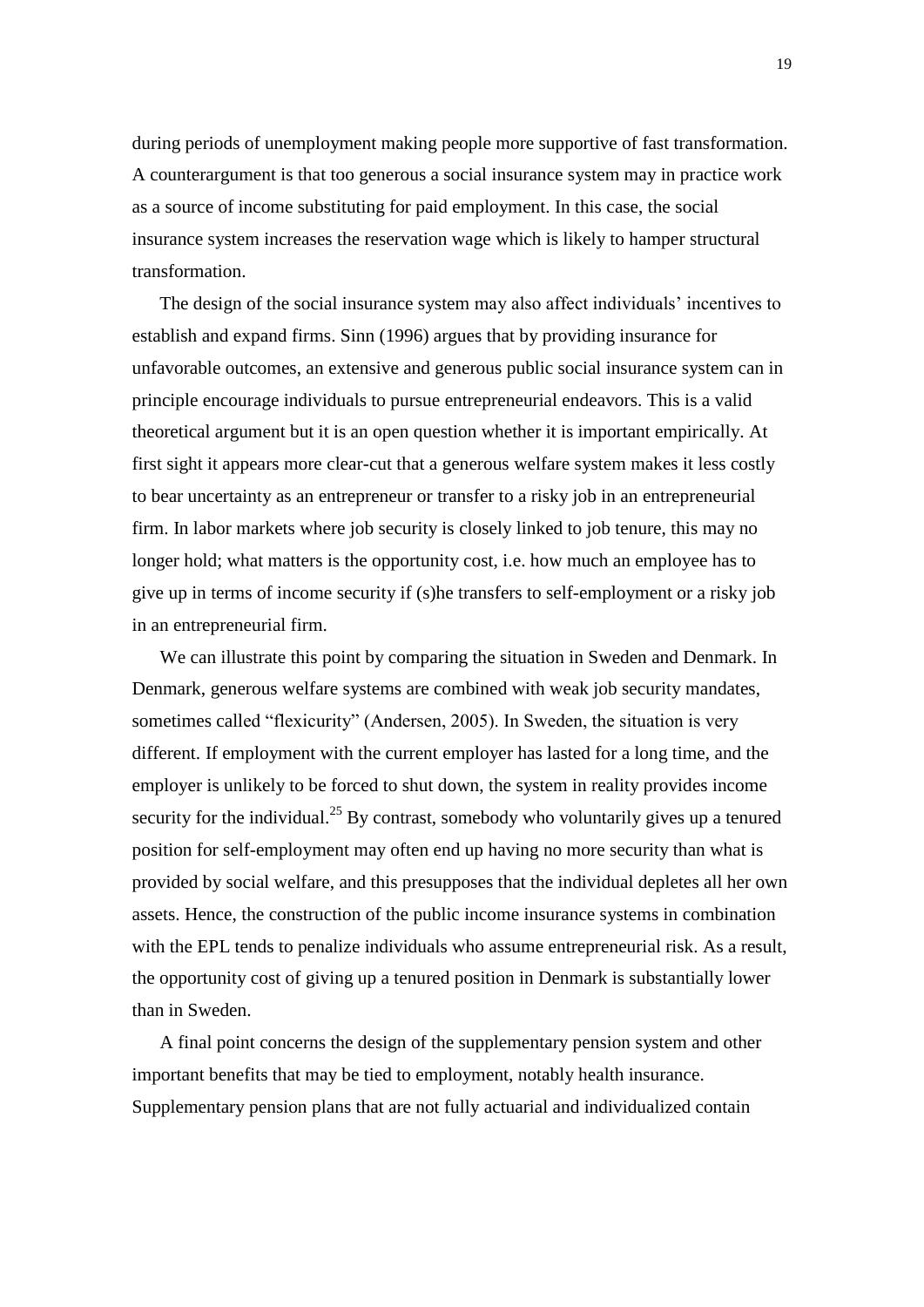during periods of unemployment making people more supportive of fast transformation. A counterargument is that too generous a social insurance system may in practice work as a source of income substituting for paid employment. In this case, the social insurance system increases the reservation wage which is likely to hamper structural transformation.

The design of the social insurance system may also affect individuals' incentives to establish and expand firms. Sinn (1996) argues that by providing insurance for unfavorable outcomes, an extensive and generous public social insurance system can in principle encourage individuals to pursue entrepreneurial endeavors. This is a valid theoretical argument but it is an open question whether it is important empirically. At first sight it appears more clear-cut that a generous welfare system makes it less costly to bear uncertainty as an entrepreneur or transfer to a risky job in an entrepreneurial firm. In labor markets where job security is closely linked to job tenure, this may no longer hold; what matters is the opportunity cost, i.e. how much an employee has to give up in terms of income security if (s)he transfers to self-employment or a risky job in an entrepreneurial firm.

We can illustrate this point by comparing the situation in Sweden and Denmark. In Denmark, generous welfare systems are combined with weak job security mandates, sometimes called "flexicurity" (Andersen, 2005). In Sweden, the situation is very different. If employment with the current employer has lasted for a long time, and the employer is unlikely to be forced to shut down, the system in reality provides income security for the individual.[25] By contrast, somebody who voluntarily gives up a tenured position for self-employment may often end up having no more security than what is provided by social welfare, and this presupposes that the individual depletes all her own assets. Hence, the construction of the public income insurance systems in combination with the EPL tends to penalize individuals who assume entrepreneurial risk. As a result, the opportunity cost of giving up a tenured position in Denmark is substantially lower than in Sweden.

A final point concerns the design of the supplementary pension system and other important benefits that may be tied to employment, notably health insurance. Supplementary pension plans that are not fully actuarial and individualized contain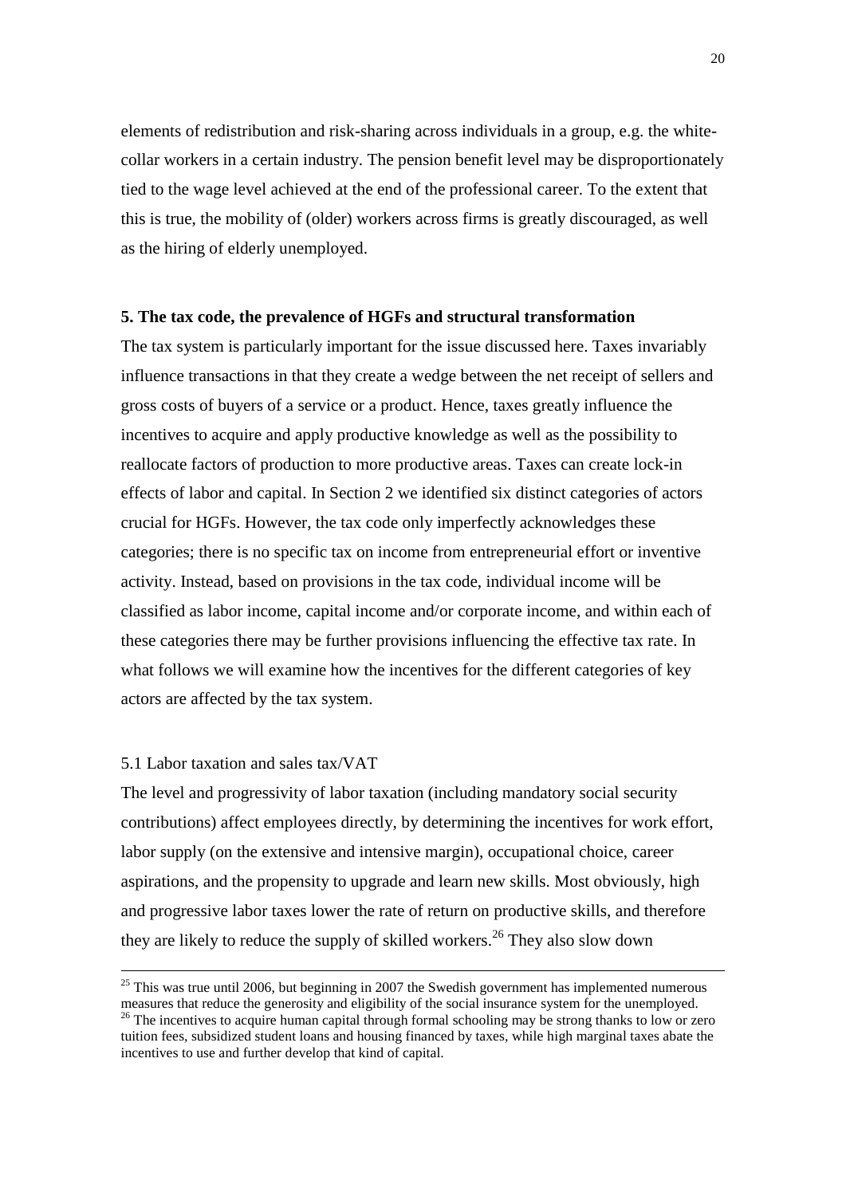elements of redistribution and risk-sharing across individuals in a group, e.g. the white-collar workers in a certain industry. The pension benefit level may be disproportionately tied to the wage level achieved at the end of the professional career. To the extent that this is true, the mobility of (older) workers across firms is greatly discouraged, as well as the hiring of elderly unemployed.

## 5. The tax code, the prevalence of HGFs and structural transformation

The tax system is particularly important for the issue discussed here. Taxes invariably influence transactions in that they create a wedge between the net receipt of sellers and gross costs of buyers of a service or a product. Hence, taxes greatly influence the incentives to acquire and apply productive knowledge as well as the possibility to reallocate factors of production to more productive areas. Taxes can create lock-in effects of labor and capital. In Section 2 we identified six distinct categories of actors crucial for HGFs. However, the tax code only imperfectly acknowledges these categories; there is no specific tax on income from entrepreneurial effort or inventive activity. Instead, based on provisions in the tax code, individual income will be classified as labor income, capital income and/or corporate income, and within each of these categories there may be further provisions influencing the effective tax rate. In what follows we will examine how the incentives for the different categories of key actors are affected by the tax system.

### 5.1 Labor taxation and sales tax/VAT

The level and progressivity of labor taxation (including mandatory social security contributions) affect employees directly, by determining the incentives for work effort, labor supply (on the extensive and intensive margin), occupational choice, career aspirations, and the propensity to upgrade and learn new skills. Most obviously, high and progressive labor taxes lower the rate of return on productive skills, and therefore they are likely to reduce the supply of skilled workers.[26] They also slow down

---

[25] This was true until 2006, but beginning in 2007 the Swedish government has implemented numerous measures that reduce the generosity and eligibility of the social insurance system for the unemployed.

[26] The incentives to acquire human capital through formal schooling may be strong thanks to low or zero tuition fees, subsidized student loans and housing financed by taxes, while high marginal taxes abate the incentives to use and further develop that kind of capital.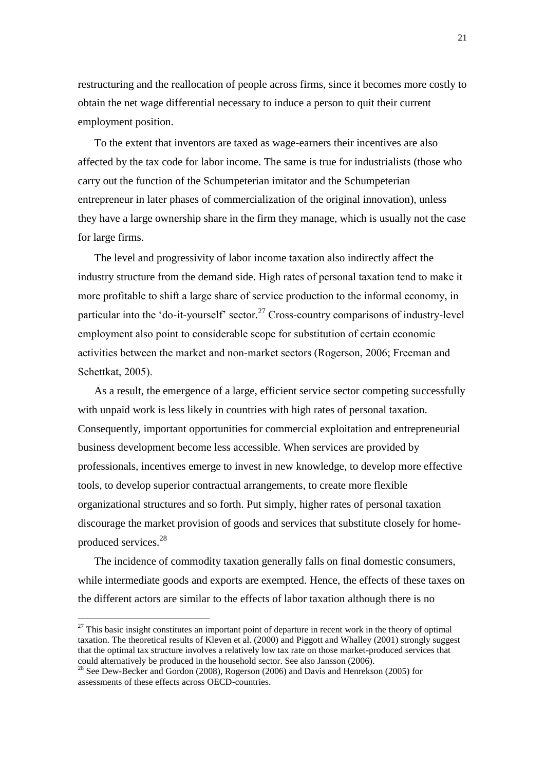restructuring and the reallocation of people across firms, since it becomes more costly to obtain the net wage differential necessary to induce a person to quit their current employment position.

To the extent that inventors are taxed as wage-earners their incentives are also affected by the tax code for labor income. The same is true for industrialists (those who carry out the function of the Schumpeterian imitator and the Schumpeterian entrepreneur in later phases of commercialization of the original innovation), unless they have a large ownership share in the firm they manage, which is usually not the case for large firms.

The level and progressivity of labor income taxation also indirectly affect the industry structure from the demand side. High rates of personal taxation tend to make it more profitable to shift a large share of service production to the informal economy, in particular into the 'do-it-yourself' sector.[27] Cross-country comparisons of industry-level employment also point to considerable scope for substitution of certain economic activities between the market and non-market sectors (Rogerson, 2006; Freeman and Schettkat, 2005).

As a result, the emergence of a large, efficient service sector competing successfully with unpaid work is less likely in countries with high rates of personal taxation. Consequently, important opportunities for commercial exploitation and entrepreneurial business development become less accessible. When services are provided by professionals, incentives emerge to invest in new knowledge, to develop more effective tools, to develop superior contractual arrangements, to create more flexible organizational structures and so forth. Put simply, higher rates of personal taxation discourage the market provision of goods and services that substitute closely for home-produced services.[28]

The incidence of commodity taxation generally falls on final domestic consumers, while intermediate goods and exports are exempted. Hence, the effects of these taxes on the different actors are similar to the effects of labor taxation although there is no

---

[27] This basic insight constitutes an important point of departure in recent work in the theory of optimal taxation. The theoretical results of Kleven et al. (2000) and Piggott and Whalley (2001) strongly suggest that the optimal tax structure involves a relatively low tax rate on those market-produced services that could alternatively be produced in the household sector. See also Jansson (2006).

[28] See Dew-Becker and Gordon (2008), Rogerson (2006) and Davis and Henrekson (2005) for assessments of these effects across OECD-countries.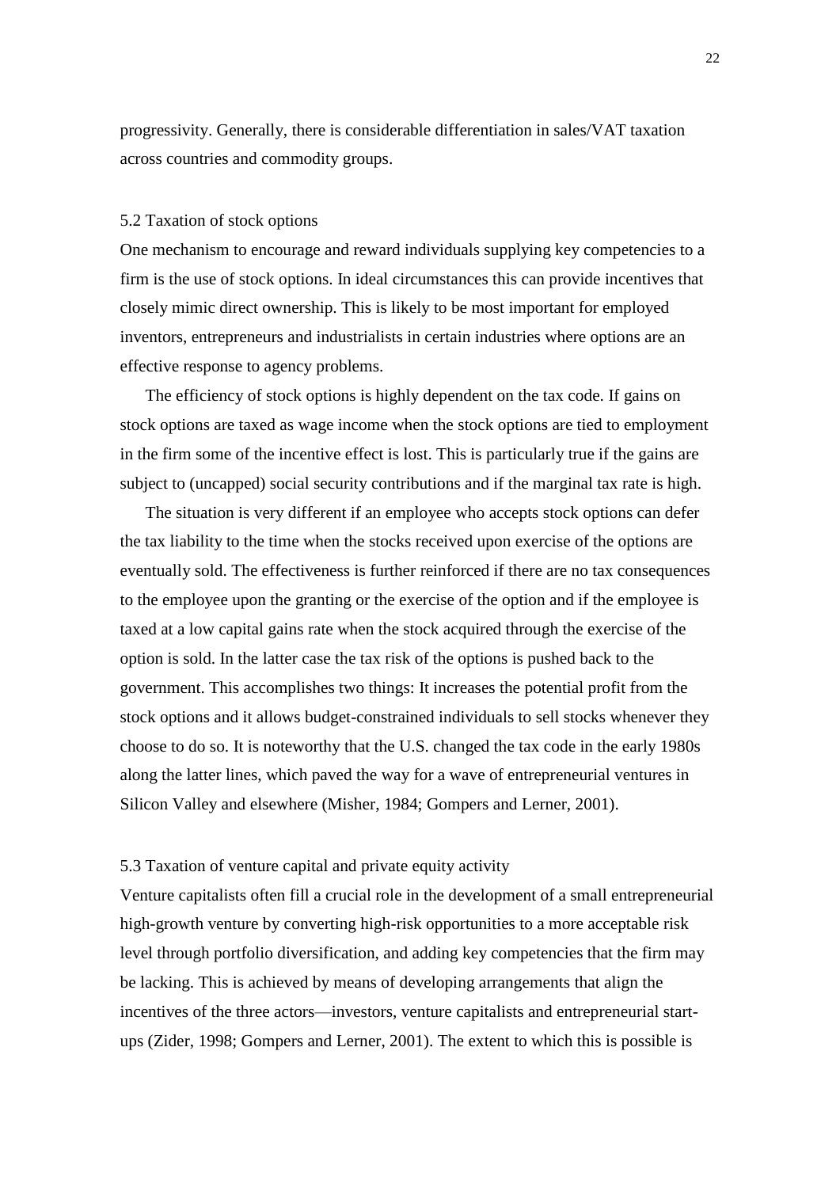progressivity. Generally, there is considerable differentiation in sales/VAT taxation across countries and commodity groups.

### 5.2 Taxation of stock options

One mechanism to encourage and reward individuals supplying key competencies to a firm is the use of stock options. In ideal circumstances this can provide incentives that closely mimic direct ownership. This is likely to be most important for employed inventors, entrepreneurs and industrialists in certain industries where options are an effective response to agency problems.

The efficiency of stock options is highly dependent on the tax code. If gains on stock options are taxed as wage income when the stock options are tied to employment in the firm some of the incentive effect is lost. This is particularly true if the gains are subject to (uncapped) social security contributions and if the marginal tax rate is high.

The situation is very different if an employee who accepts stock options can defer the tax liability to the time when the stocks received upon exercise of the options are eventually sold. The effectiveness is further reinforced if there are no tax consequences to the employee upon the granting or the exercise of the option and if the employee is taxed at a low capital gains rate when the stock acquired through the exercise of the option is sold. In the latter case the tax risk of the options is pushed back to the government. This accomplishes two things: It increases the potential profit from the stock options and it allows budget-constrained individuals to sell stocks whenever they choose to do so. It is noteworthy that the U.S. changed the tax code in the early 1980s along the latter lines, which paved the way for a wave of entrepreneurial ventures in Silicon Valley and elsewhere (Misher, 1984; Gompers and Lerner, 2001).

### 5.3 Taxation of venture capital and private equity activity

Venture capitalists often fill a crucial role in the development of a small entrepreneurial high-growth venture by converting high-risk opportunities to a more acceptable risk level through portfolio diversification, and adding key competencies that the firm may be lacking. This is achieved by means of developing arrangements that align the incentives of the three actors—investors, venture capitalists and entrepreneurial start-ups (Zider, 1998; Gompers and Lerner, 2001). The extent to which this is possible is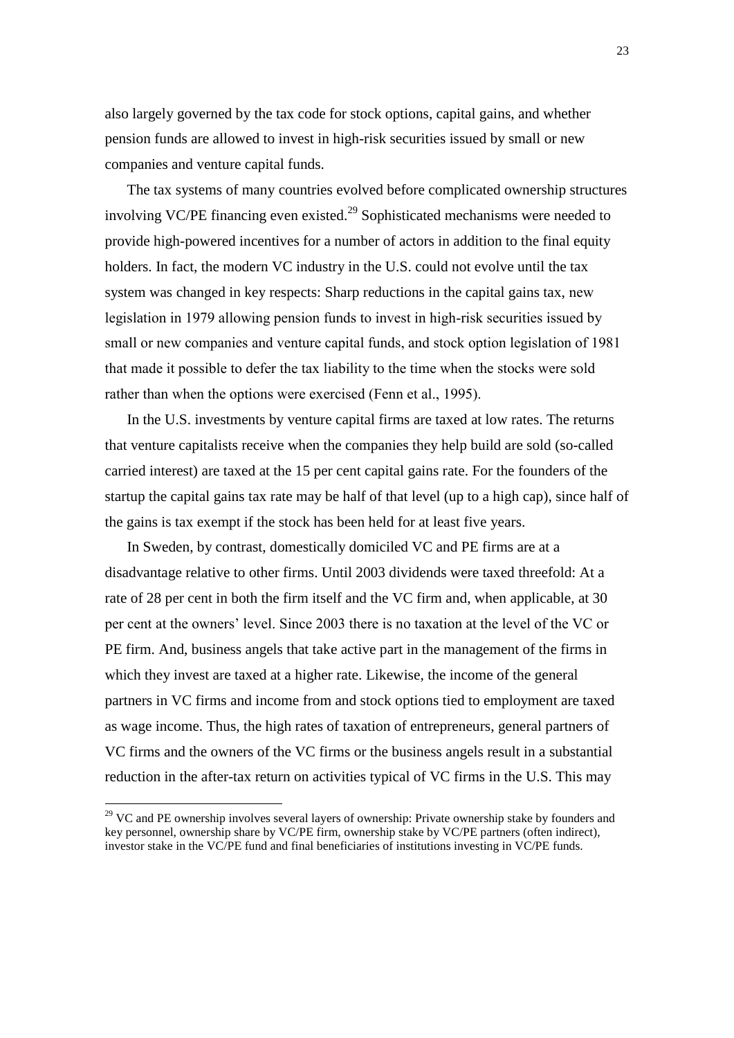also largely governed by the tax code for stock options, capital gains, and whether pension funds are allowed to invest in high-risk securities issued by small or new companies and venture capital funds.

The tax systems of many countries evolved before complicated ownership structures involving VC/PE financing even existed.[29] Sophisticated mechanisms were needed to provide high-powered incentives for a number of actors in addition to the final equity holders. In fact, the modern VC industry in the U.S. could not evolve until the tax system was changed in key respects: Sharp reductions in the capital gains tax, new legislation in 1979 allowing pension funds to invest in high-risk securities issued by small or new companies and venture capital funds, and stock option legislation of 1981 that made it possible to defer the tax liability to the time when the stocks were sold rather than when the options were exercised (Fenn et al., 1995).

In the U.S. investments by venture capital firms are taxed at low rates. The returns that venture capitalists receive when the companies they help build are sold (so-called carried interest) are taxed at the 15 per cent capital gains rate. For the founders of the startup the capital gains tax rate may be half of that level (up to a high cap), since half of the gains is tax exempt if the stock has been held for at least five years.

In Sweden, by contrast, domestically domiciled VC and PE firms are at a disadvantage relative to other firms. Until 2003 dividends were taxed threefold: At a rate of 28 per cent in both the firm itself and the VC firm and, when applicable, at 30 per cent at the owners' level. Since 2003 there is no taxation at the level of the VC or PE firm. And, business angels that take active part in the management of the firms in which they invest are taxed at a higher rate. Likewise, the income of the general partners in VC firms and income from and stock options tied to employment are taxed as wage income. Thus, the high rates of taxation of entrepreneurs, general partners of VC firms and the owners of the VC firms or the business angels result in a substantial reduction in the after-tax return on activities typical of VC firms in the U.S. This may

[29] VC and PE ownership involves several layers of ownership: Private ownership stake by founders and key personnel, ownership share by VC/PE firm, ownership stake by VC/PE partners (often indirect), investor stake in the VC/PE fund and final beneficiaries of institutions investing in VC/PE funds.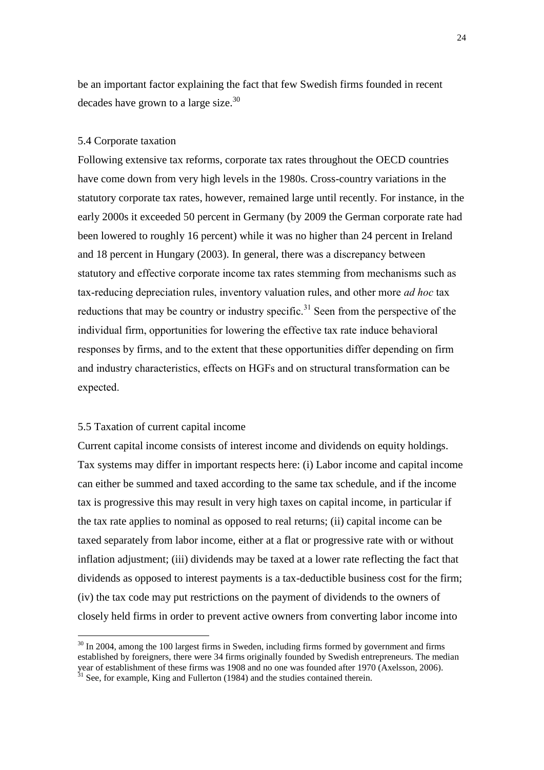be an important factor explaining the fact that few Swedish firms founded in recent decades have grown to a large size.[30]

### 5.4 Corporate taxation

Following extensive tax reforms, corporate tax rates throughout the OECD countries have come down from very high levels in the 1980s. Cross-country variations in the statutory corporate tax rates, however, remained large until recently. For instance, in the early 2000s it exceeded 50 percent in Germany (by 2009 the German corporate rate had been lowered to roughly 16 percent) while it was no higher than 24 percent in Ireland and 18 percent in Hungary (2003). In general, there was a discrepancy between statutory and effective corporate income tax rates stemming from mechanisms such as tax-reducing depreciation rules, inventory valuation rules, and other more *ad hoc* tax reductions that may be country or industry specific.[31] Seen from the perspective of the individual firm, opportunities for lowering the effective tax rate induce behavioral responses by firms, and to the extent that these opportunities differ depending on firm and industry characteristics, effects on HGFs and on structural transformation can be expected.

### 5.5 Taxation of current capital income

Current capital income consists of interest income and dividends on equity holdings. Tax systems may differ in important respects here: (i) Labor income and capital income can either be summed and taxed according to the same tax schedule, and if the income tax is progressive this may result in very high taxes on capital income, in particular if the tax rate applies to nominal as opposed to real returns; (ii) capital income can be taxed separately from labor income, either at a flat or progressive rate with or without inflation adjustment; (iii) dividends may be taxed at a lower rate reflecting the fact that dividends as opposed to interest payments is a tax-deductible business cost for the firm; (iv) the tax code may put restrictions on the payment of dividends to the owners of closely held firms in order to prevent active owners from converting labor income into

[30] In 2004, among the 100 largest firms in Sweden, including firms formed by government and firms established by foreigners, there were 34 firms originally founded by Swedish entrepreneurs. The median year of establishment of these firms was 1908 and no one was founded after 1970 (Axelsson, 2006).

[31] See, for example, King and Fullerton (1984) and the studies contained therein.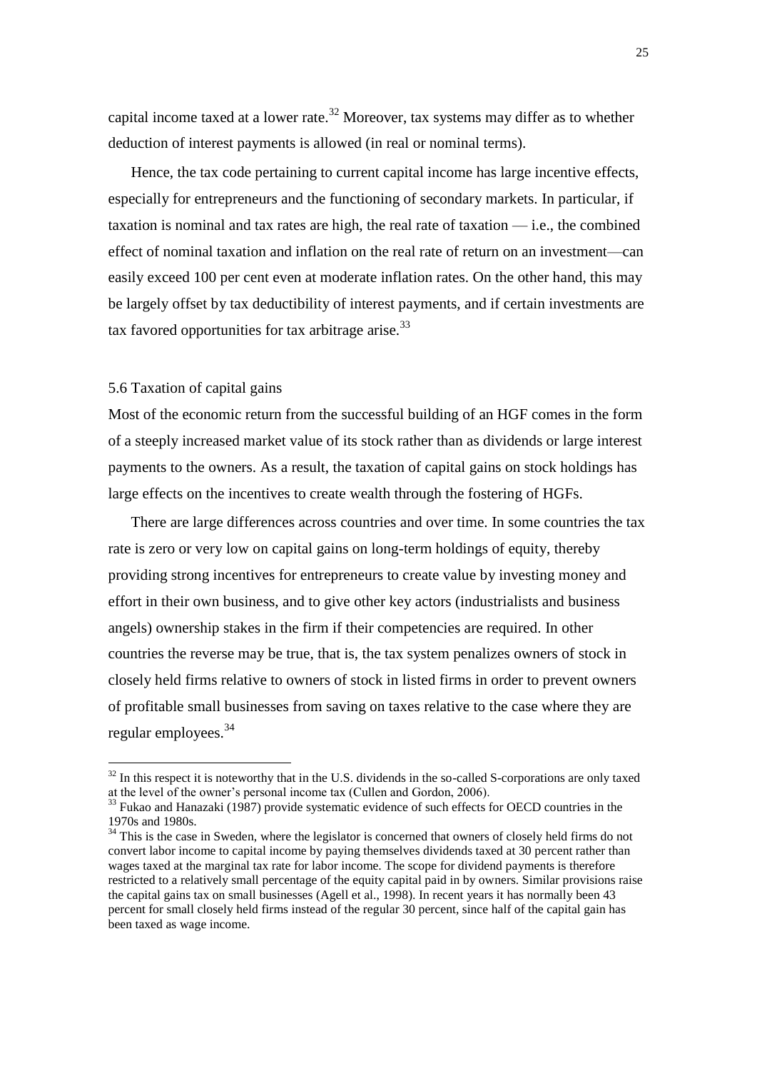capital income taxed at a lower rate.[32] Moreover, tax systems may differ as to whether deduction of interest payments is allowed (in real or nominal terms).

Hence, the tax code pertaining to current capital income has large incentive effects, especially for entrepreneurs and the functioning of secondary markets. In particular, if taxation is nominal and tax rates are high, the real rate of taxation — i.e., the combined effect of nominal taxation and inflation on the real rate of return on an investment—can easily exceed 100 per cent even at moderate inflation rates. On the other hand, this may be largely offset by tax deductibility of interest payments, and if certain investments are tax favored opportunities for tax arbitrage arise.[33]

### 5.6 Taxation of capital gains

Most of the economic return from the successful building of an HGF comes in the form of a steeply increased market value of its stock rather than as dividends or large interest payments to the owners. As a result, the taxation of capital gains on stock holdings has large effects on the incentives to create wealth through the fostering of HGFs.

There are large differences across countries and over time. In some countries the tax rate is zero or very low on capital gains on long-term holdings of equity, thereby providing strong incentives for entrepreneurs to create value by investing money and effort in their own business, and to give other key actors (industrialists and business angels) ownership stakes in the firm if their competencies are required. In other countries the reverse may be true, that is, the tax system penalizes owners of stock in closely held firms relative to owners of stock in listed firms in order to prevent owners of profitable small businesses from saving on taxes relative to the case where they are regular employees.[34]

---

[32] In this respect it is noteworthy that in the U.S. dividends in the so-called S-corporations are only taxed at the level of the owner's personal income tax (Cullen and Gordon, 2006).

[33] Fukao and Hanazaki (1987) provide systematic evidence of such effects for OECD countries in the 1970s and 1980s.

[34] This is the case in Sweden, where the legislator is concerned that owners of closely held firms do not convert labor income to capital income by paying themselves dividends taxed at 30 percent rather than wages taxed at the marginal tax rate for labor income. The scope for dividend payments is therefore restricted to a relatively small percentage of the equity capital paid in by owners. Similar provisions raise the capital gains tax on small businesses (Agell et al., 1998). In recent years it has normally been 43 percent for small closely held firms instead of the regular 30 percent, since half of the capital gain has been taxed as wage income.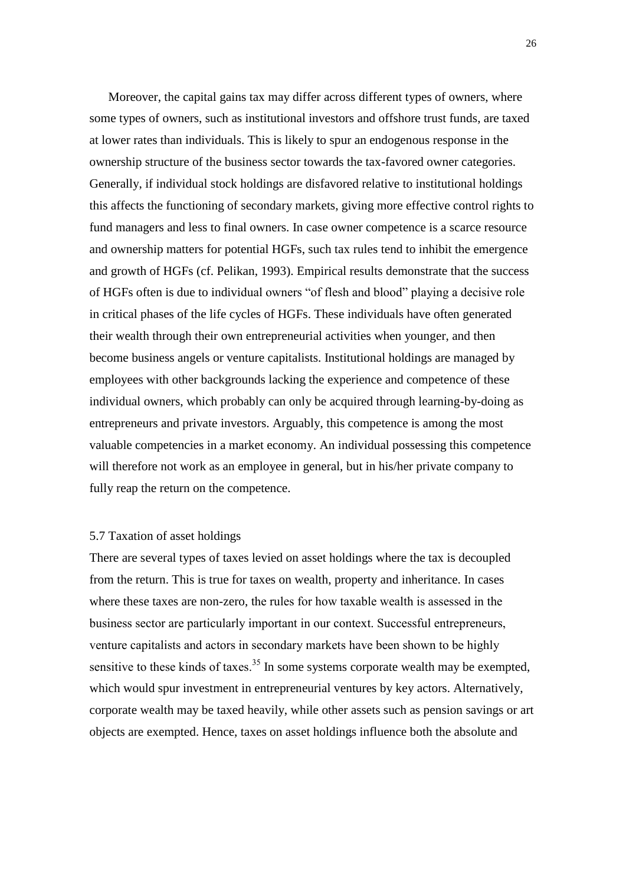Moreover, the capital gains tax may differ across different types of owners, where some types of owners, such as institutional investors and offshore trust funds, are taxed at lower rates than individuals. This is likely to spur an endogenous response in the ownership structure of the business sector towards the tax-favored owner categories. Generally, if individual stock holdings are disfavored relative to institutional holdings this affects the functioning of secondary markets, giving more effective control rights to fund managers and less to final owners. In case owner competence is a scarce resource and ownership matters for potential HGFs, such tax rules tend to inhibit the emergence and growth of HGFs (cf. Pelikan, 1993). Empirical results demonstrate that the success of HGFs often is due to individual owners "of flesh and blood" playing a decisive role in critical phases of the life cycles of HGFs. These individuals have often generated their wealth through their own entrepreneurial activities when younger, and then become business angels or venture capitalists. Institutional holdings are managed by employees with other backgrounds lacking the experience and competence of these individual owners, which probably can only be acquired through learning-by-doing as entrepreneurs and private investors. Arguably, this competence is among the most valuable competencies in a market economy. An individual possessing this competence will therefore not work as an employee in general, but in his/her private company to fully reap the return on the competence.

### 5.7 Taxation of asset holdings

There are several types of taxes levied on asset holdings where the tax is decoupled from the return. This is true for taxes on wealth, property and inheritance. In cases where these taxes are non-zero, the rules for how taxable wealth is assessed in the business sector are particularly important in our context. Successful entrepreneurs, venture capitalists and actors in secondary markets have been shown to be highly sensitive to these kinds of taxes.[35] In some systems corporate wealth may be exempted, which would spur investment in entrepreneurial ventures by key actors. Alternatively, corporate wealth may be taxed heavily, while other assets such as pension savings or art objects are exempted. Hence, taxes on asset holdings influence both the absolute and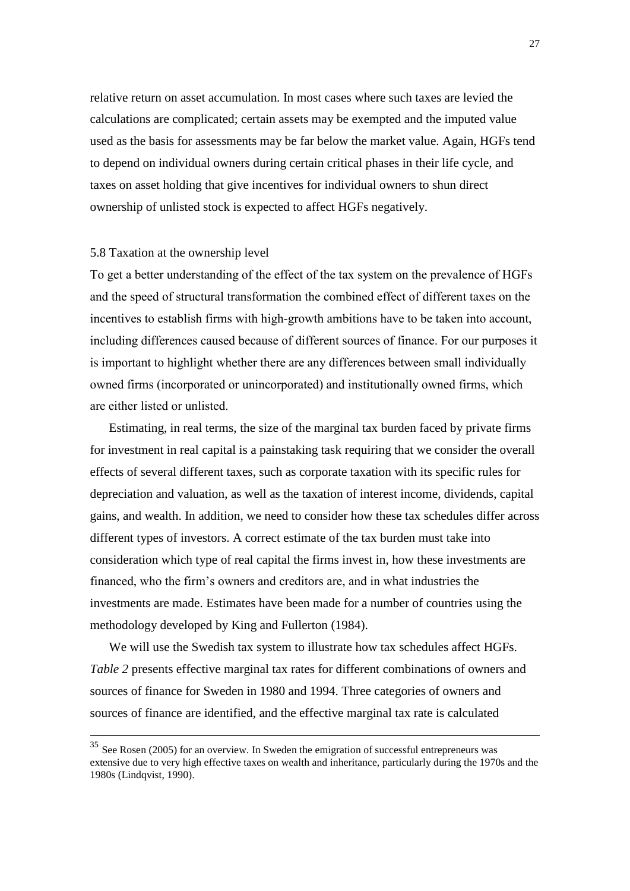relative return on asset accumulation. In most cases where such taxes are levied the calculations are complicated; certain assets may be exempted and the imputed value used as the basis for assessments may be far below the market value. Again, HGFs tend to depend on individual owners during certain critical phases in their life cycle, and taxes on asset holding that give incentives for individual owners to shun direct ownership of unlisted stock is expected to affect HGFs negatively.

### 5.8 Taxation at the ownership level

To get a better understanding of the effect of the tax system on the prevalence of HGFs and the speed of structural transformation the combined effect of different taxes on the incentives to establish firms with high-growth ambitions have to be taken into account, including differences caused because of different sources of finance. For our purposes it is important to highlight whether there are any differences between small individually owned firms (incorporated or unincorporated) and institutionally owned firms, which are either listed or unlisted.

Estimating, in real terms, the size of the marginal tax burden faced by private firms for investment in real capital is a painstaking task requiring that we consider the overall effects of several different taxes, such as corporate taxation with its specific rules for depreciation and valuation, as well as the taxation of interest income, dividends, capital gains, and wealth. In addition, we need to consider how these tax schedules differ across different types of investors. A correct estimate of the tax burden must take into consideration which type of real capital the firms invest in, how these investments are financed, who the firm's owners and creditors are, and in what industries the investments are made. Estimates have been made for a number of countries using the methodology developed by King and Fullerton (1984).

We will use the Swedish tax system to illustrate how tax schedules affect HGFs. *Table 2* presents effective marginal tax rates for different combinations of owners and sources of finance for Sweden in 1980 and 1994. Three categories of owners and sources of finance are identified, and the effective marginal tax rate is calculated

---

[35] See Rosen (2005) for an overview. In Sweden the emigration of successful entrepreneurs was extensive due to very high effective taxes on wealth and inheritance, particularly during the 1970s and the 1980s (Lindqvist, 1990).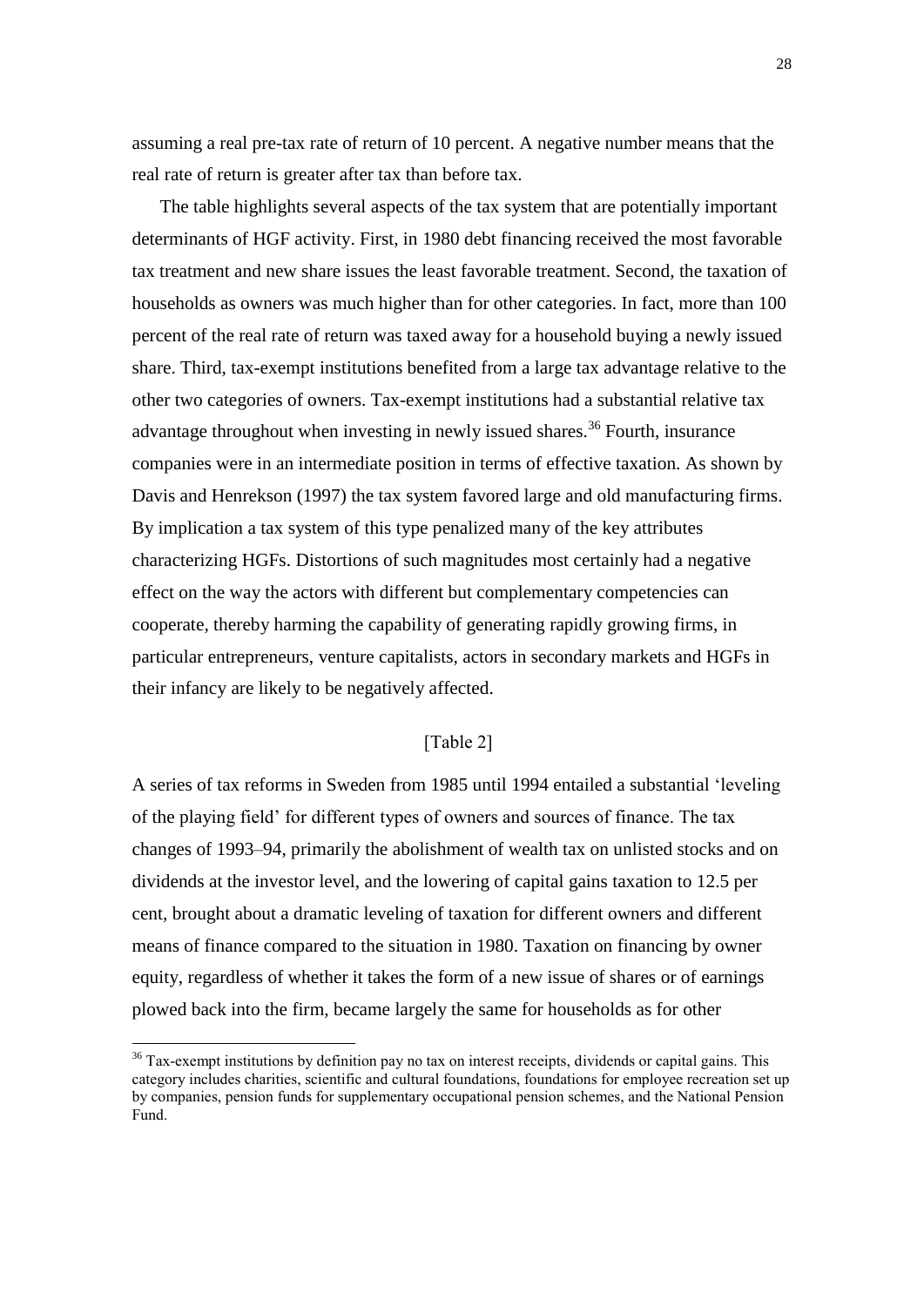assuming a real pre-tax rate of return of 10 percent. A negative number means that the real rate of return is greater after tax than before tax.

The table highlights several aspects of the tax system that are potentially important determinants of HGF activity. First, in 1980 debt financing received the most favorable tax treatment and new share issues the least favorable treatment. Second, the taxation of households as owners was much higher than for other categories. In fact, more than 100 percent of the real rate of return was taxed away for a household buying a newly issued share. Third, tax-exempt institutions benefited from a large tax advantage relative to the other two categories of owners. Tax-exempt institutions had a substantial relative tax advantage throughout when investing in newly issued shares.[36] Fourth, insurance companies were in an intermediate position in terms of effective taxation. As shown by Davis and Henrekson (1997) the tax system favored large and old manufacturing firms. By implication a tax system of this type penalized many of the key attributes characterizing HGFs. Distortions of such magnitudes most certainly had a negative effect on the way the actors with different but complementary competencies can cooperate, thereby harming the capability of generating rapidly growing firms, in particular entrepreneurs, venture capitalists, actors in secondary markets and HGFs in their infancy are likely to be negatively affected.

[Table 2]

A series of tax reforms in Sweden from 1985 until 1994 entailed a substantial 'leveling of the playing field' for different types of owners and sources of finance. The tax changes of 1993–94, primarily the abolishment of wealth tax on unlisted stocks and on dividends at the investor level, and the lowering of capital gains taxation to 12.5 per cent, brought about a dramatic leveling of taxation for different owners and different means of finance compared to the situation in 1980. Taxation on financing by owner equity, regardless of whether it takes the form of a new issue of shares or of earnings plowed back into the firm, became largely the same for households as for other

---

[36] Tax-exempt institutions by definition pay no tax on interest receipts, dividends or capital gains. This category includes charities, scientific and cultural foundations, foundations for employee recreation set up by companies, pension funds for supplementary occupational pension schemes, and the National Pension Fund.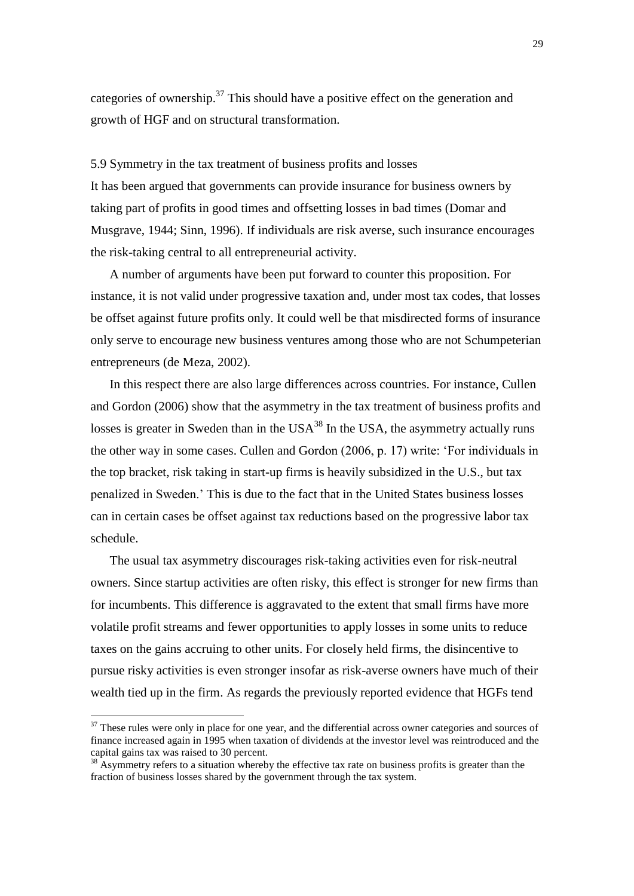categories of ownership.[37] This should have a positive effect on the generation and growth of HGF and on structural transformation.

### 5.9 Symmetry in the tax treatment of business profits and losses

It has been argued that governments can provide insurance for business owners by taking part of profits in good times and offsetting losses in bad times (Domar and Musgrave, 1944; Sinn, 1996). If individuals are risk averse, such insurance encourages the risk-taking central to all entrepreneurial activity.

A number of arguments have been put forward to counter this proposition. For instance, it is not valid under progressive taxation and, under most tax codes, that losses be offset against future profits only. It could well be that misdirected forms of insurance only serve to encourage new business ventures among those who are not Schumpeterian entrepreneurs (de Meza, 2002).

In this respect there are also large differences across countries. For instance, Cullen and Gordon (2006) show that the asymmetry in the tax treatment of business profits and losses is greater in Sweden than in the USA[38] In the USA, the asymmetry actually runs the other way in some cases. Cullen and Gordon (2006, p. 17) write: 'For individuals in the top bracket, risk taking in start-up firms is heavily subsidized in the U.S., but tax penalized in Sweden.' This is due to the fact that in the United States business losses can in certain cases be offset against tax reductions based on the progressive labor tax schedule.

The usual tax asymmetry discourages risk-taking activities even for risk-neutral owners. Since startup activities are often risky, this effect is stronger for new firms than for incumbents. This difference is aggravated to the extent that small firms have more volatile profit streams and fewer opportunities to apply losses in some units to reduce taxes on the gains accruing to other units. For closely held firms, the disincentive to pursue risky activities is even stronger insofar as risk-averse owners have much of their wealth tied up in the firm. As regards the previously reported evidence that HGFs tend

---

[37] These rules were only in place for one year, and the differential across owner categories and sources of finance increased again in 1995 when taxation of dividends at the investor level was reintroduced and the capital gains tax was raised to 30 percent.

[38] Asymmetry refers to a situation whereby the effective tax rate on business profits is greater than the fraction of business losses shared by the government through the tax system.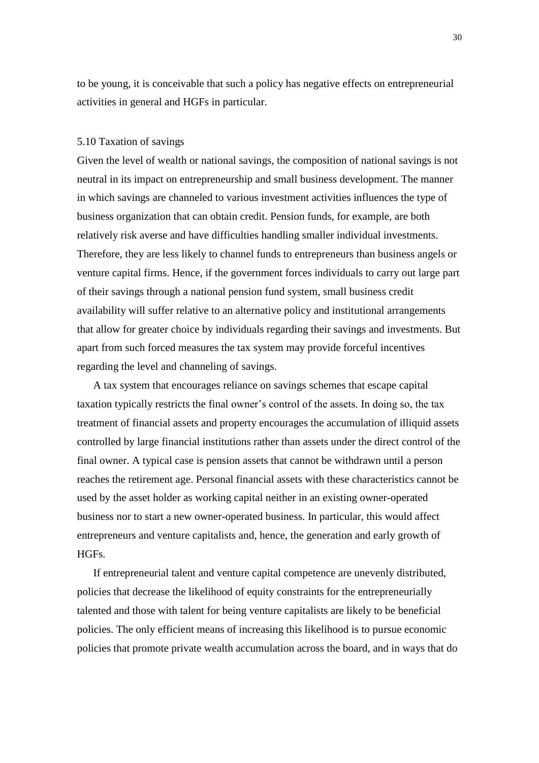to be young, it is conceivable that such a policy has negative effects on entrepreneurial activities in general and HGFs in particular.

### 5.10 Taxation of savings

Given the level of wealth or national savings, the composition of national savings is not neutral in its impact on entrepreneurship and small business development. The manner in which savings are channeled to various investment activities influences the type of business organization that can obtain credit. Pension funds, for example, are both relatively risk averse and have difficulties handling smaller individual investments. Therefore, they are less likely to channel funds to entrepreneurs than business angels or venture capital firms. Hence, if the government forces individuals to carry out large part of their savings through a national pension fund system, small business credit availability will suffer relative to an alternative policy and institutional arrangements that allow for greater choice by individuals regarding their savings and investments. But apart from such forced measures the tax system may provide forceful incentives regarding the level and channeling of savings.

A tax system that encourages reliance on savings schemes that escape capital taxation typically restricts the final owner's control of the assets. In doing so, the tax treatment of financial assets and property encourages the accumulation of illiquid assets controlled by large financial institutions rather than assets under the direct control of the final owner. A typical case is pension assets that cannot be withdrawn until a person reaches the retirement age. Personal financial assets with these characteristics cannot be used by the asset holder as working capital neither in an existing owner-operated business nor to start a new owner-operated business. In particular, this would affect entrepreneurs and venture capitalists and, hence, the generation and early growth of HGFs.

If entrepreneurial talent and venture capital competence are unevenly distributed, policies that decrease the likelihood of equity constraints for the entrepreneurially talented and those with talent for being venture capitalists are likely to be beneficial policies. The only efficient means of increasing this likelihood is to pursue economic policies that promote private wealth accumulation across the board, and in ways that do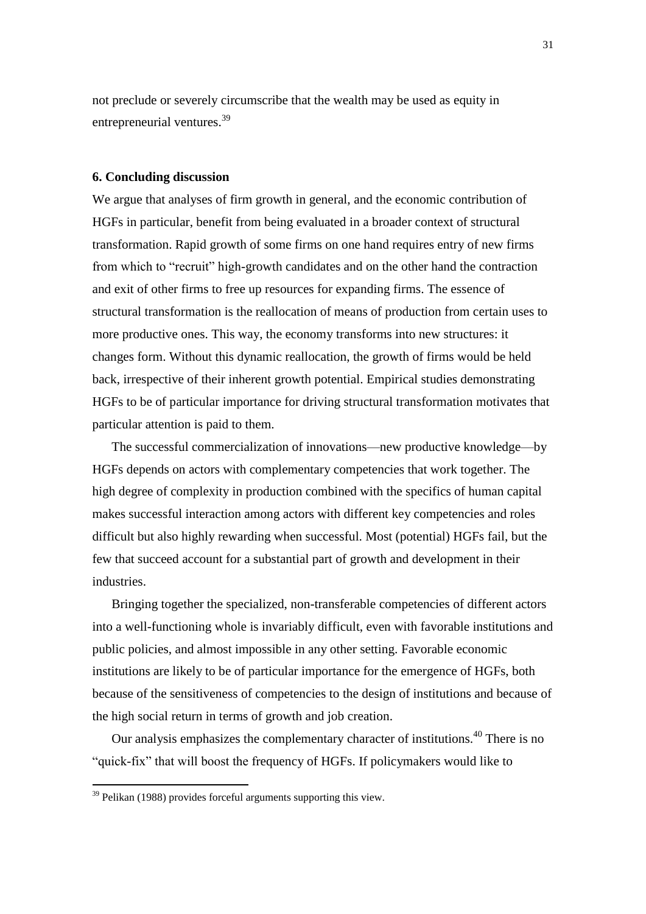not preclude or severely circumscribe that the wealth may be used as equity in entrepreneurial ventures.[39]

## 6. Concluding discussion

We argue that analyses of firm growth in general, and the economic contribution of HGFs in particular, benefit from being evaluated in a broader context of structural transformation. Rapid growth of some firms on one hand requires entry of new firms from which to "recruit" high-growth candidates and on the other hand the contraction and exit of other firms to free up resources for expanding firms. The essence of structural transformation is the reallocation of means of production from certain uses to more productive ones. This way, the economy transforms into new structures: it changes form. Without this dynamic reallocation, the growth of firms would be held back, irrespective of their inherent growth potential. Empirical studies demonstrating HGFs to be of particular importance for driving structural transformation motivates that particular attention is paid to them.

The successful commercialization of innovations—new productive knowledge—by HGFs depends on actors with complementary competencies that work together. The high degree of complexity in production combined with the specifics of human capital makes successful interaction among actors with different key competencies and roles difficult but also highly rewarding when successful. Most (potential) HGFs fail, but the few that succeed account for a substantial part of growth and development in their industries.

Bringing together the specialized, non-transferable competencies of different actors into a well-functioning whole is invariably difficult, even with favorable institutions and public policies, and almost impossible in any other setting. Favorable economic institutions are likely to be of particular importance for the emergence of HGFs, both because of the sensitiveness of competencies to the design of institutions and because of the high social return in terms of growth and job creation.

Our analysis emphasizes the complementary character of institutions.[40] There is no "quick-fix" that will boost the frequency of HGFs. If policymakers would like to

[39] Pelikan (1988) provides forceful arguments supporting this view.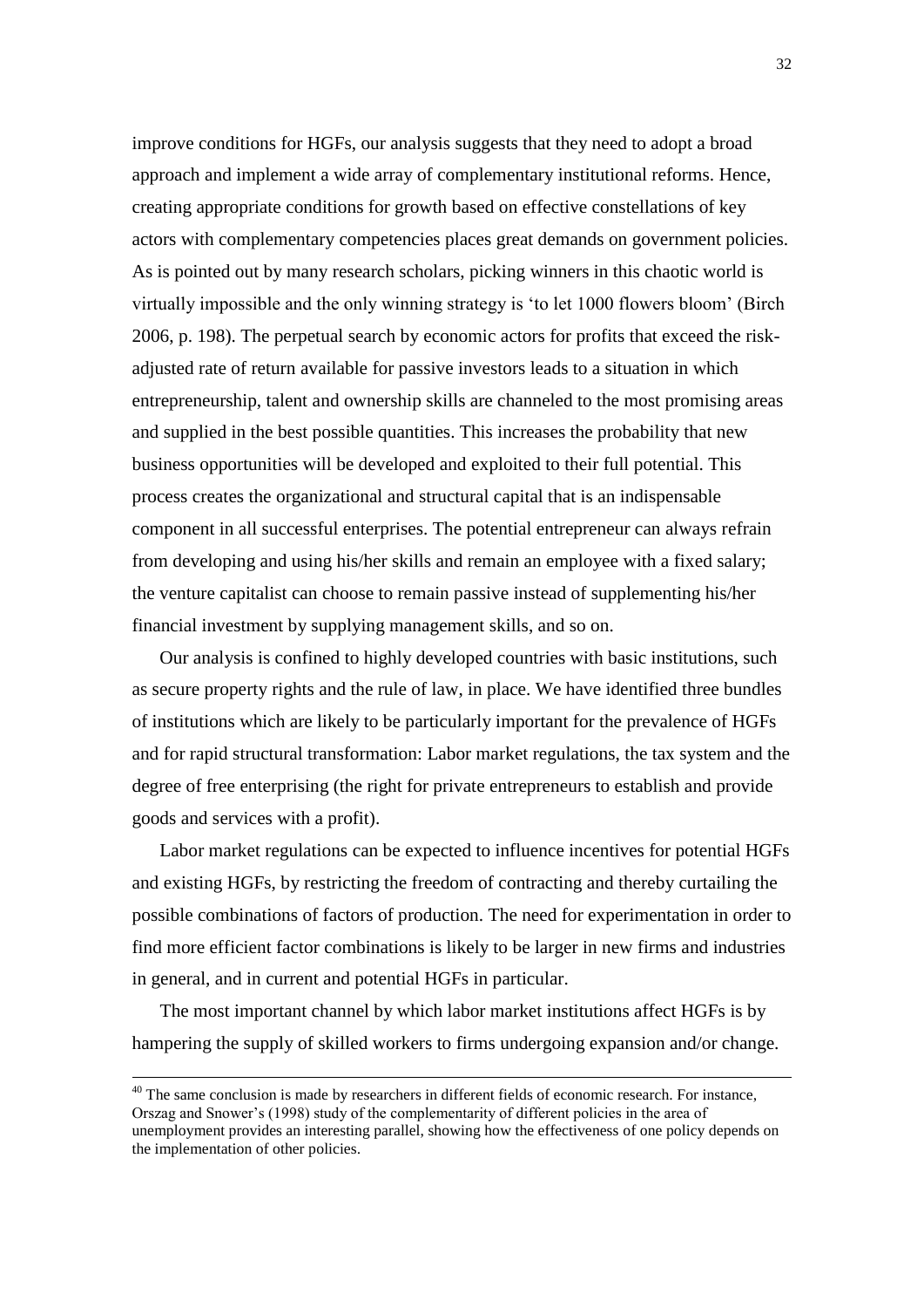improve conditions for HGFs, our analysis suggests that they need to adopt a broad approach and implement a wide array of complementary institutional reforms. Hence, creating appropriate conditions for growth based on effective constellations of key actors with complementary competencies places great demands on government policies. As is pointed out by many research scholars, picking winners in this chaotic world is virtually impossible and the only winning strategy is 'to let 1000 flowers bloom' (Birch 2006, p. 198). The perpetual search by economic actors for profits that exceed the risk-adjusted rate of return available for passive investors leads to a situation in which entrepreneurship, talent and ownership skills are channeled to the most promising areas and supplied in the best possible quantities. This increases the probability that new business opportunities will be developed and exploited to their full potential. This process creates the organizational and structural capital that is an indispensable component in all successful enterprises. The potential entrepreneur can always refrain from developing and using his/her skills and remain an employee with a fixed salary; the venture capitalist can choose to remain passive instead of supplementing his/her financial investment by supplying management skills, and so on.

Our analysis is confined to highly developed countries with basic institutions, such as secure property rights and the rule of law, in place. We have identified three bundles of institutions which are likely to be particularly important for the prevalence of HGFs and for rapid structural transformation: Labor market regulations, the tax system and the degree of free enterprising (the right for private entrepreneurs to establish and provide goods and services with a profit).

Labor market regulations can be expected to influence incentives for potential HGFs and existing HGFs, by restricting the freedom of contracting and thereby curtailing the possible combinations of factors of production. The need for experimentation in order to find more efficient factor combinations is likely to be larger in new firms and industries in general, and in current and potential HGFs in particular.

The most important channel by which labor market institutions affect HGFs is by hampering the supply of skilled workers to firms undergoing expansion and/or change.

[40] The same conclusion is made by researchers in different fields of economic research. For instance, Orszag and Snower's (1998) study of the complementarity of different policies in the area of unemployment provides an interesting parallel, showing how the effectiveness of one policy depends on the implementation of other policies.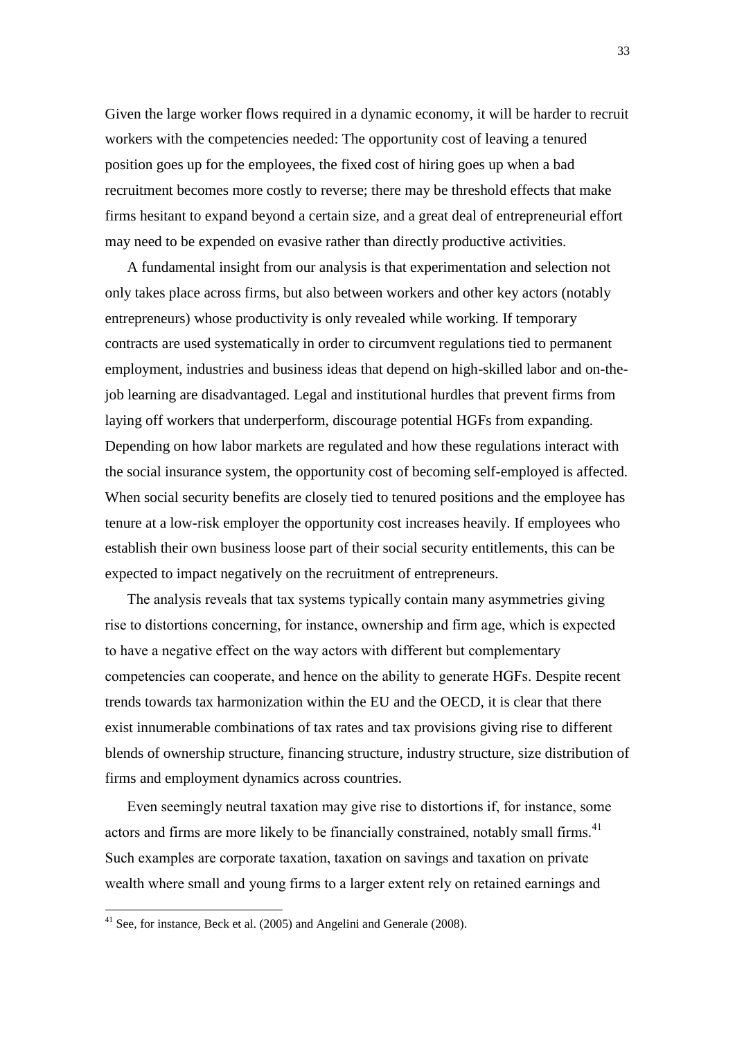Given the large worker flows required in a dynamic economy, it will be harder to recruit workers with the competencies needed: The opportunity cost of leaving a tenured position goes up for the employees, the fixed cost of hiring goes up when a bad recruitment becomes more costly to reverse; there may be threshold effects that make firms hesitant to expand beyond a certain size, and a great deal of entrepreneurial effort may need to be expended on evasive rather than directly productive activities.

A fundamental insight from our analysis is that experimentation and selection not only takes place across firms, but also between workers and other key actors (notably entrepreneurs) whose productivity is only revealed while working. If temporary contracts are used systematically in order to circumvent regulations tied to permanent employment, industries and business ideas that depend on high-skilled labor and on-the-job learning are disadvantaged. Legal and institutional hurdles that prevent firms from laying off workers that underperform, discourage potential HGFs from expanding. Depending on how labor markets are regulated and how these regulations interact with the social insurance system, the opportunity cost of becoming self-employed is affected. When social security benefits are closely tied to tenured positions and the employee has tenure at a low-risk employer the opportunity cost increases heavily. If employees who establish their own business loose part of their social security entitlements, this can be expected to impact negatively on the recruitment of entrepreneurs.

The analysis reveals that tax systems typically contain many asymmetries giving rise to distortions concerning, for instance, ownership and firm age, which is expected to have a negative effect on the way actors with different but complementary competencies can cooperate, and hence on the ability to generate HGFs. Despite recent trends towards tax harmonization within the EU and the OECD, it is clear that there exist innumerable combinations of tax rates and tax provisions giving rise to different blends of ownership structure, financing structure, industry structure, size distribution of firms and employment dynamics across countries.

Even seemingly neutral taxation may give rise to distortions if, for instance, some actors and firms are more likely to be financially constrained, notably small firms.[41] Such examples are corporate taxation, taxation on savings and taxation on private wealth where small and young firms to a larger extent rely on retained earnings and

[41] See, for instance, Beck et al. (2005) and Angelini and Generale (2008).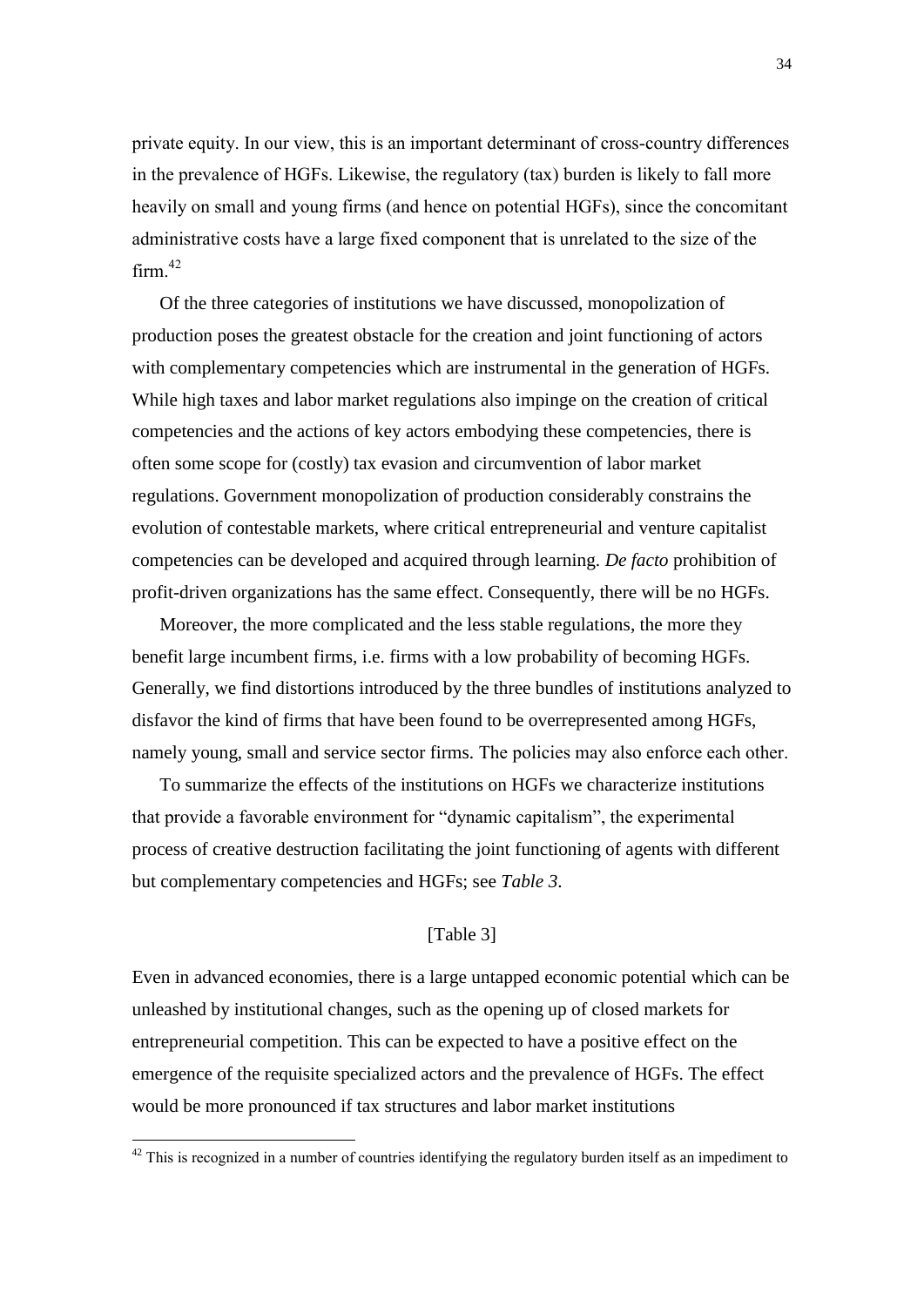private equity. In our view, this is an important determinant of cross-country differences in the prevalence of HGFs. Likewise, the regulatory (tax) burden is likely to fall more heavily on small and young firms (and hence on potential HGFs), since the concomitant administrative costs have a large fixed component that is unrelated to the size of the firm.[42]

Of the three categories of institutions we have discussed, monopolization of production poses the greatest obstacle for the creation and joint functioning of actors with complementary competencies which are instrumental in the generation of HGFs. While high taxes and labor market regulations also impinge on the creation of critical competencies and the actions of key actors embodying these competencies, there is often some scope for (costly) tax evasion and circumvention of labor market regulations. Government monopolization of production considerably constrains the evolution of contestable markets, where critical entrepreneurial and venture capitalist competencies can be developed and acquired through learning. *De facto* prohibition of profit-driven organizations has the same effect. Consequently, there will be no HGFs.

Moreover, the more complicated and the less stable regulations, the more they benefit large incumbent firms, i.e. firms with a low probability of becoming HGFs. Generally, we find distortions introduced by the three bundles of institutions analyzed to disfavor the kind of firms that have been found to be overrepresented among HGFs, namely young, small and service sector firms. The policies may also enforce each other.

To summarize the effects of the institutions on HGFs we characterize institutions that provide a favorable environment for "dynamic capitalism", the experimental process of creative destruction facilitating the joint functioning of agents with different but complementary competencies and HGFs; see *Table 3*.

[Table 3]

Even in advanced economies, there is a large untapped economic potential which can be unleashed by institutional changes, such as the opening up of closed markets for entrepreneurial competition. This can be expected to have a positive effect on the emergence of the requisite specialized actors and the prevalence of HGFs. The effect would be more pronounced if tax structures and labor market institutions

[42] This is recognized in a number of countries identifying the regulatory burden itself as an impediment to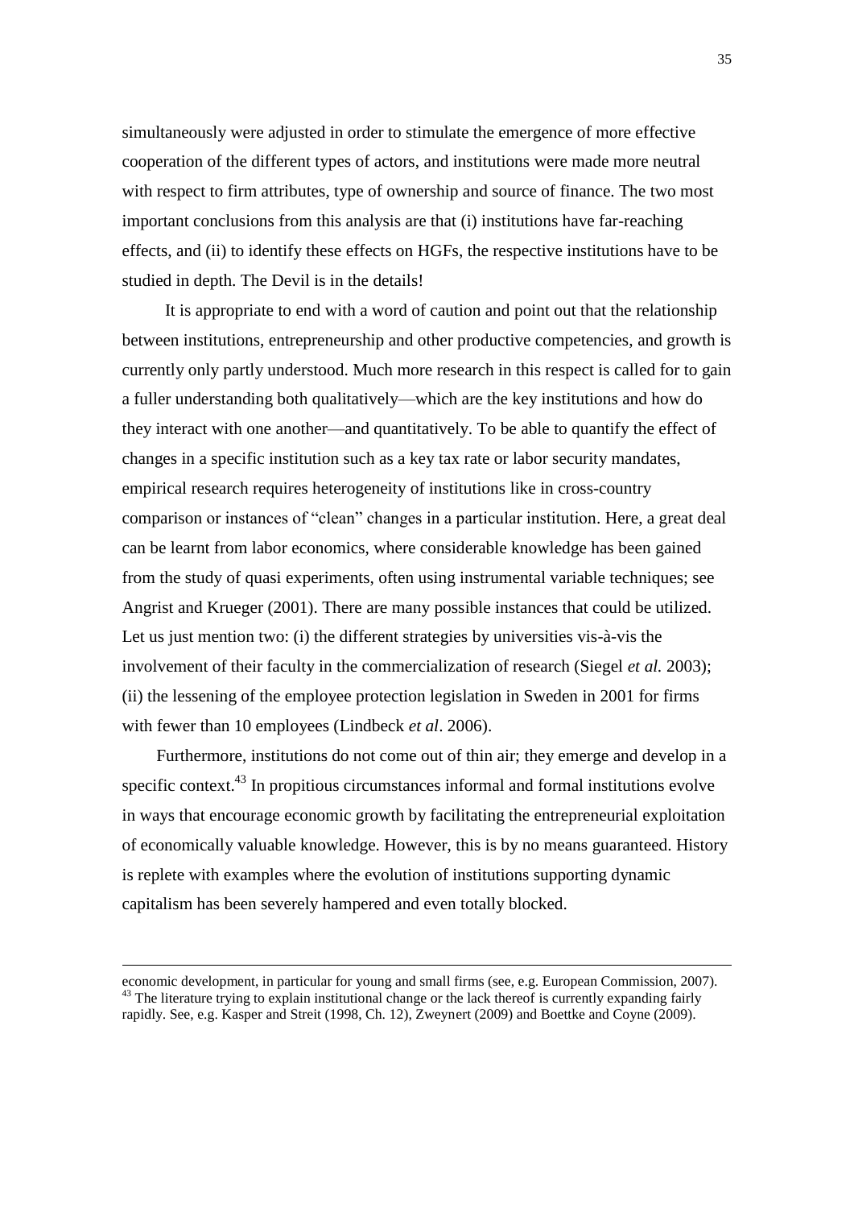simultaneously were adjusted in order to stimulate the emergence of more effective cooperation of the different types of actors, and institutions were made more neutral with respect to firm attributes, type of ownership and source of finance. The two most important conclusions from this analysis are that (i) institutions have far-reaching effects, and (ii) to identify these effects on HGFs, the respective institutions have to be studied in depth. The Devil is in the details!

It is appropriate to end with a word of caution and point out that the relationship between institutions, entrepreneurship and other productive competencies, and growth is currently only partly understood. Much more research in this respect is called for to gain a fuller understanding both qualitatively—which are the key institutions and how do they interact with one another—and quantitatively. To be able to quantify the effect of changes in a specific institution such as a key tax rate or labor security mandates, empirical research requires heterogeneity of institutions like in cross-country comparison or instances of "clean" changes in a particular institution. Here, a great deal can be learnt from labor economics, where considerable knowledge has been gained from the study of quasi experiments, often using instrumental variable techniques; see Angrist and Krueger (2001). There are many possible instances that could be utilized. Let us just mention two: (i) the different strategies by universities vis-à-vis the involvement of their faculty in the commercialization of research (Siegel *et al.* 2003); (ii) the lessening of the employee protection legislation in Sweden in 2001 for firms with fewer than 10 employees (Lindbeck *et al*. 2006).

Furthermore, institutions do not come out of thin air; they emerge and develop in a specific context.[43] In propitious circumstances informal and formal institutions evolve in ways that encourage economic growth by facilitating the entrepreneurial exploitation of economically valuable knowledge. However, this is by no means guaranteed. History is replete with examples where the evolution of institutions supporting dynamic capitalism has been severely hampered and even totally blocked.

---

economic development, in particular for young and small firms (see, e.g. European Commission, 2007).

[43] The literature trying to explain institutional change or the lack thereof is currently expanding fairly rapidly. See, e.g. Kasper and Streit (1998, Ch. 12), Zweynert (2009) and Boettke and Coyne (2009).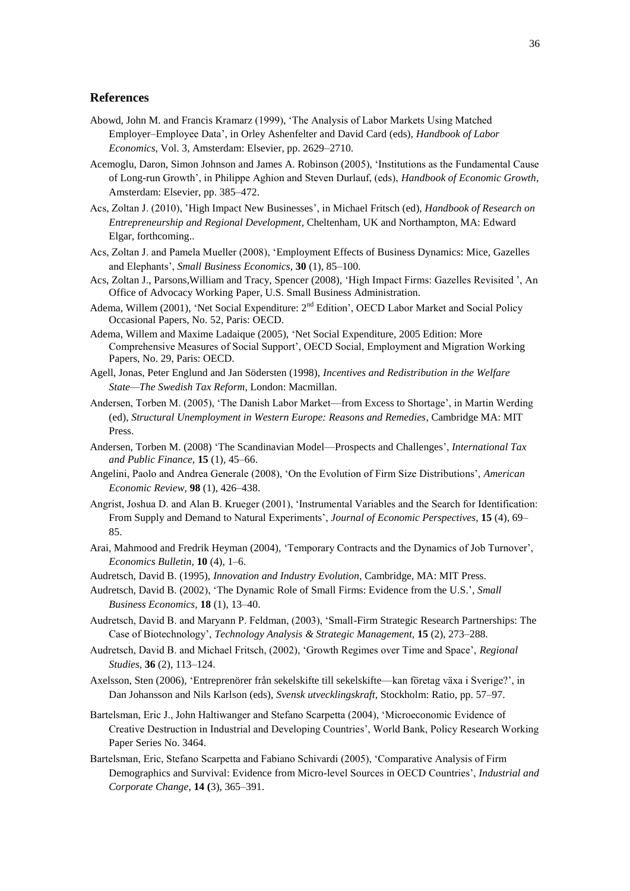## References

Abowd, John M. and Francis Kramarz (1999), 'The Analysis of Labor Markets Using Matched Employer–Employee Data', in Orley Ashenfelter and David Card (eds), *Handbook of Labor Economics*, Vol. 3, Amsterdam: Elsevier, pp. 2629–2710.

Acemoglu, Daron, Simon Johnson and James A. Robinson (2005), 'Institutions as the Fundamental Cause of Long-run Growth', in Philippe Aghion and Steven Durlauf, (eds), *Handbook of Economic Growth*, Amsterdam: Elsevier, pp. 385–472.

Acs, Zoltan J. (2010), 'High Impact New Businesses', in Michael Fritsch (ed), *Handbook of Research on Entrepreneurship and Regional Development*, Cheltenham, UK and Northampton, MA: Edward Elgar, forthcoming..

Acs, Zoltan J. and Pamela Mueller (2008), 'Employment Effects of Business Dynamics: Mice, Gazelles and Elephants', *Small Business Economics*, **30** (1), 85–100.

Acs, Zoltan J., Parsons,William and Tracy, Spencer (2008), 'High Impact Firms: Gazelles Revisited ', An Office of Advocacy Working Paper, U.S. Small Business Administration.

Adema, Willem (2001), 'Net Social Expenditure: 2nd Edition', OECD Labor Market and Social Policy Occasional Papers, No. 52, Paris: OECD.

Adema, Willem and Maxime Ladaique (2005), 'Net Social Expenditure, 2005 Edition: More Comprehensive Measures of Social Support', OECD Social, Employment and Migration Working Papers, No. 29, Paris: OECD.

Agell, Jonas, Peter Englund and Jan Södersten (1998), *Incentives and Redistribution in the Welfare State—The Swedish Tax Reform*, London: Macmillan.

Andersen, Torben M. (2005), 'The Danish Labor Market—from Excess to Shortage', in Martin Werding (ed), *Structural Unemployment in Western Europe: Reasons and Remedies*, Cambridge MA: MIT Press.

Andersen, Torben M. (2008) 'The Scandinavian Model—Prospects and Challenges', *International Tax and Public Finance*, **15** (1), 45–66.

Angelini, Paolo and Andrea Generale (2008), 'On the Evolution of Firm Size Distributions', *American Economic Review*, **98** (1), 426–438.

Angrist, Joshua D. and Alan B. Krueger (2001), 'Instrumental Variables and the Search for Identification: From Supply and Demand to Natural Experiments', *Journal of Economic Perspectives*, **15** (4), 69–85.

Arai, Mahmood and Fredrik Heyman (2004), 'Temporary Contracts and the Dynamics of Job Turnover', *Economics Bulletin*, **10** (4), 1–6.

Audretsch, David B. (1995), *Innovation and Industry Evolution*, Cambridge, MA: MIT Press.

Audretsch, David B. (2002), 'The Dynamic Role of Small Firms: Evidence from the U.S.', *Small Business Economics*, **18** (1), 13–40.

Audretsch, David B. and Maryann P. Feldman, (2003), 'Small-Firm Strategic Research Partnerships: The Case of Biotechnology', *Technology Analysis & Strategic Management*, **15** (2), 273–288.

Audretsch, David B. and Michael Fritsch, (2002), 'Growth Regimes over Time and Space', *Regional Studies*, **36** (2), 113–124.

Axelsson, Sten (2006), 'Entreprenörer från sekelskifte till sekelskifte—kan företag växa i Sverige?', in Dan Johansson and Nils Karlsson (eds), *Svensk utvecklingskraft*, Stockholm: Ratio, pp. 57–97.

Bartelsman, Eric J., John Haltiwanger and Stefano Scarpetta (2004), 'Microeconomic Evidence of Creative Destruction in Industrial and Developing Countries', World Bank, Policy Research Working Paper Series No. 3464.

Bartelsman, Eric, Stefano Scarpetta and Fabiano Schivardi (2005), 'Comparative Analysis of Firm Demographics and Survival: Evidence from Micro-level Sources in OECD Countries', *Industrial and Corporate Change*, **14 (**3), 365–391.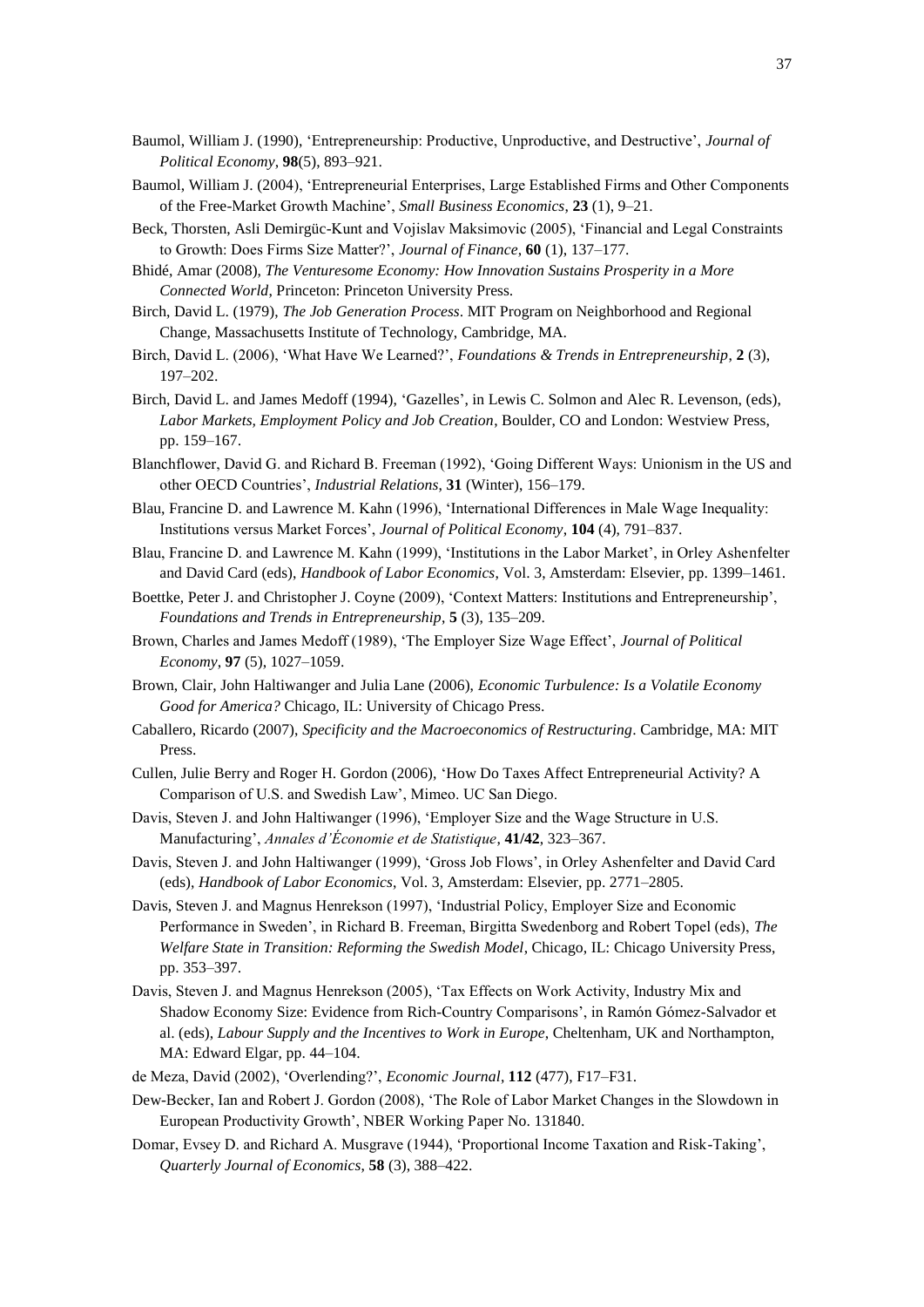Baumol, William J. (1990), 'Entrepreneurship: Productive, Unproductive, and Destructive', *Journal of Political Economy*, **98**(5), 893–921.

Baumol, William J. (2004), 'Entrepreneurial Enterprises, Large Established Firms and Other Components of the Free-Market Growth Machine', *Small Business Economics*, **23** (1), 9–21.

Beck, Thorsten, Asli Demirgüc-Kunt and Vojislav Maksimovic (2005), 'Financial and Legal Constraints to Growth: Does Firms Size Matter?', *Journal of Finance*, **60** (1), 137–177.

Bhidé, Amar (2008), *The Venturesome Economy: How Innovation Sustains Prosperity in a More Connected World*, Princeton: Princeton University Press.

Birch, David L. (1979), *The Job Generation Process*. MIT Program on Neighborhood and Regional Change, Massachusetts Institute of Technology, Cambridge, MA.

Birch, David L. (2006), 'What Have We Learned?', *Foundations & Trends in Entrepreneurship*, **2** (3), 197–202.

Birch, David L. and James Medoff (1994), 'Gazelles', in Lewis C. Solmon and Alec R. Levenson, (eds), *Labor Markets, Employment Policy and Job Creation*, Boulder, CO and London: Westview Press, pp. 159–167.

Blanchflower, David G. and Richard B. Freeman (1992), 'Going Different Ways: Unionism in the US and other OECD Countries', *Industrial Relations*, **31** (Winter), 156–179.

Blau, Francine D. and Lawrence M. Kahn (1996), 'International Differences in Male Wage Inequality: Institutions versus Market Forces', *Journal of Political Economy*, **104** (4), 791–837.

Blau, Francine D. and Lawrence M. Kahn (1999), 'Institutions in the Labor Market', in Orley Ashenfelter and David Card (eds), *Handbook of Labor Economics*, Vol. 3, Amsterdam: Elsevier, pp. 1399–1461.

Boettke, Peter J. and Christopher J. Coyne (2009), 'Context Matters: Institutions and Entrepreneurship', *Foundations and Trends in Entrepreneurship*, **5** (3), 135–209.

Brown, Charles and James Medoff (1989), 'The Employer Size Wage Effect', *Journal of Political Economy*, **97** (5), 1027–1059.

Brown, Clair, John Haltiwanger and Julia Lane (2006), *Economic Turbulence: Is a Volatile Economy Good for America?* Chicago, IL: University of Chicago Press.

Caballero, Ricardo (2007), *Specificity and the Macroeconomics of Restructuring*. Cambridge, MA: MIT Press.

Cullen, Julie Berry and Roger H. Gordon (2006), 'How Do Taxes Affect Entrepreneurial Activity? A Comparison of U.S. and Swedish Law', Mimeo. UC San Diego.

Davis, Steven J. and John Haltiwanger (1996), 'Employer Size and the Wage Structure in U.S. Manufacturing', *Annales d'Économie et de Statistique*, **41/42**, 323–367.

Davis, Steven J. and John Haltiwanger (1999), 'Gross Job Flows', in Orley Ashenfelter and David Card (eds), *Handbook of Labor Economics*, Vol. 3, Amsterdam: Elsevier, pp. 2771–2805.

Davis, Steven J. and Magnus Henrekson (1997), 'Industrial Policy, Employer Size and Economic Performance in Sweden', in Richard B. Freeman, Birgitta Swedenborg and Robert Topel (eds), *The Welfare State in Transition: Reforming the Swedish Model*, Chicago, IL: Chicago University Press, pp. 353–397.

Davis, Steven J. and Magnus Henrekson (2005), 'Tax Effects on Work Activity, Industry Mix and Shadow Economy Size: Evidence from Rich-Country Comparisons', in Ramón Gómez-Salvador et al. (eds), *Labour Supply and the Incentives to Work in Europe*, Cheltenham, UK and Northampton, MA: Edward Elgar, pp. 44–104.

de Meza, David (2002), 'Overlending?', *Economic Journal*, **112** (477), F17–F31.

Dew-Becker, Ian and Robert J. Gordon (2008), 'The Role of Labor Market Changes in the Slowdown in European Productivity Growth', NBER Working Paper No. 131840.

Domar, Evsey D. and Richard A. Musgrave (1944), 'Proportional Income Taxation and Risk-Taking', *Quarterly Journal of Economics*, **58** (3), 388–422.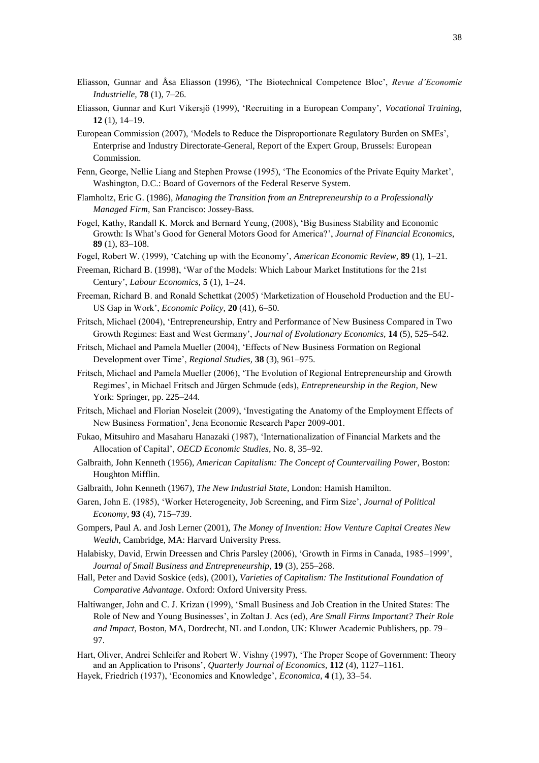Eliasson, Gunnar and Åsa Eliasson (1996), 'The Biotechnical Competence Bloc', *Revue d'Economie Industrielle,* **78** (1), 7–26.

Eliasson, Gunnar and Kurt Vikersjö (1999), 'Recruiting in a European Company', *Vocational Training,* **12** (1), 14–19.

European Commission (2007), 'Models to Reduce the Disproportionate Regulatory Burden on SMEs', Enterprise and Industry Directorate-General, Report of the Expert Group, Brussels: European Commission.

Fenn, George, Nellie Liang and Stephen Prowse (1995), 'The Economics of the Private Equity Market', Washington, D.C.: Board of Governors of the Federal Reserve System.

Flamholtz, Eric G. (1986), *Managing the Transition from an Entrepreneurship to a Professionally Managed Firm*, San Francisco: Jossey-Bass.

Fogel, Kathy, Randall K. Morck and Bernard Yeung, (2008), 'Big Business Stability and Economic Growth: Is What's Good for General Motors Good for America?', *Journal of Financial Economics*, **89** (1), 83–108.

Fogel, Robert W. (1999), 'Catching up with the Economy', *American Economic Review*, **89** (1), 1–21.

Freeman, Richard B. (1998), 'War of the Models: Which Labour Market Institutions for the 21st Century', *Labour Economics,* **5** (1), 1–24.

Freeman, Richard B. and Ronald Schettkat (2005) 'Marketization of Household Production and the EU-US Gap in Work', *Economic Policy,* **20** (41), 6–50.

Fritsch, Michael (2004), 'Entrepreneurship, Entry and Performance of New Business Compared in Two Growth Regimes: East and West Germany', *Journal of Evolutionary Economics,* **14** (5), 525–542.

Fritsch, Michael and Pamela Mueller (2004), 'Effects of New Business Formation on Regional Development over Time', *Regional Studies,* **38** (3), 961–975.

Fritsch, Michael and Pamela Mueller (2006), 'The Evolution of Regional Entrepreneurship and Growth Regimes', in Michael Fritsch and Jürgen Schmude (eds), *Entrepreneurship in the Region*, New York: Springer, pp. 225–244.

Fritsch, Michael and Florian Noseleit (2009), 'Investigating the Anatomy of the Employment Effects of New Business Formation', Jena Economic Research Paper 2009-001.

Fukao, Mitsuhiro and Masaharu Hanazaki (1987), 'Internationalization of Financial Markets and the Allocation of Capital', *OECD Economic Studies*, No. 8, 35–92.

Galbraith, John Kenneth (1956), *American Capitalism: The Concept of Countervailing Power*, Boston: Houghton Mifflin.

Galbraith, John Kenneth (1967), *The New Industrial State*, London: Hamish Hamilton.

Garen, John E. (1985), 'Worker Heterogeneity, Job Screening, and Firm Size', *Journal of Political Economy,* **93** (4), 715–739.

Gompers, Paul A. and Josh Lerner (2001), *The Money of Invention: How Venture Capital Creates New Wealth*, Cambridge, MA: Harvard University Press.

Halabisky, David, Erwin Dreessen and Chris Parsley (2006), 'Growth in Firms in Canada, 1985–1999', *Journal of Small Business and Entrepreneurship,* **19** (3), 255–268.

Hall, Peter and David Soskice (eds), (2001), *Varieties of Capitalism: The Institutional Foundation of Comparative Advantage*. Oxford: Oxford University Press.

Haltiwanger, John and C. J. Krizan (1999), 'Small Business and Job Creation in the United States: The Role of New and Young Businesses', in Zoltan J. Acs (ed), *Are Small Firms Important? Their Role and Impact,* Boston, MA, Dordrecht, NL and London, UK: Kluwer Academic Publishers, pp. 79–97.

Hart, Oliver, Andrei Schleifer and Robert W. Vishny (1997), 'The Proper Scope of Government: Theory and an Application to Prisons', *Quarterly Journal of Economics*, **112** (4), 1127–1161.

Hayek, Friedrich (1937), 'Economics and Knowledge', *Economica,* **4** (1), 33–54.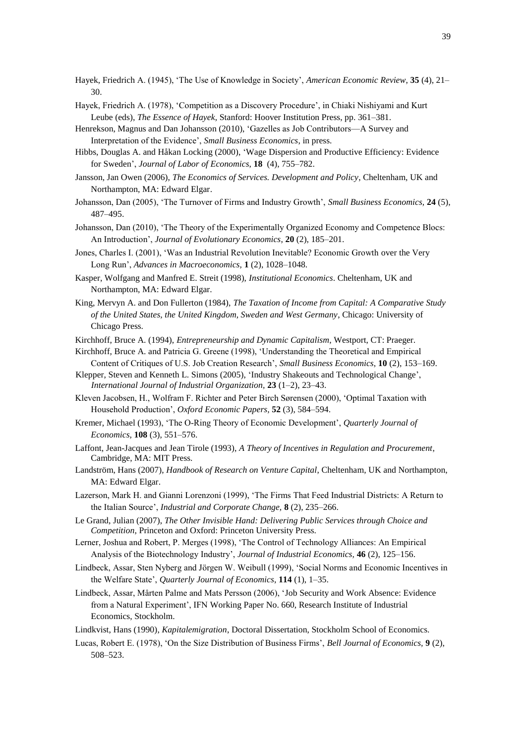Hayek, Friedrich A. (1945), 'The Use of Knowledge in Society', *American Economic Review*, **35** (4), 21–30.

Hayek, Friedrich A. (1978), 'Competition as a Discovery Procedure', in Chiaki Nishiyami and Kurt Leube (eds), *The Essence of Hayek*, Stanford: Hoover Institution Press, pp. 361–381.

Henrekson, Magnus and Dan Johansson (2010), 'Gazelles as Job Contributors—A Survey and Interpretation of the Evidence', *Small Business Economics*, in press.

Hibbs, Douglas A. and Håkan Locking (2000), 'Wage Dispersion and Productive Efficiency: Evidence for Sweden', *Journal of Labor of Economics,* **18** (4), 755–782.

Jansson, Jan Owen (2006), *The Economics of Services. Development and Policy*, Cheltenham, UK and Northampton, MA: Edward Elgar.

Johansson, Dan (2005), 'The Turnover of Firms and Industry Growth', *Small Business Economics,* **24** (5), 487–495.

Johansson, Dan (2010), 'The Theory of the Experimentally Organized Economy and Competence Blocs: An Introduction', *Journal of Evolutionary Economics*, **20** (2), 185–201.

Jones, Charles I. (2001), 'Was an Industrial Revolution Inevitable? Economic Growth over the Very Long Run', *Advances in Macroeconomics,* **1** (2), 1028–1048.

Kasper, Wolfgang and Manfred E. Streit (1998), *Institutional Economics*. Cheltenham, UK and Northampton, MA: Edward Elgar.

King, Mervyn A. and Don Fullerton (1984), *The Taxation of Income from Capital: A Comparative Study of the United States, the United Kingdom, Sweden and West Germany*, Chicago: University of Chicago Press.

Kirchhoff, Bruce A. (1994), *Entrepreneurship and Dynamic Capitalism*, Westport, CT: Praeger.

Kirchhoff, Bruce A. and Patricia G. Greene (1998), 'Understanding the Theoretical and Empirical Content of Critiques of U.S. Job Creation Research', *Small Business Economics*, **10** (2), 153–169.

Klepper, Steven and Kenneth L. Simons (2005), 'Industry Shakeouts and Technological Change', *International Journal of Industrial Organization,* **23** (1–2), 23–43.

Kleven Jacobsen, H., Wolfram F. Richter and Peter Birch Sørensen (2000), 'Optimal Taxation with Household Production', *Oxford Economic Papers,* **52** (3), 584–594.

Kremer, Michael (1993), 'The O-Ring Theory of Economic Development', *Quarterly Journal of Economics,* **108** (3), 551–576.

Laffont, Jean-Jacques and Jean Tirole (1993), *A Theory of Incentives in Regulation and Procurement*, Cambridge, MA: MIT Press.

Landström, Hans (2007), *Handbook of Research on Venture Capital*, Cheltenham, UK and Northampton, MA: Edward Elgar.

Lazerson, Mark H. and Gianni Lorenzoni (1999), 'The Firms That Feed Industrial Districts: A Return to the Italian Source', *Industrial and Corporate Change,* **8** (2), 235–266.

Le Grand, Julian (2007), *The Other Invisible Hand: Delivering Public Services through Choice and Competition*, Princeton and Oxford: Princeton University Press.

Lerner, Joshua and Robert, P. Merges (1998), 'The Control of Technology Alliances: An Empirical Analysis of the Biotechnology Industry', *Journal of Industrial Economics,* **46** (2), 125–156.

Lindbeck, Assar, Sten Nyberg and Jörgen W. Weibull (1999), 'Social Norms and Economic Incentives in the Welfare State', *Quarterly Journal of Economics*, **114** (1), 1–35.

Lindbeck, Assar, Mårten Palme and Mats Persson (2006), 'Job Security and Work Absence: Evidence from a Natural Experiment', IFN Working Paper No. 660, Research Institute of Industrial Economics, Stockholm.

Lindkvist, Hans (1990), *Kapitalemigration*, Doctoral Dissertation, Stockholm School of Economics.

Lucas, Robert E. (1978), 'On the Size Distribution of Business Firms', *Bell Journal of Economics,* **9** (2), 508–523.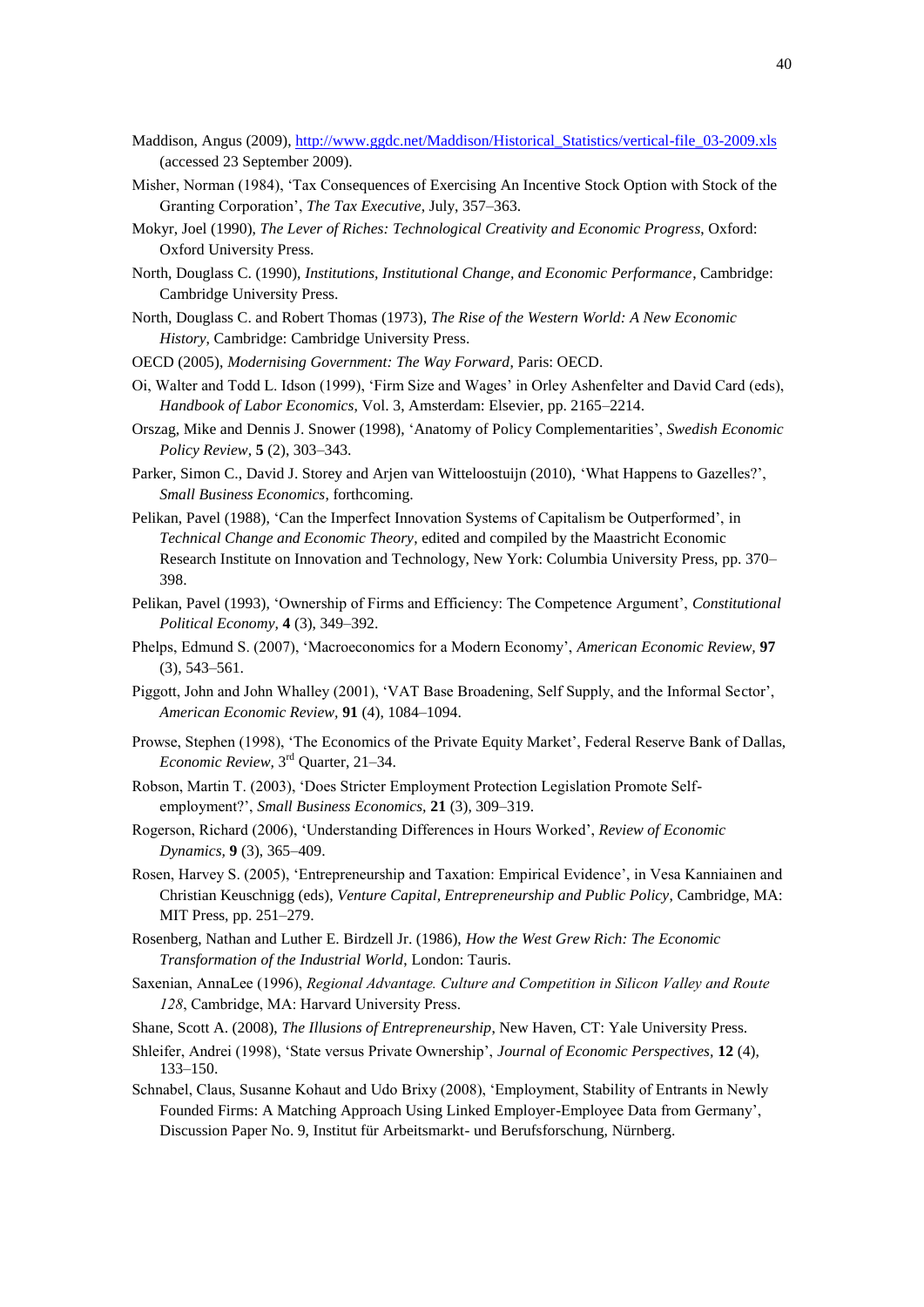Maddison, Angus (2009), [http://www.ggdc.net/Maddison/Historical_Statistics/vertical-file_03-2009.xls](http://www.ggdc.net/Maddison/Historical_Statistics/vertical-file_03-2009.xls) (accessed 23 September 2009).

Misher, Norman (1984), 'Tax Consequences of Exercising An Incentive Stock Option with Stock of the Granting Corporation', *The Tax Executive*, July, 357–363.

Mokyr, Joel (1990), *The Lever of Riches: Technological Creativity and Economic Progress*, Oxford: Oxford University Press.

North, Douglass C. (1990), *Institutions, Institutional Change, and Economic Performance*, Cambridge: Cambridge University Press.

North, Douglass C. and Robert Thomas (1973), *The Rise of the Western World: A New Economic History*, Cambridge: Cambridge University Press.

OECD (2005), *Modernising Government: The Way Forward*, Paris: OECD.

Oi, Walter and Todd L. Idson (1999), 'Firm Size and Wages' in Orley Ashenfelter and David Card (eds), *Handbook of Labor Economics*, Vol. 3, Amsterdam: Elsevier, pp. 2165–2214.

Orszag, Mike and Dennis J. Snower (1998), 'Anatomy of Policy Complementarities', *Swedish Economic Policy Review*, **5** (2), 303–343.

Parker, Simon C., David J. Storey and Arjen van Witteloostuijn (2010), 'What Happens to Gazelles?', *Small Business Economics*, forthcoming.

Pelikan, Pavel (1988), 'Can the Imperfect Innovation Systems of Capitalism be Outperformed', in *Technical Change and Economic Theory*, edited and compiled by the Maastricht Economic Research Institute on Innovation and Technology, New York: Columbia University Press, pp. 370–398.

Pelikan, Pavel (1993), 'Ownership of Firms and Efficiency: The Competence Argument', *Constitutional Political Economy*, **4** (3), 349–392.

Phelps, Edmund S. (2007), 'Macroeconomics for a Modern Economy', *American Economic Review*, **97** (3), 543–561.

Piggott, John and John Whalley (2001), 'VAT Base Broadening, Self Supply, and the Informal Sector', *American Economic Review*, **91** (4), 1084–1094.

Prowse, Stephen (1998), 'The Economics of the Private Equity Market', Federal Reserve Bank of Dallas, *Economic Review*, 3rd Quarter, 21–34.

Robson, Martin T. (2003), 'Does Stricter Employment Protection Legislation Promote Self-employment?', *Small Business Economics*, **21** (3), 309–319.

Rogerson, Richard (2006), 'Understanding Differences in Hours Worked', *Review of Economic Dynamics*, **9** (3), 365–409.

Rosen, Harvey S. (2005), 'Entrepreneurship and Taxation: Empirical Evidence', in Vesa Kanniainen and Christian Keuschnigg (eds), *Venture Capital, Entrepreneurship and Public Policy*, Cambridge, MA: MIT Press, pp. 251–279.

Rosenberg, Nathan and Luther E. Birdzell Jr. (1986), *How the West Grew Rich: The Economic Transformation of the Industrial World*, London: Tauris.

Saxenian, AnnaLee (1996), *Regional Advantage. Culture and Competition in Silicon Valley and Route 128*, Cambridge, MA: Harvard University Press.

Shane, Scott A. (2008), *The Illusions of Entrepreneurship*, New Haven, CT: Yale University Press.

Shleifer, Andrei (1998), 'State versus Private Ownership', *Journal of Economic Perspectives*, **12** (4), 133–150.

Schnabel, Claus, Susanne Kohaut and Udo Brixy (2008), 'Employment, Stability of Entrants in Newly Founded Firms: A Matching Approach Using Linked Employer-Employee Data from Germany', Discussion Paper No. 9, Institut für Arbeitsmarkt- und Berufsforschung, Nürnberg.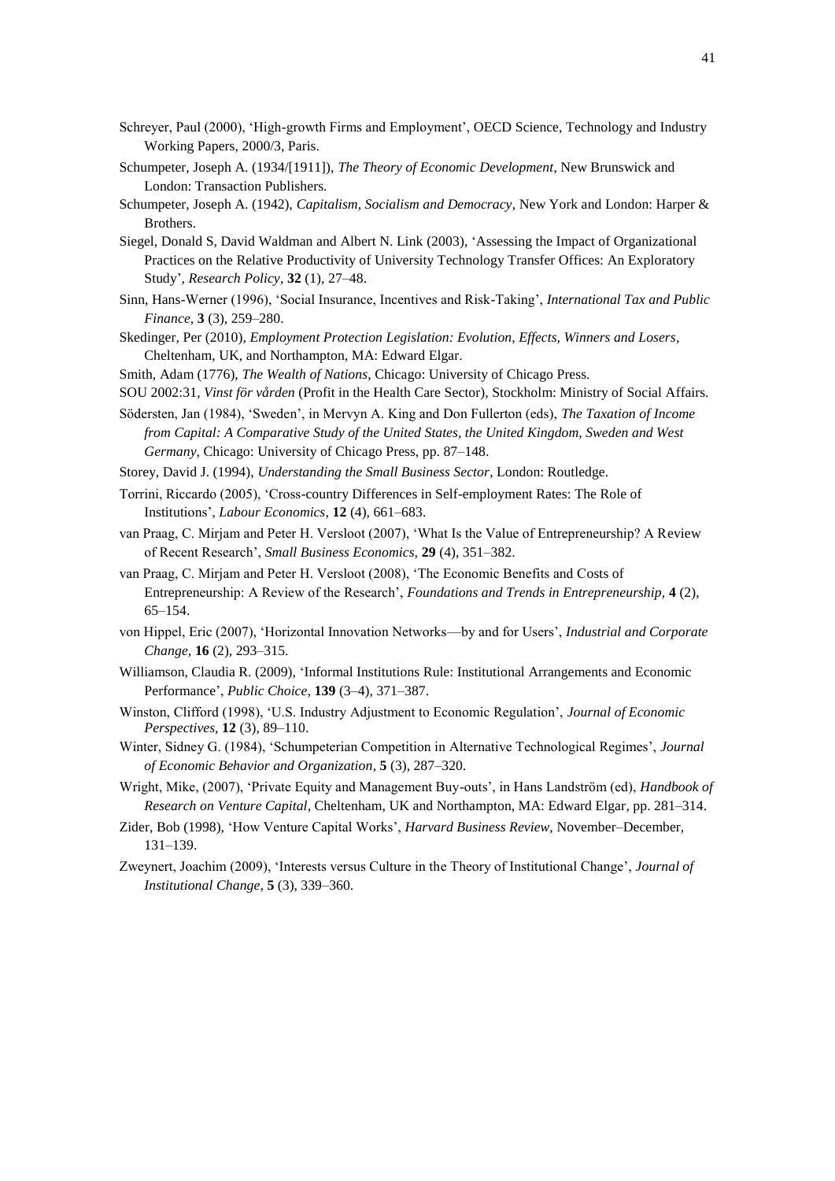Schreyer, Paul (2000), 'High-growth Firms and Employment', OECD Science, Technology and Industry Working Papers, 2000/3, Paris.

Schumpeter, Joseph A. (1934/[1911]), *The Theory of Economic Development*, New Brunswick and London: Transaction Publishers.

Schumpeter, Joseph A. (1942), *Capitalism, Socialism and Democracy*, New York and London: Harper & Brothers.

Siegel, Donald S, David Waldman and Albert N. Link (2003), 'Assessing the Impact of Organizational Practices on the Relative Productivity of University Technology Transfer Offices: An Exploratory Study', *Research Policy*, **32** (1), 27–48.

Sinn, Hans-Werner (1996), 'Social Insurance, Incentives and Risk-Taking', *International Tax and Public Finance*, **3** (3), 259–280.

Skedinger, Per (2010), *Employment Protection Legislation: Evolution, Effects, Winners and Losers*, Cheltenham, UK, and Northampton, MA: Edward Elgar.

Smith, Adam (1776), *The Wealth of Nations*, Chicago: University of Chicago Press.

SOU 2002:31, *Vinst för vården* (Profit in the Health Care Sector), Stockholm: Ministry of Social Affairs.

Södersten, Jan (1984), 'Sweden', in Mervyn A. King and Don Fullerton (eds), *The Taxation of Income from Capital: A Comparative Study of the United States, the United Kingdom, Sweden and West Germany*, Chicago: University of Chicago Press, pp. 87–148.

Storey, David J. (1994), *Understanding the Small Business Sector*, London: Routledge.

Torrini, Riccardo (2005), 'Cross-country Differences in Self-employment Rates: The Role of Institutions', *Labour Economics*, **12** (4), 661–683.

van Praag, C. Mirjam and Peter H. Versloot (2007), 'What Is the Value of Entrepreneurship? A Review of Recent Research', *Small Business Economics*, **29** (4), 351–382.

van Praag, C. Mirjam and Peter H. Versloot (2008), 'The Economic Benefits and Costs of Entrepreneurship: A Review of the Research', *Foundations and Trends in Entrepreneurship*, **4** (2), 65–154.

von Hippel, Eric (2007), 'Horizontal Innovation Networks—by and for Users', *Industrial and Corporate Change*, **16** (2), 293–315.

Williamson, Claudia R. (2009), 'Informal Institutions Rule: Institutional Arrangements and Economic Performance', *Public Choice*, **139** (3–4), 371–387.

Winston, Clifford (1998), 'U.S. Industry Adjustment to Economic Regulation', *Journal of Economic Perspectives*, **12** (3), 89–110.

Winter, Sidney G. (1984), 'Schumpeterian Competition in Alternative Technological Regimes', *Journal of Economic Behavior and Organization*, **5** (3), 287–320.

Wright, Mike, (2007), 'Private Equity and Management Buy-outs', in Hans Landström (ed), *Handbook of Research on Venture Capital*, Cheltenham, UK and Northampton, MA: Edward Elgar, pp. 281–314.

Zider, Bob (1998), 'How Venture Capital Works', *Harvard Business Review*, November–December, 131–139.

Zweynert, Joachim (2009), 'Interests versus Culture in the Theory of Institutional Change', *Journal of Institutional Change*, **5** (3), 339–360.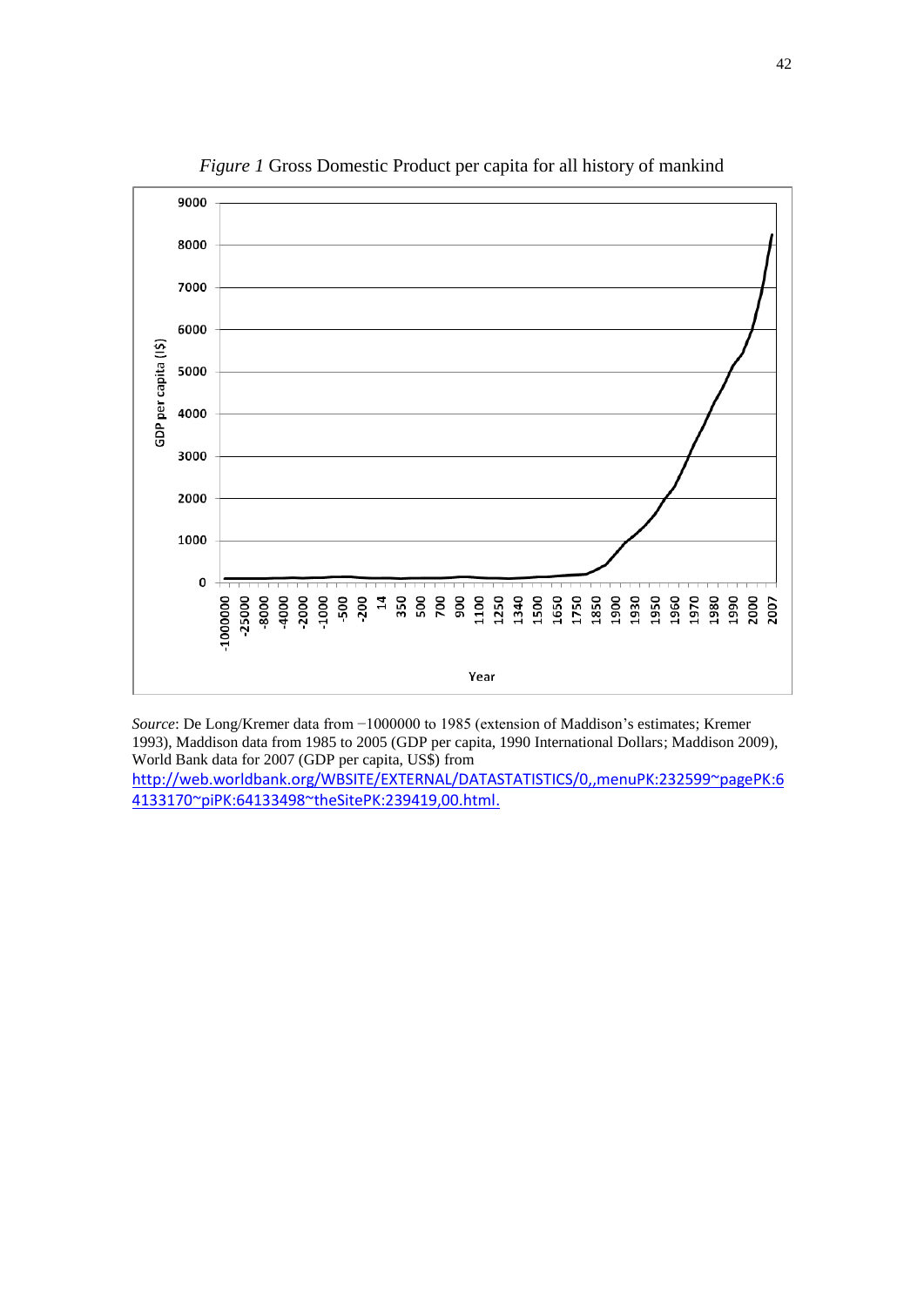*Figure 1* Gross Domestic Product per capita for all history of mankind

*Source*: De Long/Kremer data from −1000000 to 1985 (extension of Maddison's estimates; Kremer 1993), Maddison data from 1985 to 2005 (GDP per capita, 1990 International Dollars; Maddison 2009), World Bank data for 2007 (GDP per capita, US$) from http://web.worldbank.org/WBSITE/EXTERNAL/DATASTATISTICS/0,,menuPK:232599~pagePK:64133170~piPK:64133498~theSitePK:239419,00.html.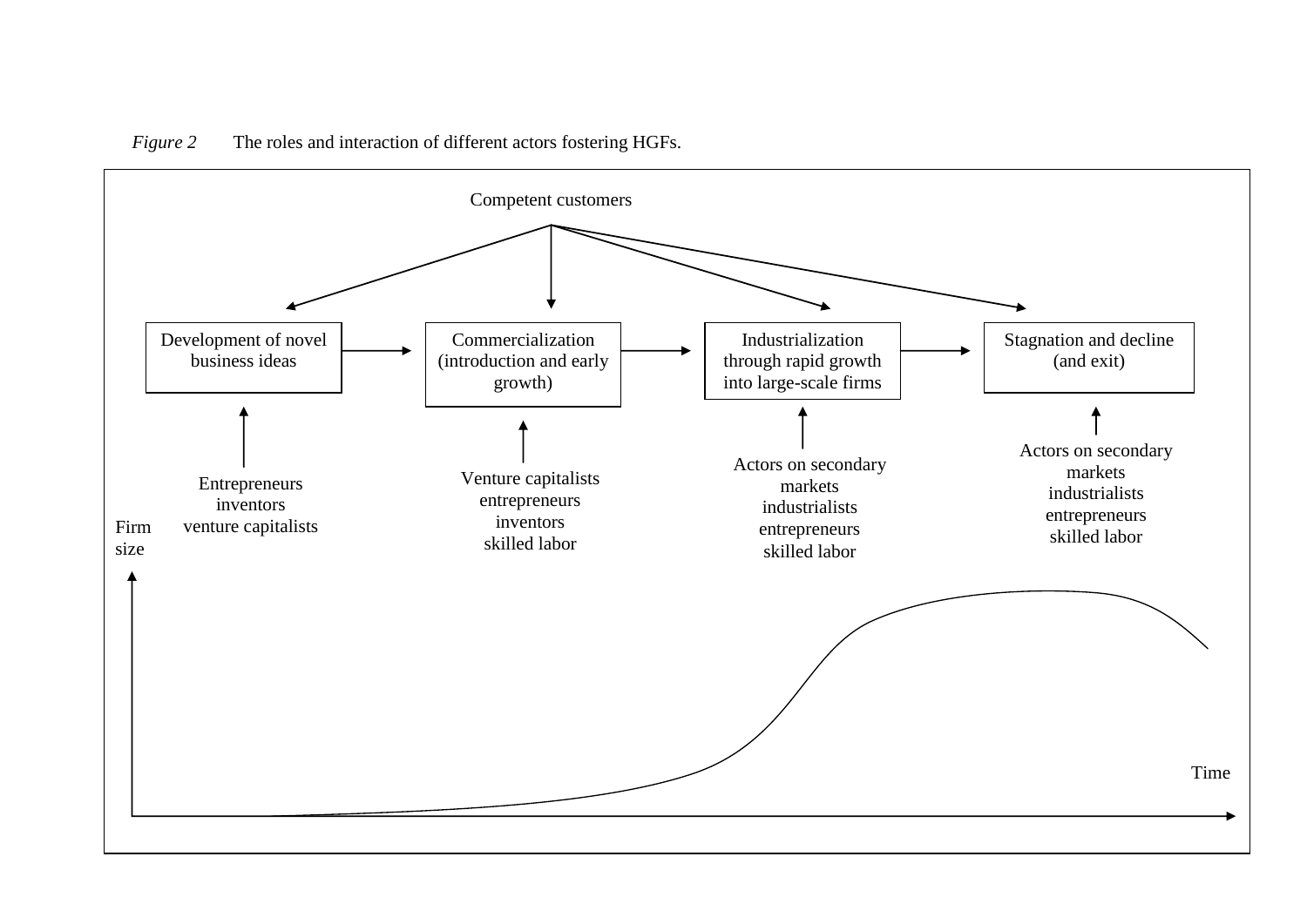*Figure 2* The roles and interaction of different actors fostering HGFs.

Competent customers

Development of novel business ideas → Commercialization (introduction and early growth) → Industrialization through rapid growth into large-scale firms → Stagnation and decline (and exit)

Entrepreneurs
inventors
venture capitalists

Venture capitalists
entrepreneurs
inventors
skilled labor

Actors on secondary markets
industrialists
entrepreneurs
skilled labor

Actors on secondary markets
industrialists
entrepreneurs
skilled labor

Firm size

Time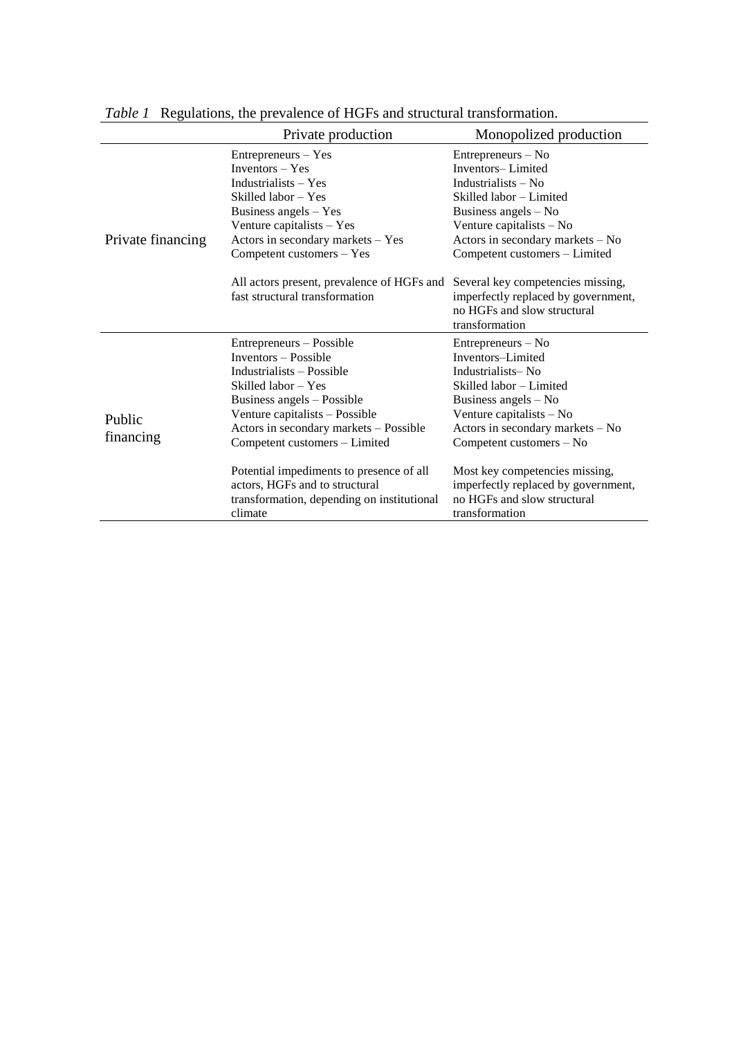*Table 1* Regulations, the prevalence of HGFs and structural transformation.

| | Private production | Monopolized production |
|---|---|---|
| Private financing | Entrepreneurs – Yes<br>Inventors – Yes<br>Industrialists – Yes<br>Skilled labor – Yes<br>Business angels – Yes<br>Venture capitalists – Yes<br>Actors in secondary markets – Yes<br>Competent customers – Yes<br><br>All actors present, prevalence of HGFs and fast structural transformation | Entrepreneurs – No<br>Inventors– Limited<br>Industrialists – No<br>Skilled labor – Limited<br>Business angels – No<br>Venture capitalists – No<br>Actors in secondary markets – No<br>Competent customers – Limited<br><br>Several key competencies missing, imperfectly replaced by government, no HGFs and slow structural transformation |
| Public financing | Entrepreneurs – Possible<br>Inventors – Possible<br>Industrialists – Possible<br>Skilled labor – Yes<br>Business angels – Possible<br>Venture capitalists – Possible<br>Actors in secondary markets – Possible<br>Competent customers – Limited<br><br>Potential impediments to presence of all actors, HGFs and to structural transformation, depending on institutional climate | Entrepreneurs – No<br>Inventors–Limited<br>Industrialists– No<br>Skilled labor – Limited<br>Business angels – No<br>Venture capitalists – No<br>Actors in secondary markets – No<br>Competent customers – No<br><br>Most key competencies missing, imperfectly replaced by government, no HGFs and slow structural transformation |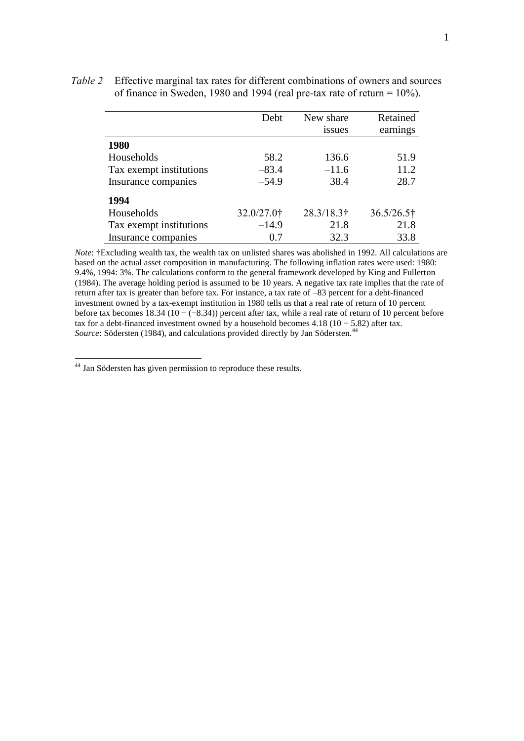*Table 2* Effective marginal tax rates for different combinations of owners and sources of finance in Sweden, 1980 and 1994 (real pre-tax rate of return = 10%).

| | Debt | New share issues | Retained earnings |
|---|---|---|---|
| **1980** | | | |
| Households | 58.2 | 136.6 | 51.9 |
| Tax exempt institutions | –83.4 | –11.6 | 11.2 |
| Insurance companies | –54.9 | 38.4 | 28.7 |
| **1994** | | | |
| Households | 32.0/27.0† | 28.3/18.3† | 36.5/26.5† |
| Tax exempt institutions | –14.9 | 21.8 | 21.8 |
| Insurance companies | 0.7 | 32.3 | 33.8 |

*Note*: †Excluding wealth tax, the wealth tax on unlisted shares was abolished in 1992. All calculations are based on the actual asset composition in manufacturing. The following inflation rates were used: 1980: 9.4%, 1994: 3%. The calculations conform to the general framework developed by King and Fullerton (1984). The average holding period is assumed to be 10 years. A negative tax rate implies that the rate of return after tax is greater than before tax. For instance, a tax rate of –83 percent for a debt-financed investment owned by a tax-exempt institution in 1980 tells us that a real rate of return of 10 percent before tax becomes 18.34 (10 − (−8.34)) percent after tax, while a real rate of return of 10 percent before tax for a debt-financed investment owned by a household becomes 4.18 (10 − 5.82) after tax.
*Source*: Södersten (1984), and calculations provided directly by Jan Södersten.[44]

[44] Jan Södersten has given permission to reproduce these results.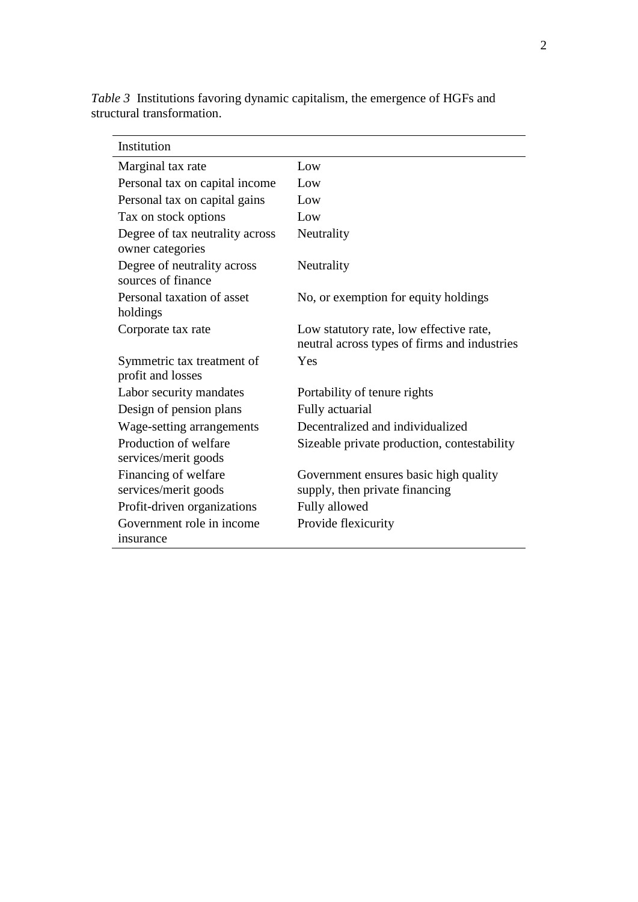*Table 3* Institutions favoring dynamic capitalism, the emergence of HGFs and structural transformation.

| Institution | |
|---|---|
| Marginal tax rate | Low |
| Personal tax on capital income | Low |
| Personal tax on capital gains | Low |
| Tax on stock options | Low |
| Degree of tax neutrality across owner categories | Neutrality |
| Degree of neutrality across sources of finance | Neutrality |
| Personal taxation of asset holdings | No, or exemption for equity holdings |
| Corporate tax rate | Low statutory rate, low effective rate, neutral across types of firms and industries |
| Symmetric tax treatment of profit and losses | Yes |
| Labor security mandates | Portability of tenure rights |
| Design of pension plans | Fully actuarial |
| Wage-setting arrangements | Decentralized and individualized |
| Production of welfare services/merit goods | Sizeable private production, contestability |
| Financing of welfare services/merit goods | Government ensures basic high quality supply, then private financing |
| Profit-driven organizations | Fully allowed |
| Government role in income insurance | Provide flexicurity |